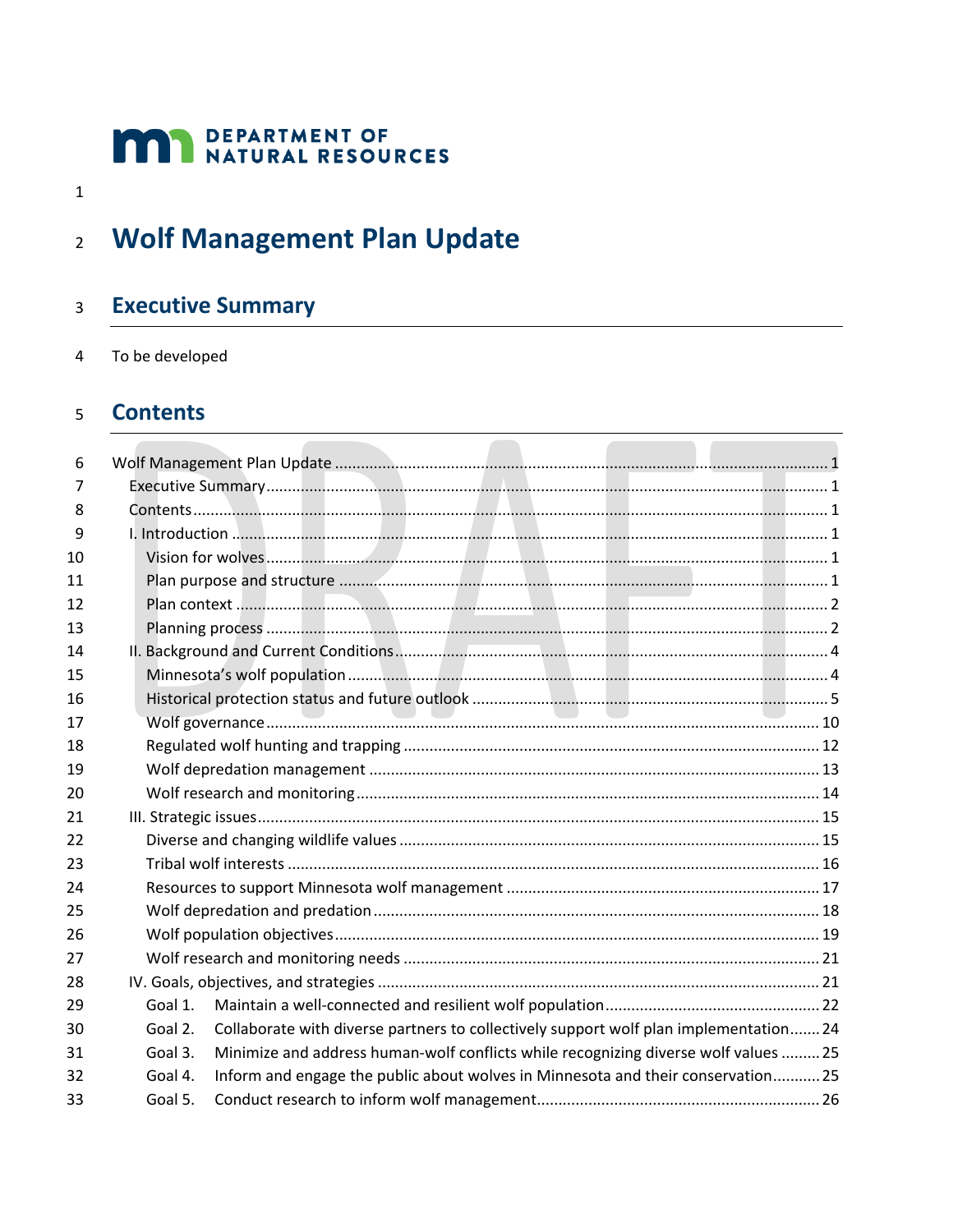DEPARTMENT OF NATURAL RESOURCES

# Wolf Management Plan Update

## Executive Summary

To be developed

## Contents

- Wolf Management Plan Update ........ 1
  - Executive Summary ........ 1
  - Contents ........ 1
  - I. Introduction ........ 1
    - Vision for wolves ........ 1
    - Plan purpose and structure ........ 1
    - Plan context ........ 2
    - Planning process ........ 2
  - II. Background and Current Conditions ........ 4
    - Minnesota's wolf population ........ 4
    - Historical protection status and future outlook ........ 5
    - Wolf governance ........ 10
    - Regulated wolf hunting and trapping ........ 12
    - Wolf depredation management ........ 13
    - Wolf research and monitoring ........ 14
  - III. Strategic issues ........ 15
    - Diverse and changing wildlife values ........ 15
    - Tribal wolf interests ........ 16
    - Resources to support Minnesota wolf management ........ 17
    - Wolf depredation and predation ........ 18
    - Wolf population objectives ........ 19
    - Wolf research and monitoring needs ........ 21
  - IV. Goals, objectives, and strategies ........ 21
    - Goal 1. Maintain a well-connected and resilient wolf population ........ 22
    - Goal 2. Collaborate with diverse partners to collectively support wolf plan implementation ........ 24
    - Goal 3. Minimize and address human-wolf conflicts while recognizing diverse wolf values ........ 25
    - Goal 4. Inform and engage the public about wolves in Minnesota and their conservation ........ 25
    - Goal 5. Conduct research to inform wolf management ........ 26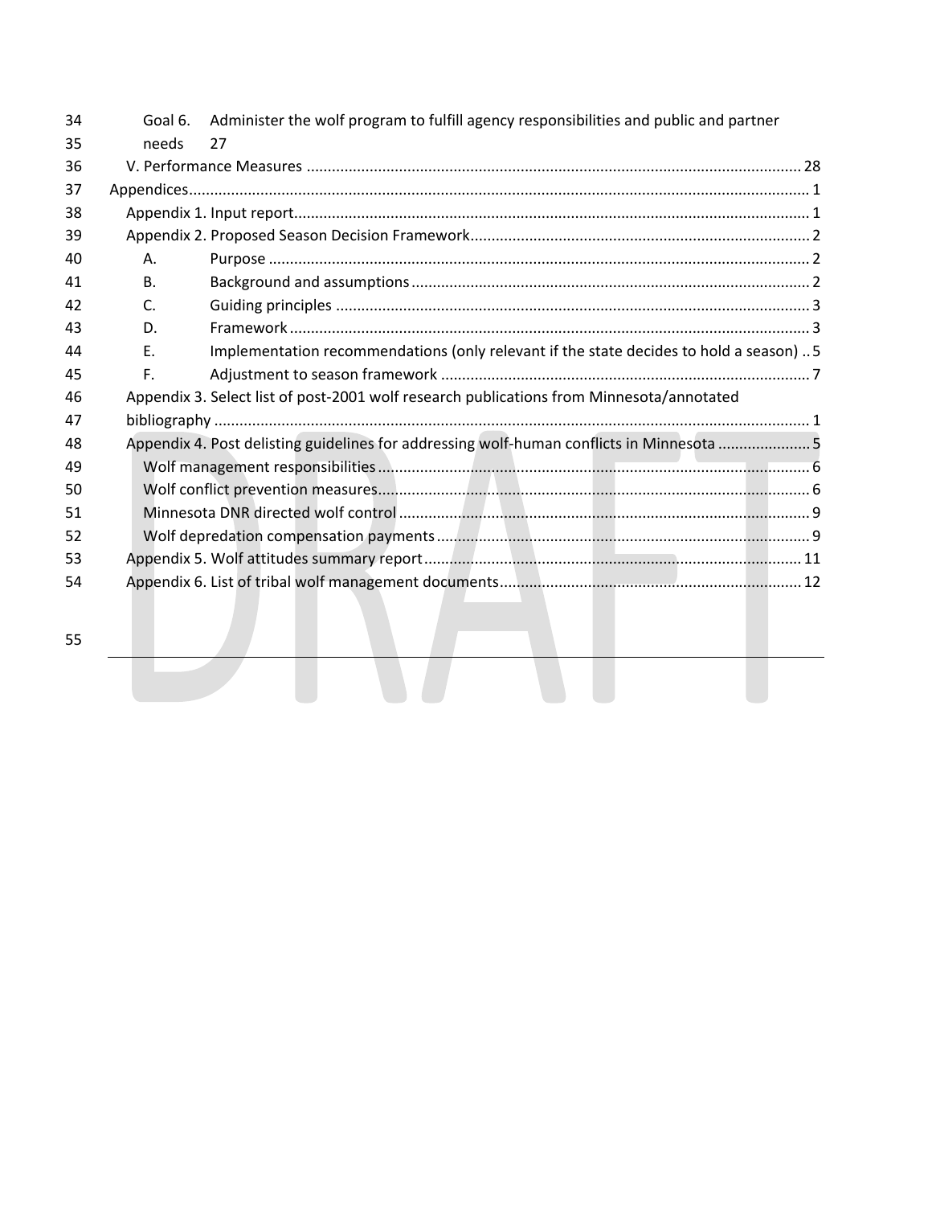Goal 6. Administer the wolf program to fulfill agency responsibilities and public and partner needs 27

V. Performance Measures ..................................................................................................................... 28

Appendices.................................................................................................................................................. 1

Appendix 1. Input report.......................................................................................................................... 1

Appendix 2. Proposed Season Decision Framework................................................................................ 2

A. Purpose ................................................................................................................................ 2

B. Background and assumptions .............................................................................................. 2

C. Guiding principles ................................................................................................................ 3

D. Framework ........................................................................................................................... 3

E. Implementation recommendations (only relevant if the state decides to hold a season) .. 5

F. Adjustment to season framework ....................................................................................... 7

Appendix 3. Select list of post-2001 wolf research publications from Minnesota/annotated bibliography ............................................................................................................................................. 1

Appendix 4. Post delisting guidelines for addressing wolf-human conflicts in Minnesota ...................... 5

Wolf management responsibilities ...................................................................................................... 6

Wolf conflict prevention measures...................................................................................................... 6

Minnesota DNR directed wolf control .................................................................................................. 9

Wolf depredation compensation payments ........................................................................................ 9

Appendix 5. Wolf attitudes summary report.......................................................................................... 11

Appendix 6. List of tribal wolf management documents........................................................................ 12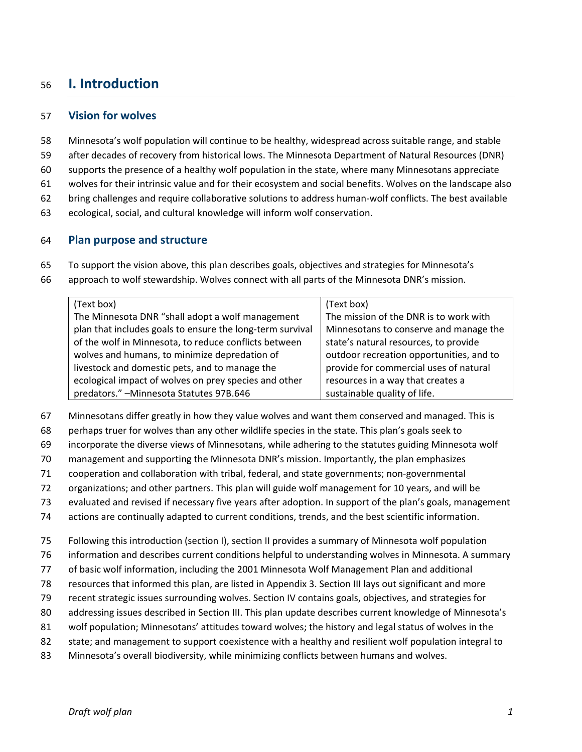# I. Introduction

## Vision for wolves

Minnesota's wolf population will continue to be healthy, widespread across suitable range, and stable after decades of recovery from historical lows. The Minnesota Department of Natural Resources (DNR) supports the presence of a healthy wolf population in the state, where many Minnesotans appreciate wolves for their intrinsic value and for their ecosystem and social benefits. Wolves on the landscape also bring challenges and require collaborative solutions to address human-wolf conflicts. The best available ecological, social, and cultural knowledge will inform wolf conservation.

## Plan purpose and structure

To support the vision above, this plan describes goals, objectives and strategies for Minnesota's approach to wolf stewardship. Wolves connect with all parts of the Minnesota DNR's mission.

| (Text box) | (Text box) |
|---|---|
| The Minnesota DNR "shall adopt a wolf management plan that includes goals to ensure the long-term survival of the wolf in Minnesota, to reduce conflicts between wolves and humans, to minimize depredation of livestock and domestic pets, and to manage the ecological impact of wolves on prey species and other predators." –Minnesota Statutes 97B.646 | The mission of the DNR is to work with Minnesotans to conserve and manage the state's natural resources, to provide outdoor recreation opportunities, and to provide for commercial uses of natural resources in a way that creates a sustainable quality of life. |

Minnesotans differ greatly in how they value wolves and want them conserved and managed. This is perhaps truer for wolves than any other wildlife species in the state. This plan's goals seek to incorporate the diverse views of Minnesotans, while adhering to the statutes guiding Minnesota wolf management and supporting the Minnesota DNR's mission. Importantly, the plan emphasizes cooperation and collaboration with tribal, federal, and state governments; non-governmental organizations; and other partners. This plan will guide wolf management for 10 years, and will be evaluated and revised if necessary five years after adoption. In support of the plan's goals, management actions are continually adapted to current conditions, trends, and the best scientific information.

Following this introduction (section I), section II provides a summary of Minnesota wolf population information and describes current conditions helpful to understanding wolves in Minnesota. A summary of basic wolf information, including the 2001 Minnesota Wolf Management Plan and additional resources that informed this plan, are listed in Appendix 3. Section III lays out significant and more recent strategic issues surrounding wolves. Section IV contains goals, objectives, and strategies for addressing issues described in Section III. This plan update describes current knowledge of Minnesota's wolf population; Minnesotans' attitudes toward wolves; the history and legal status of wolves in the state; and management to support coexistence with a healthy and resilient wolf population integral to Minnesota's overall biodiversity, while minimizing conflicts between humans and wolves.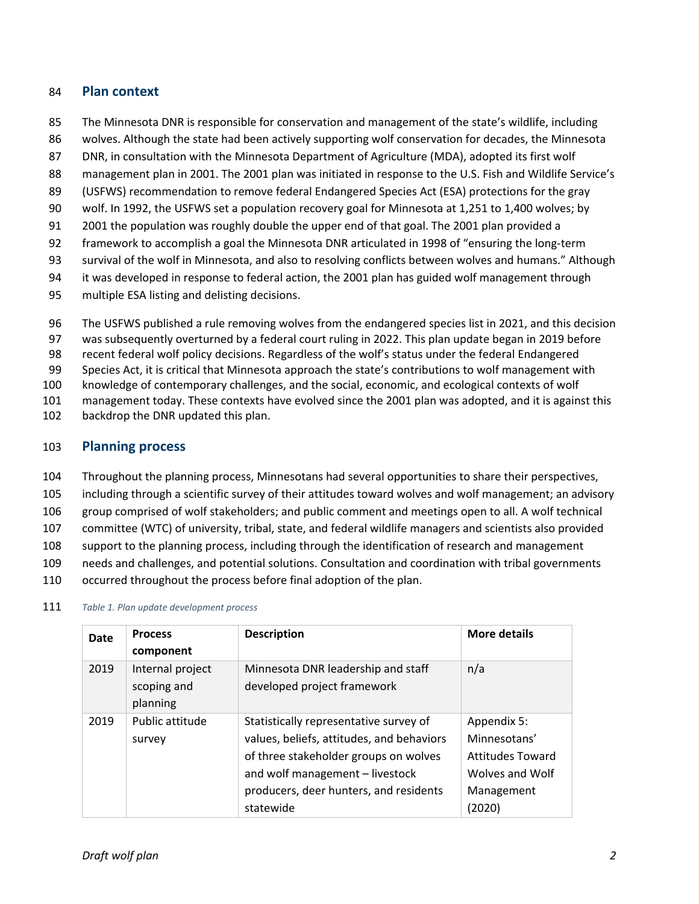## Plan context

The Minnesota DNR is responsible for conservation and management of the state's wildlife, including wolves. Although the state had been actively supporting wolf conservation for decades, the Minnesota DNR, in consultation with the Minnesota Department of Agriculture (MDA), adopted its first wolf management plan in 2001. The 2001 plan was initiated in response to the U.S. Fish and Wildlife Service's (USFWS) recommendation to remove federal Endangered Species Act (ESA) protections for the gray wolf. In 1992, the USFWS set a population recovery goal for Minnesota at 1,251 to 1,400 wolves; by 2001 the population was roughly double the upper end of that goal. The 2001 plan provided a framework to accomplish a goal the Minnesota DNR articulated in 1998 of "ensuring the long-term survival of the wolf in Minnesota, and also to resolving conflicts between wolves and humans." Although it was developed in response to federal action, the 2001 plan has guided wolf management through multiple ESA listing and delisting decisions.

The USFWS published a rule removing wolves from the endangered species list in 2021, and this decision was subsequently overturned by a federal court ruling in 2022. This plan update began in 2019 before recent federal wolf policy decisions. Regardless of the wolf's status under the federal Endangered Species Act, it is critical that Minnesota approach the state's contributions to wolf management with knowledge of contemporary challenges, and the social, economic, and ecological contexts of wolf management today. These contexts have evolved since the 2001 plan was adopted, and it is against this backdrop the DNR updated this plan.

## Planning process

Throughout the planning process, Minnesotans had several opportunities to share their perspectives, including through a scientific survey of their attitudes toward wolves and wolf management; an advisory group comprised of wolf stakeholders; and public comment and meetings open to all. A wolf technical committee (WTC) of university, tribal, state, and federal wildlife managers and scientists also provided support to the planning process, including through the identification of research and management needs and challenges, and potential solutions. Consultation and coordination with tribal governments occurred throughout the process before final adoption of the plan.

*Table 1. Plan update development process*

| Date | Process component | Description | More details |
|---|---|---|---|
| 2019 | Internal project scoping and planning | Minnesota DNR leadership and staff developed project framework | n/a |
| 2019 | Public attitude survey | Statistically representative survey of values, beliefs, attitudes, and behaviors of three stakeholder groups on wolves and wolf management – livestock producers, deer hunters, and residents statewide | Appendix 5: Minnesotans' Attitudes Toward Wolves and Wolf Management (2020) |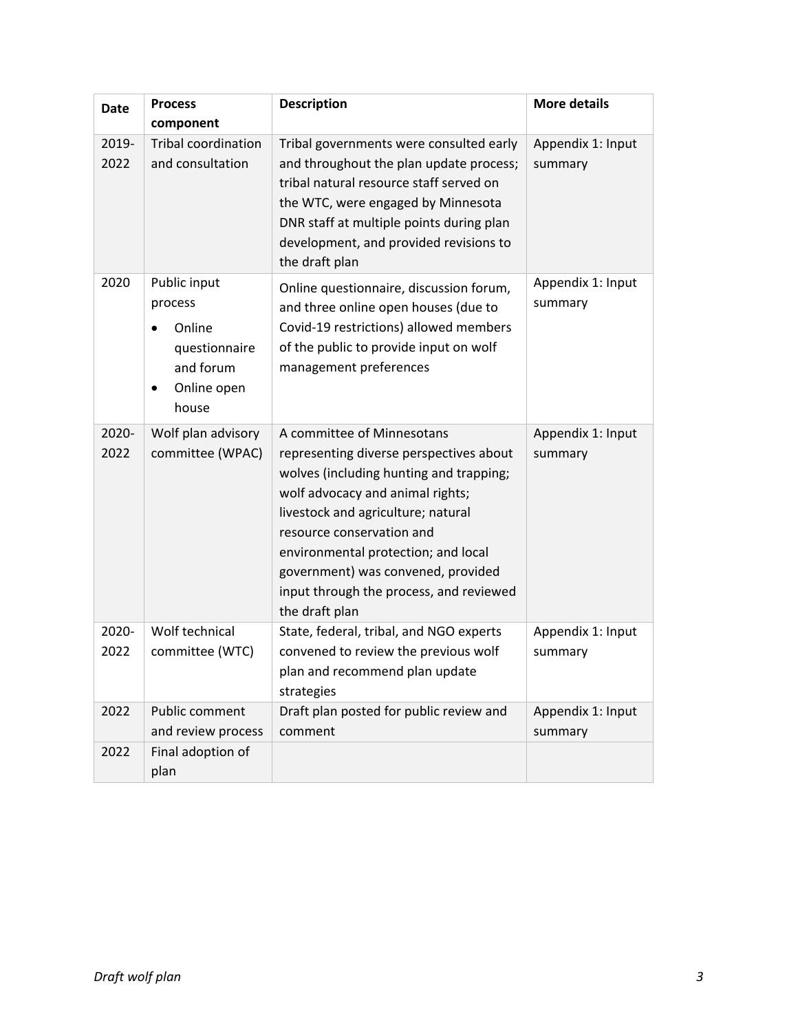| Date | Process component | Description | More details |
|---|---|---|---|
| 2019-2022 | Tribal coordination and consultation | Tribal governments were consulted early and throughout the plan update process; tribal natural resource staff served on the WTC, were engaged by Minnesota DNR staff at multiple points during plan development, and provided revisions to the draft plan | Appendix 1: Input summary |
| 2020 | Public input process<br>• Online questionnaire and forum<br>• Online open house | Online questionnaire, discussion forum, and three online open houses (due to Covid-19 restrictions) allowed members of the public to provide input on wolf management preferences | Appendix 1: Input summary |
| 2020-2022 | Wolf plan advisory committee (WPAC) | A committee of Minnesotans representing diverse perspectives about wolves (including hunting and trapping; wolf advocacy and animal rights; livestock and agriculture; natural resource conservation and environmental protection; and local government) was convened, provided input through the process, and reviewed the draft plan | Appendix 1: Input summary |
| 2020-2022 | Wolf technical committee (WTC) | State, federal, tribal, and NGO experts convened to review the previous wolf plan and recommend plan update strategies | Appendix 1: Input summary |
| 2022 | Public comment and review process | Draft plan posted for public review and comment | Appendix 1: Input summary |
| 2022 | Final adoption of plan | | |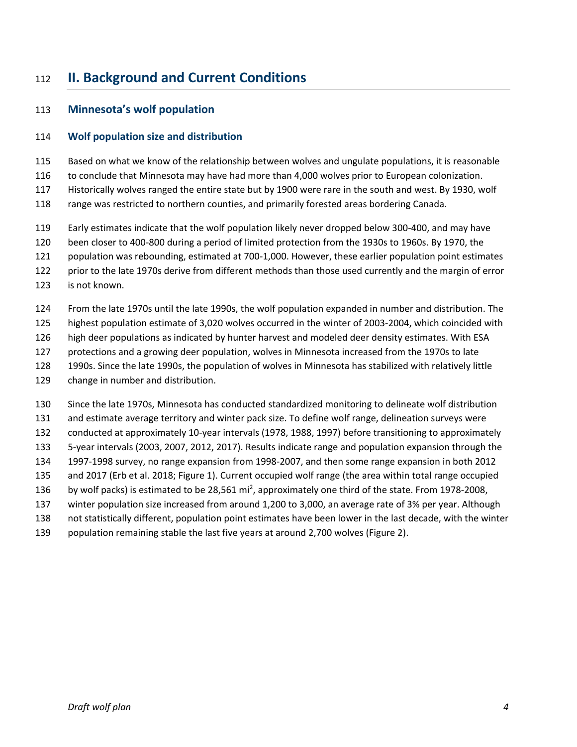# II. Background and Current Conditions

## Minnesota's wolf population

### Wolf population size and distribution

Based on what we know of the relationship between wolves and ungulate populations, it is reasonable to conclude that Minnesota may have had more than 4,000 wolves prior to European colonization. Historically wolves ranged the entire state but by 1900 were rare in the south and west. By 1930, wolf range was restricted to northern counties, and primarily forested areas bordering Canada.

Early estimates indicate that the wolf population likely never dropped below 300-400, and may have been closer to 400-800 during a period of limited protection from the 1930s to 1960s. By 1970, the population was rebounding, estimated at 700-1,000. However, these earlier population point estimates prior to the late 1970s derive from different methods than those used currently and the margin of error is not known.

From the late 1970s until the late 1990s, the wolf population expanded in number and distribution. The highest population estimate of 3,020 wolves occurred in the winter of 2003-2004, which coincided with high deer populations as indicated by hunter harvest and modeled deer density estimates. With ESA protections and a growing deer population, wolves in Minnesota increased from the 1970s to late 1990s. Since the late 1990s, the population of wolves in Minnesota has stabilized with relatively little change in number and distribution.

Since the late 1970s, Minnesota has conducted standardized monitoring to delineate wolf distribution and estimate average territory and winter pack size. To define wolf range, delineation surveys were conducted at approximately 10-year intervals (1978, 1988, 1997) before transitioning to approximately 5-year intervals (2003, 2007, 2012, 2017). Results indicate range and population expansion through the 1997-1998 survey, no range expansion from 1998-2007, and then some range expansion in both 2012 and 2017 (Erb et al. 2018; Figure 1). Current occupied wolf range (the area within total range occupied by wolf packs) is estimated to be 28,561 $mi^2$, approximately one third of the state. From 1978-2008, winter population size increased from around 1,200 to 3,000, an average rate of 3% per year. Although not statistically different, population point estimates have been lower in the last decade, with the winter population remaining stable the last five years at around 2,700 wolves (Figure 2).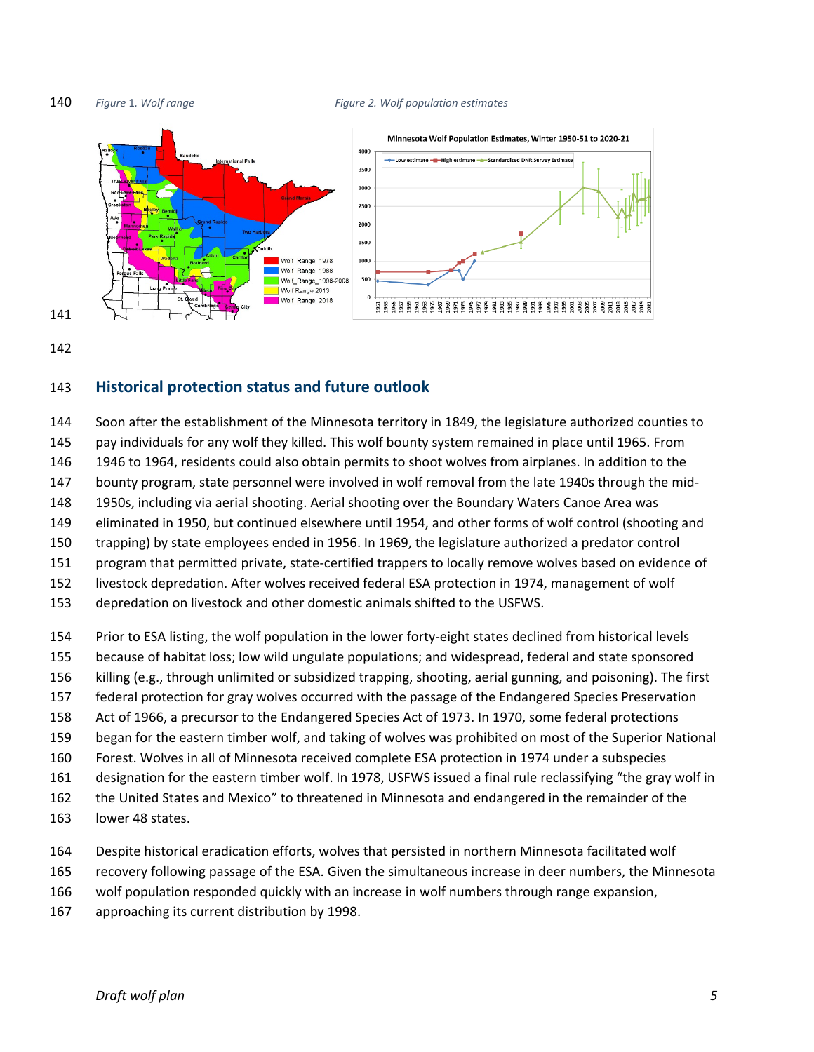*Figure 1. Wolf range*

*Figure 2. Wolf population estimates*

## Historical protection status and future outlook

Soon after the establishment of the Minnesota territory in 1849, the legislature authorized counties to pay individuals for any wolf they killed. This wolf bounty system remained in place until 1965. From 1946 to 1964, residents could also obtain permits to shoot wolves from airplanes. In addition to the bounty program, state personnel were involved in wolf removal from the late 1940s through the mid-1950s, including via aerial shooting. Aerial shooting over the Boundary Waters Canoe Area was eliminated in 1950, but continued elsewhere until 1954, and other forms of wolf control (shooting and trapping) by state employees ended in 1956. In 1969, the legislature authorized a predator control program that permitted private, state-certified trappers to locally remove wolves based on evidence of livestock depredation. After wolves received federal ESA protection in 1974, management of wolf depredation on livestock and other domestic animals shifted to the USFWS.

Prior to ESA listing, the wolf population in the lower forty-eight states declined from historical levels because of habitat loss; low wild ungulate populations; and widespread, federal and state sponsored killing (e.g., through unlimited or subsidized trapping, shooting, aerial gunning, and poisoning). The first federal protection for gray wolves occurred with the passage of the Endangered Species Preservation Act of 1966, a precursor to the Endangered Species Act of 1973. In 1970, some federal protections began for the eastern timber wolf, and taking of wolves was prohibited on most of the Superior National Forest. Wolves in all of Minnesota received complete ESA protection in 1974 under a subspecies designation for the eastern timber wolf. In 1978, USFWS issued a final rule reclassifying "the gray wolf in the United States and Mexico" to threatened in Minnesota and endangered in the remainder of the lower 48 states.

Despite historical eradication efforts, wolves that persisted in northern Minnesota facilitated wolf recovery following passage of the ESA. Given the simultaneous increase in deer numbers, the Minnesota wolf population responded quickly with an increase in wolf numbers through range expansion, approaching its current distribution by 1998.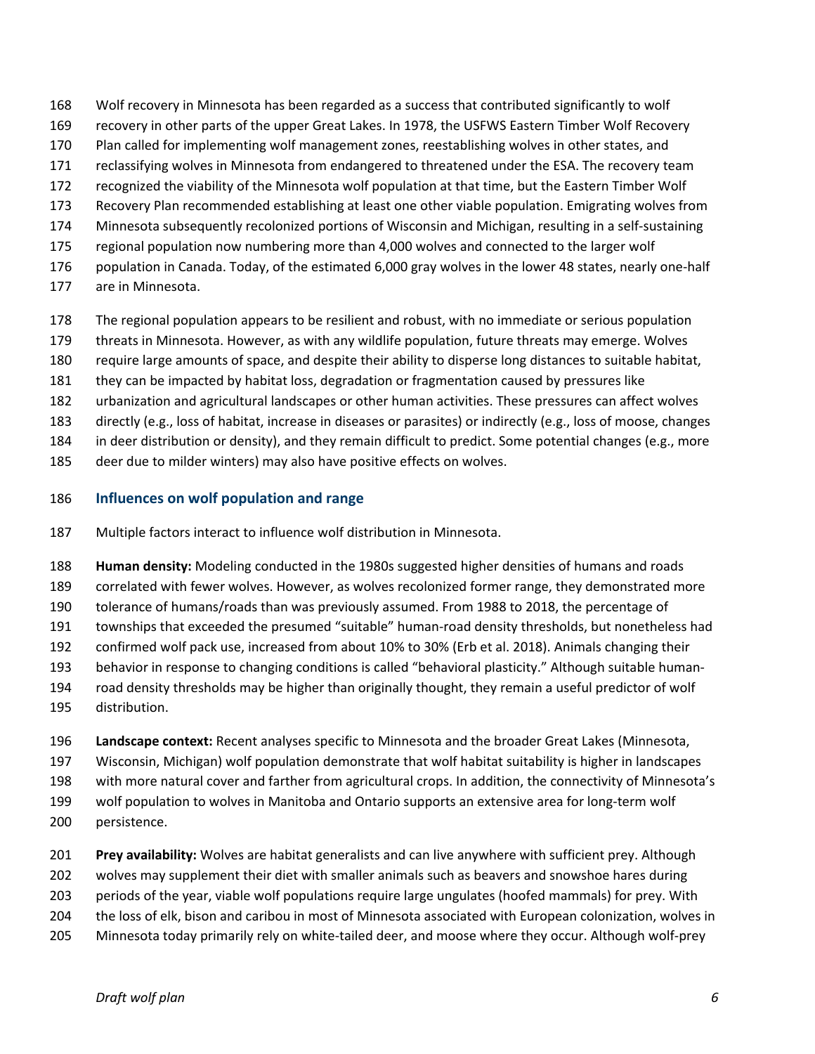Wolf recovery in Minnesota has been regarded as a success that contributed significantly to wolf recovery in other parts of the upper Great Lakes. In 1978, the USFWS Eastern Timber Wolf Recovery Plan called for implementing wolf management zones, reestablishing wolves in other states, and reclassifying wolves in Minnesota from endangered to threatened under the ESA. The recovery team recognized the viability of the Minnesota wolf population at that time, but the Eastern Timber Wolf Recovery Plan recommended establishing at least one other viable population. Emigrating wolves from Minnesota subsequently recolonized portions of Wisconsin and Michigan, resulting in a self-sustaining regional population now numbering more than 4,000 wolves and connected to the larger wolf population in Canada. Today, of the estimated 6,000 gray wolves in the lower 48 states, nearly one-half are in Minnesota.

The regional population appears to be resilient and robust, with no immediate or serious population threats in Minnesota. However, as with any wildlife population, future threats may emerge. Wolves require large amounts of space, and despite their ability to disperse long distances to suitable habitat, they can be impacted by habitat loss, degradation or fragmentation caused by pressures like urbanization and agricultural landscapes or other human activities. These pressures can affect wolves directly (e.g., loss of habitat, increase in diseases or parasites) or indirectly (e.g., loss of moose, changes in deer distribution or density), and they remain difficult to predict. Some potential changes (e.g., more deer due to milder winters) may also have positive effects on wolves.

### Influences on wolf population and range

Multiple factors interact to influence wolf distribution in Minnesota.

**Human density:** Modeling conducted in the 1980s suggested higher densities of humans and roads correlated with fewer wolves. However, as wolves recolonized former range, they demonstrated more tolerance of humans/roads than was previously assumed. From 1988 to 2018, the percentage of townships that exceeded the presumed "suitable" human-road density thresholds, but nonetheless had confirmed wolf pack use, increased from about 10% to 30% (Erb et al. 2018). Animals changing their behavior in response to changing conditions is called "behavioral plasticity." Although suitable human-road density thresholds may be higher than originally thought, they remain a useful predictor of wolf distribution.

**Landscape context:** Recent analyses specific to Minnesota and the broader Great Lakes (Minnesota, Wisconsin, Michigan) wolf population demonstrate that wolf habitat suitability is higher in landscapes with more natural cover and farther from agricultural crops. In addition, the connectivity of Minnesota's wolf population to wolves in Manitoba and Ontario supports an extensive area for long-term wolf persistence.

**Prey availability:** Wolves are habitat generalists and can live anywhere with sufficient prey. Although wolves may supplement their diet with smaller animals such as beavers and snowshoe hares during periods of the year, viable wolf populations require large ungulates (hoofed mammals) for prey. With the loss of elk, bison and caribou in most of Minnesota associated with European colonization, wolves in Minnesota today primarily rely on white-tailed deer, and moose where they occur. Although wolf-prey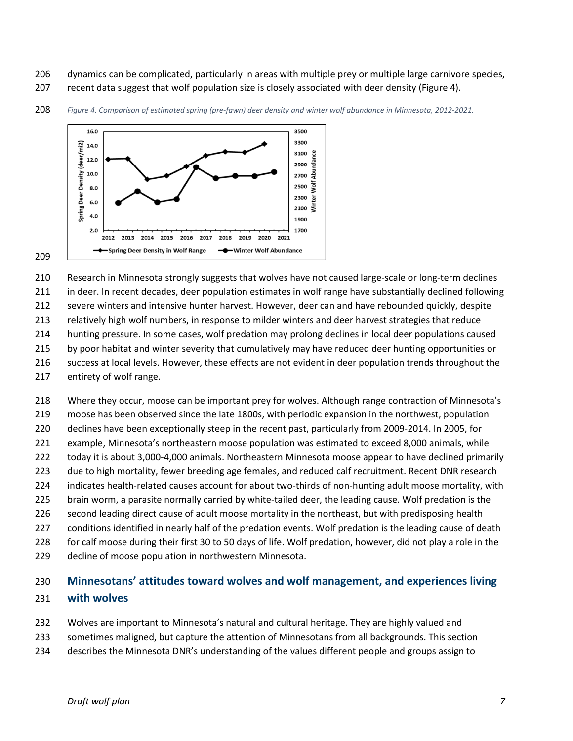dynamics can be complicated, particularly in areas with multiple prey or multiple large carnivore species, recent data suggest that wolf population size is closely associated with deer density (Figure 4).

*Figure 4. Comparison of estimated spring (pre-fawn) deer density and winter wolf abundance in Minnesota, 2012-2021.*

Research in Minnesota strongly suggests that wolves have not caused large-scale or long-term declines in deer. In recent decades, deer population estimates in wolf range have substantially declined following severe winters and intensive hunter harvest. However, deer can and have rebounded quickly, despite relatively high wolf numbers, in response to milder winters and deer harvest strategies that reduce hunting pressure. In some cases, wolf predation may prolong declines in local deer populations caused by poor habitat and winter severity that cumulatively may have reduced deer hunting opportunities or success at local levels. However, these effects are not evident in deer population trends throughout the entirety of wolf range.

Where they occur, moose can be important prey for wolves. Although range contraction of Minnesota's moose has been observed since the late 1800s, with periodic expansion in the northwest, population declines have been exceptionally steep in the recent past, particularly from 2009-2014. In 2005, for example, Minnesota's northeastern moose population was estimated to exceed 8,000 animals, while today it is about 3,000-4,000 animals. Northeastern Minnesota moose appear to have declined primarily due to high mortality, fewer breeding age females, and reduced calf recruitment. Recent DNR research indicates health-related causes account for about two-thirds of non-hunting adult moose mortality, with brain worm, a parasite normally carried by white-tailed deer, the leading cause. Wolf predation is the second leading direct cause of adult moose mortality in the northeast, but with predisposing health conditions identified in nearly half of the predation events. Wolf predation is the leading cause of death for calf moose during their first 30 to 50 days of life. Wolf predation, however, did not play a role in the decline of moose population in northwestern Minnesota.

## Minnesotans' attitudes toward wolves and wolf management, and experiences living with wolves

Wolves are important to Minnesota's natural and cultural heritage. They are highly valued and sometimes maligned, but capture the attention of Minnesotans from all backgrounds. This section describes the Minnesota DNR's understanding of the values different people and groups assign to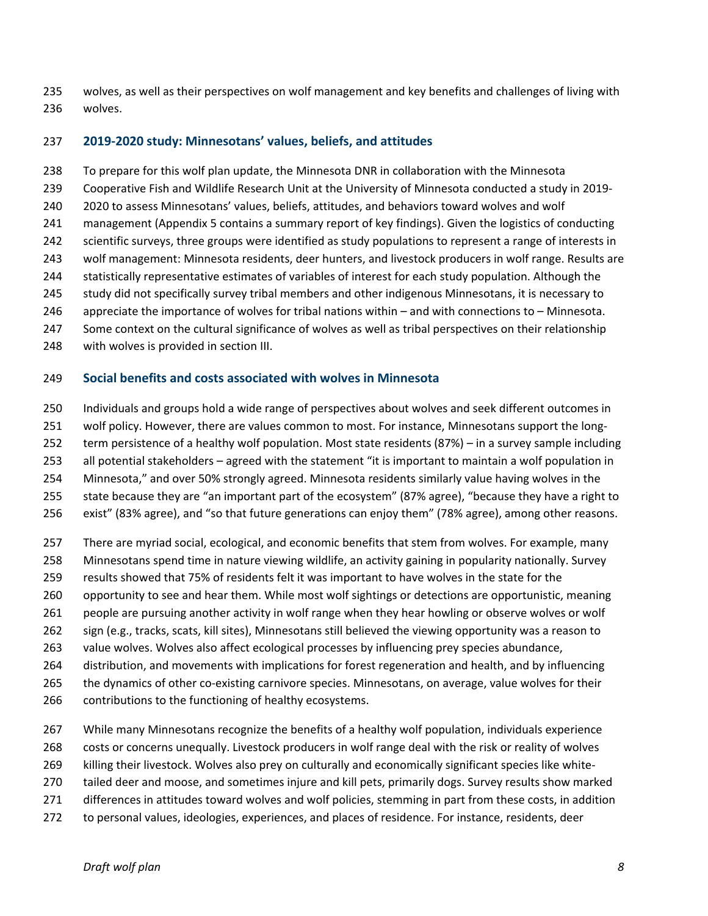wolves, as well as their perspectives on wolf management and key benefits and challenges of living with wolves.

## 2019-2020 study: Minnesotans' values, beliefs, and attitudes

To prepare for this wolf plan update, the Minnesota DNR in collaboration with the Minnesota Cooperative Fish and Wildlife Research Unit at the University of Minnesota conducted a study in 2019-2020 to assess Minnesotans' values, beliefs, attitudes, and behaviors toward wolves and wolf management (Appendix 5 contains a summary report of key findings). Given the logistics of conducting scientific surveys, three groups were identified as study populations to represent a range of interests in wolf management: Minnesota residents, deer hunters, and livestock producers in wolf range. Results are statistically representative estimates of variables of interest for each study population. Although the study did not specifically survey tribal members and other indigenous Minnesotans, it is necessary to appreciate the importance of wolves for tribal nations within – and with connections to – Minnesota. Some context on the cultural significance of wolves as well as tribal perspectives on their relationship with wolves is provided in section III.

## Social benefits and costs associated with wolves in Minnesota

Individuals and groups hold a wide range of perspectives about wolves and seek different outcomes in wolf policy. However, there are values common to most. For instance, Minnesotans support the long-term persistence of a healthy wolf population. Most state residents (87%) – in a survey sample including all potential stakeholders – agreed with the statement "it is important to maintain a wolf population in Minnesota," and over 50% strongly agreed. Minnesota residents similarly value having wolves in the state because they are "an important part of the ecosystem" (87% agree), "because they have a right to exist" (83% agree), and "so that future generations can enjoy them" (78% agree), among other reasons.

There are myriad social, ecological, and economic benefits that stem from wolves. For example, many Minnesotans spend time in nature viewing wildlife, an activity gaining in popularity nationally. Survey results showed that 75% of residents felt it was important to have wolves in the state for the opportunity to see and hear them. While most wolf sightings or detections are opportunistic, meaning people are pursuing another activity in wolf range when they hear howling or observe wolves or wolf sign (e.g., tracks, scats, kill sites), Minnesotans still believed the viewing opportunity was a reason to value wolves. Wolves also affect ecological processes by influencing prey species abundance, distribution, and movements with implications for forest regeneration and health, and by influencing the dynamics of other co-existing carnivore species. Minnesotans, on average, value wolves for their contributions to the functioning of healthy ecosystems.

While many Minnesotans recognize the benefits of a healthy wolf population, individuals experience costs or concerns unequally. Livestock producers in wolf range deal with the risk or reality of wolves killing their livestock. Wolves also prey on culturally and economically significant species like white-tailed deer and moose, and sometimes injure and kill pets, primarily dogs. Survey results show marked differences in attitudes toward wolves and wolf policies, stemming in part from these costs, in addition to personal values, ideologies, experiences, and places of residence. For instance, residents, deer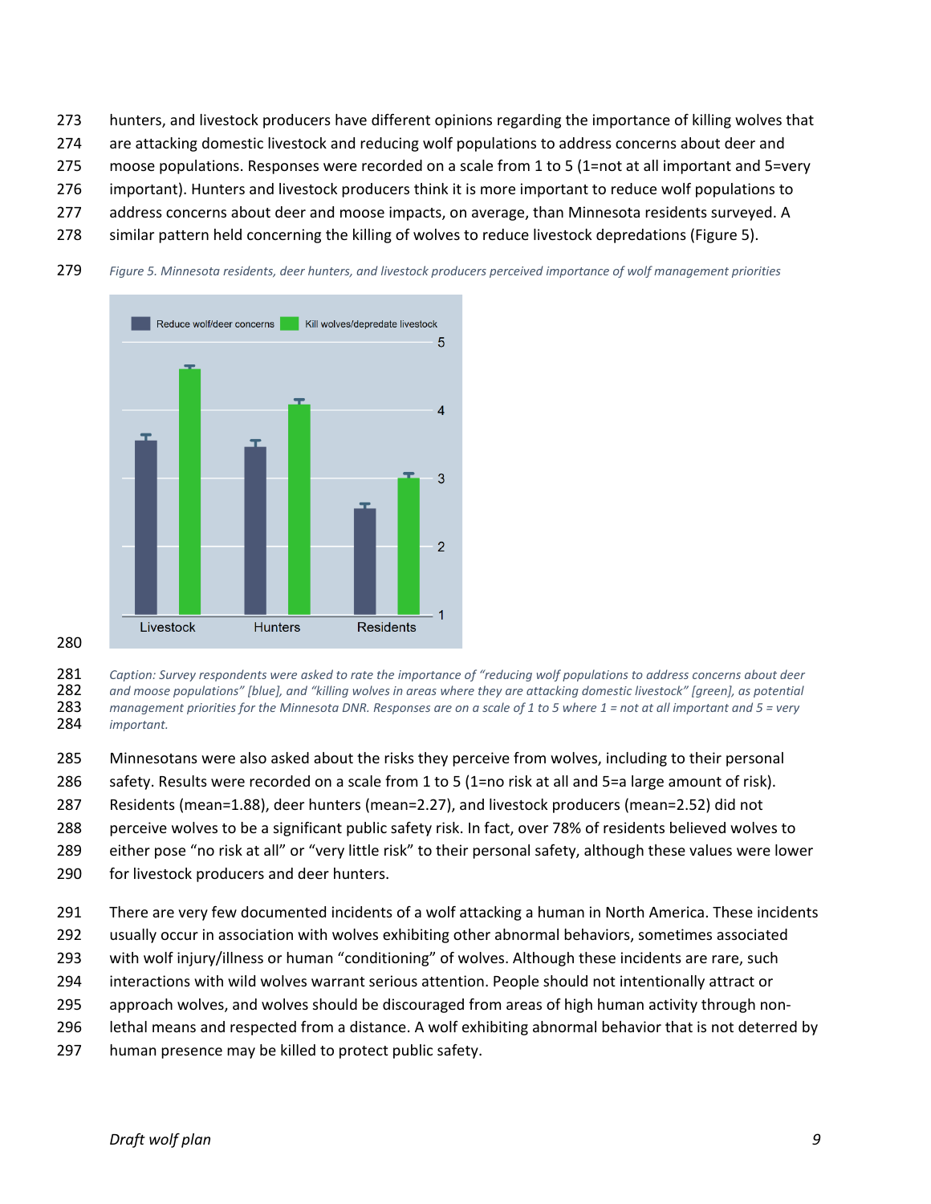hunters, and livestock producers have different opinions regarding the importance of killing wolves that are attacking domestic livestock and reducing wolf populations to address concerns about deer and moose populations. Responses were recorded on a scale from 1 to 5 (1=not at all important and 5=very important). Hunters and livestock producers think it is more important to reduce wolf populations to address concerns about deer and moose impacts, on average, than Minnesota residents surveyed. A similar pattern held concerning the killing of wolves to reduce livestock depredations (Figure 5).

*Figure 5. Minnesota residents, deer hunters, and livestock producers perceived importance of wolf management priorities*

*Caption: Survey respondents were asked to rate the importance of "reducing wolf populations to address concerns about deer and moose populations" [blue], and "killing wolves in areas where they are attacking domestic livestock" [green], as potential management priorities for the Minnesota DNR. Responses are on a scale of 1 to 5 where 1 = not at all important and 5 = very important.*

Minnesotans were also asked about the risks they perceive from wolves, including to their personal safety. Results were recorded on a scale from 1 to 5 (1=no risk at all and 5=a large amount of risk). Residents (mean=1.88), deer hunters (mean=2.27), and livestock producers (mean=2.52) did not perceive wolves to be a significant public safety risk. In fact, over 78% of residents believed wolves to either pose "no risk at all" or "very little risk" to their personal safety, although these values were lower for livestock producers and deer hunters.

There are very few documented incidents of a wolf attacking a human in North America. These incidents usually occur in association with wolves exhibiting other abnormal behaviors, sometimes associated with wolf injury/illness or human "conditioning" of wolves. Although these incidents are rare, such interactions with wild wolves warrant serious attention. People should not intentionally attract or approach wolves, and wolves should be discouraged from areas of high human activity through non-lethal means and respected from a distance. A wolf exhibiting abnormal behavior that is not deterred by human presence may be killed to protect public safety.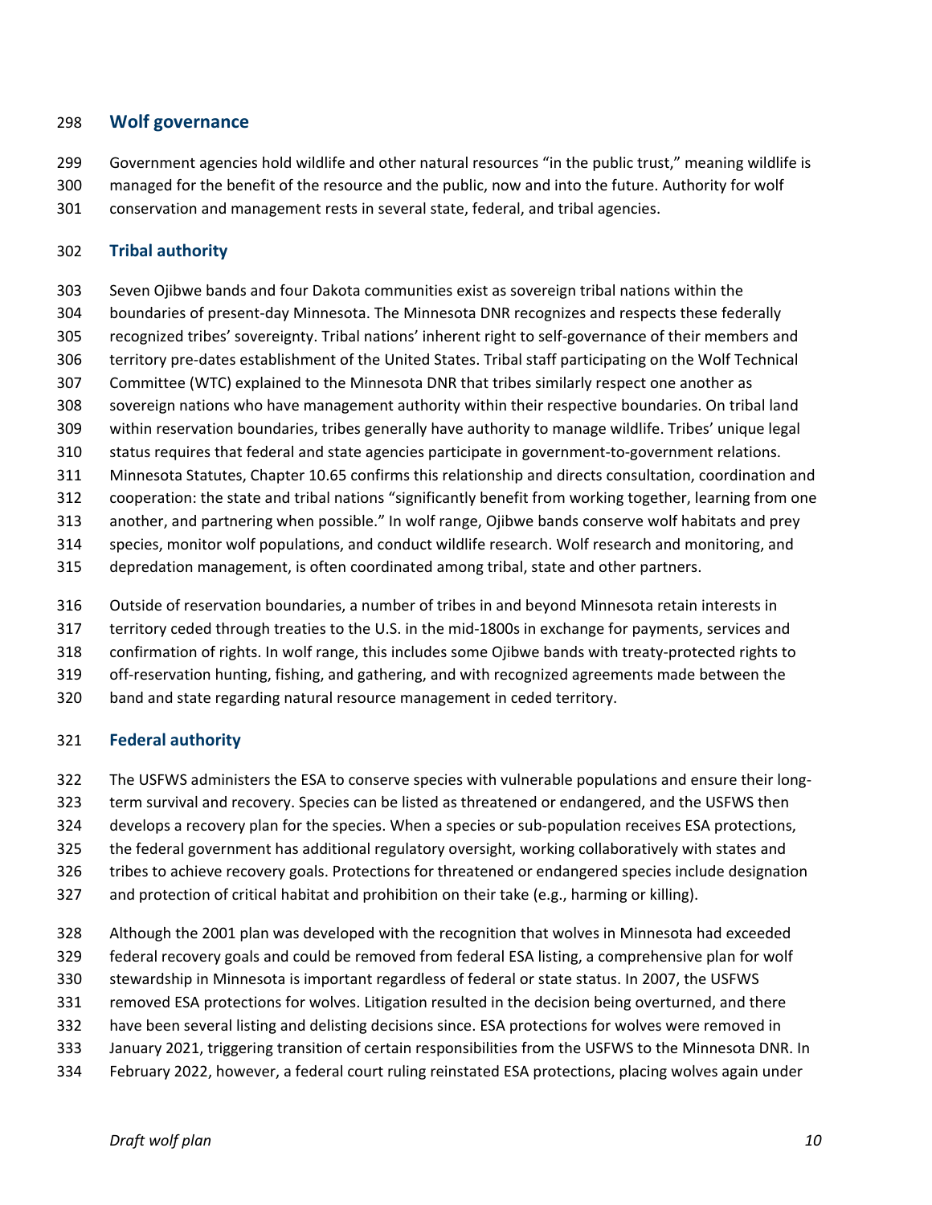## Wolf governance

Government agencies hold wildlife and other natural resources "in the public trust," meaning wildlife is managed for the benefit of the resource and the public, now and into the future. Authority for wolf conservation and management rests in several state, federal, and tribal agencies.

### Tribal authority

Seven Ojibwe bands and four Dakota communities exist as sovereign tribal nations within the boundaries of present-day Minnesota. The Minnesota DNR recognizes and respects these federally recognized tribes' sovereignty. Tribal nations' inherent right to self-governance of their members and territory pre-dates establishment of the United States. Tribal staff participating on the Wolf Technical Committee (WTC) explained to the Minnesota DNR that tribes similarly respect one another as sovereign nations who have management authority within their respective boundaries. On tribal land within reservation boundaries, tribes generally have authority to manage wildlife. Tribes' unique legal status requires that federal and state agencies participate in government-to-government relations. Minnesota Statutes, Chapter 10.65 confirms this relationship and directs consultation, coordination and cooperation: the state and tribal nations "significantly benefit from working together, learning from one another, and partnering when possible." In wolf range, Ojibwe bands conserve wolf habitats and prey species, monitor wolf populations, and conduct wildlife research. Wolf research and monitoring, and depredation management, is often coordinated among tribal, state and other partners.

Outside of reservation boundaries, a number of tribes in and beyond Minnesota retain interests in territory ceded through treaties to the U.S. in the mid-1800s in exchange for payments, services and confirmation of rights. In wolf range, this includes some Ojibwe bands with treaty-protected rights to off-reservation hunting, fishing, and gathering, and with recognized agreements made between the band and state regarding natural resource management in ceded territory.

### Federal authority

The USFWS administers the ESA to conserve species with vulnerable populations and ensure their long-term survival and recovery. Species can be listed as threatened or endangered, and the USFWS then develops a recovery plan for the species. When a species or sub-population receives ESA protections, the federal government has additional regulatory oversight, working collaboratively with states and tribes to achieve recovery goals. Protections for threatened or endangered species include designation and protection of critical habitat and prohibition on their take (e.g., harming or killing).

Although the 2001 plan was developed with the recognition that wolves in Minnesota had exceeded federal recovery goals and could be removed from federal ESA listing, a comprehensive plan for wolf stewardship in Minnesota is important regardless of federal or state status. In 2007, the USFWS removed ESA protections for wolves. Litigation resulted in the decision being overturned, and there have been several listing and delisting decisions since. ESA protections for wolves were removed in January 2021, triggering transition of certain responsibilities from the USFWS to the Minnesota DNR. In February 2022, however, a federal court ruling reinstated ESA protections, placing wolves again under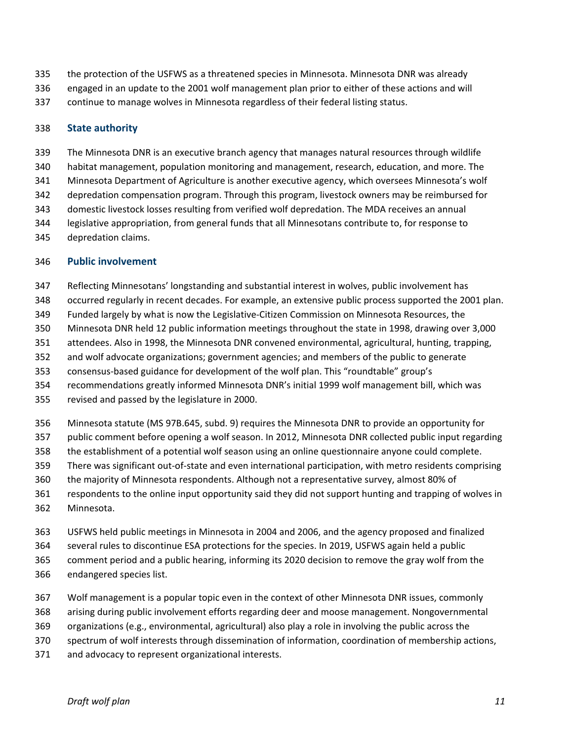the protection of the USFWS as a threatened species in Minnesota. Minnesota DNR was already engaged in an update to the 2001 wolf management plan prior to either of these actions and will continue to manage wolves in Minnesota regardless of their federal listing status.

## State authority

The Minnesota DNR is an executive branch agency that manages natural resources through wildlife habitat management, population monitoring and management, research, education, and more. The Minnesota Department of Agriculture is another executive agency, which oversees Minnesota's wolf depredation compensation program. Through this program, livestock owners may be reimbursed for domestic livestock losses resulting from verified wolf depredation. The MDA receives an annual legislative appropriation, from general funds that all Minnesotans contribute to, for response to depredation claims.

## Public involvement

Reflecting Minnesotans' longstanding and substantial interest in wolves, public involvement has occurred regularly in recent decades. For example, an extensive public process supported the 2001 plan. Funded largely by what is now the Legislative-Citizen Commission on Minnesota Resources, the Minnesota DNR held 12 public information meetings throughout the state in 1998, drawing over 3,000 attendees. Also in 1998, the Minnesota DNR convened environmental, agricultural, hunting, trapping, and wolf advocate organizations; government agencies; and members of the public to generate consensus-based guidance for development of the wolf plan. This "roundtable" group's recommendations greatly informed Minnesota DNR's initial 1999 wolf management bill, which was revised and passed by the legislature in 2000.

Minnesota statute (MS 97B.645, subd. 9) requires the Minnesota DNR to provide an opportunity for public comment before opening a wolf season. In 2012, Minnesota DNR collected public input regarding the establishment of a potential wolf season using an online questionnaire anyone could complete. There was significant out-of-state and even international participation, with metro residents comprising the majority of Minnesota respondents. Although not a representative survey, almost 80% of respondents to the online input opportunity said they did not support hunting and trapping of wolves in Minnesota.

USFWS held public meetings in Minnesota in 2004 and 2006, and the agency proposed and finalized several rules to discontinue ESA protections for the species. In 2019, USFWS again held a public comment period and a public hearing, informing its 2020 decision to remove the gray wolf from the endangered species list.

Wolf management is a popular topic even in the context of other Minnesota DNR issues, commonly arising during public involvement efforts regarding deer and moose management. Nongovernmental organizations (e.g., environmental, agricultural) also play a role in involving the public across the spectrum of wolf interests through dissemination of information, coordination of membership actions, and advocacy to represent organizational interests.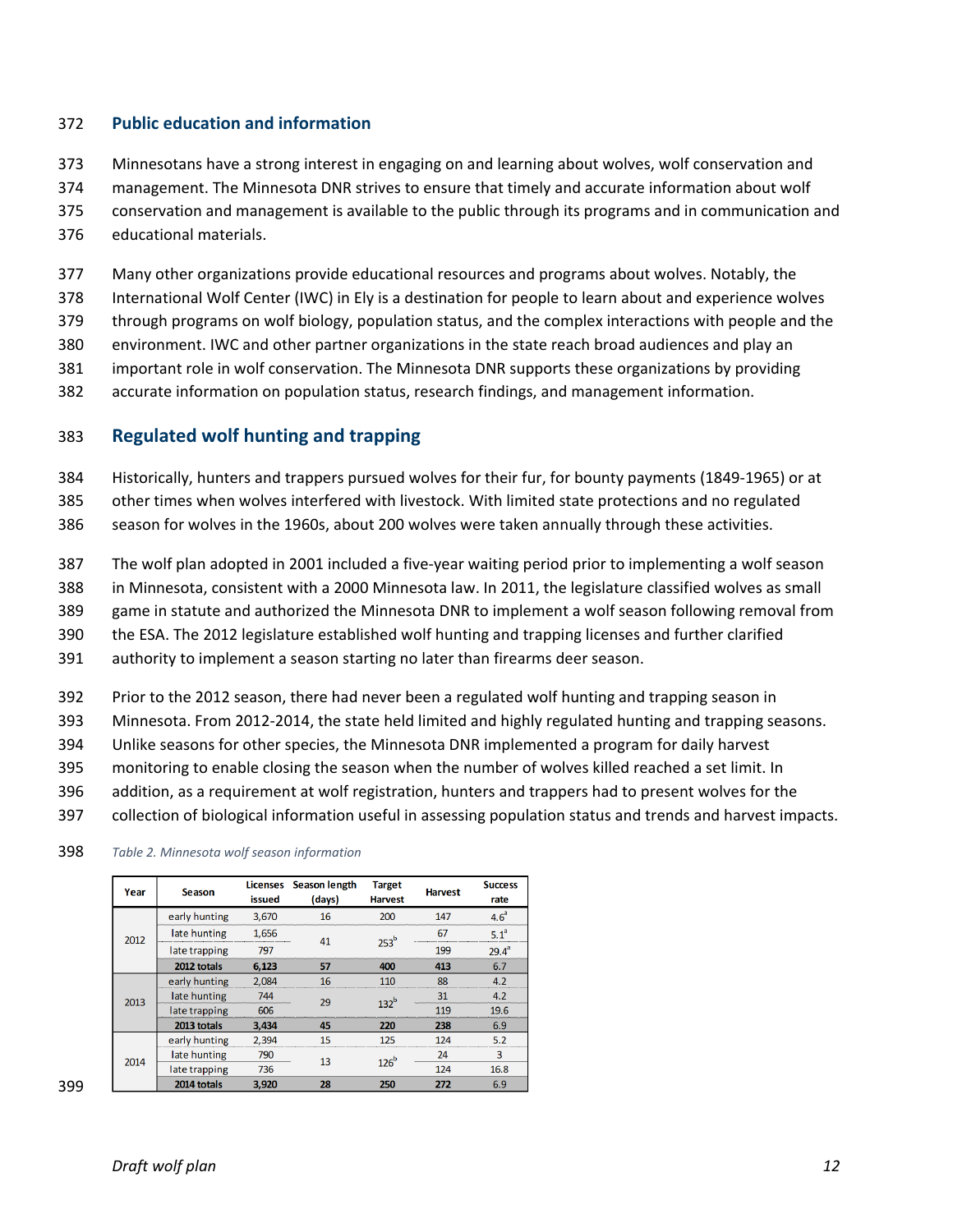## Public education and information

Minnesotans have a strong interest in engaging on and learning about wolves, wolf conservation and management. The Minnesota DNR strives to ensure that timely and accurate information about wolf conservation and management is available to the public through its programs and in communication and educational materials.

Many other organizations provide educational resources and programs about wolves. Notably, the International Wolf Center (IWC) in Ely is a destination for people to learn about and experience wolves through programs on wolf biology, population status, and the complex interactions with people and the environment. IWC and other partner organizations in the state reach broad audiences and play an important role in wolf conservation. The Minnesota DNR supports these organizations by providing accurate information on population status, research findings, and management information.

## Regulated wolf hunting and trapping

Historically, hunters and trappers pursued wolves for their fur, for bounty payments (1849-1965) or at other times when wolves interfered with livestock. With limited state protections and no regulated season for wolves in the 1960s, about 200 wolves were taken annually through these activities.

The wolf plan adopted in 2001 included a five-year waiting period prior to implementing a wolf season in Minnesota, consistent with a 2000 Minnesota law. In 2011, the legislature classified wolves as small game in statute and authorized the Minnesota DNR to implement a wolf season following removal from the ESA. The 2012 legislature established wolf hunting and trapping licenses and further clarified authority to implement a season starting no later than firearms deer season.

Prior to the 2012 season, there had never been a regulated wolf hunting and trapping season in Minnesota. From 2012-2014, the state held limited and highly regulated hunting and trapping seasons. Unlike seasons for other species, the Minnesota DNR implemented a program for daily harvest monitoring to enable closing the season when the number of wolves killed reached a set limit. In addition, as a requirement at wolf registration, hunters and trappers had to present wolves for the collection of biological information useful in assessing population status and trends and harvest impacts.

*Table 2. Minnesota wolf season information*

| Year | Season | Licenses issued | Season length (days) | Target Harvest | Harvest | Success rate |
|---|---|---|---|---|---|---|
| 2012 | early hunting | 3,670 | 16 | 200 | 147 | 4.6[a] |
| | late hunting | 1,656 | 41 | 253[b] | 67 | 5.1[a] |
| | late trapping | 797 | | | 199 | 29.4[a] |
| | **2012 totals** | **6,123** | **57** | **400** | **413** | **6.7** |
| 2013 | early hunting | 2,084 | 16 | 110 | 88 | 4.2 |
| | late hunting | 744 | 29 | 132[b] | 31 | 4.2 |
| | late trapping | 606 | | | 119 | 19.6 |
| | **2013 totals** | **3,434** | **45** | **220** | **238** | **6.9** |
| 2014 | early hunting | 2,394 | 15 | 125 | 124 | 5.2 |
| | late hunting | 790 | 13 | 126[b] | 24 | 3 |
| | late trapping | 736 | | | 124 | 16.8 |
| | **2014 totals** | **3,920** | **28** | **250** | **272** | **6.9** |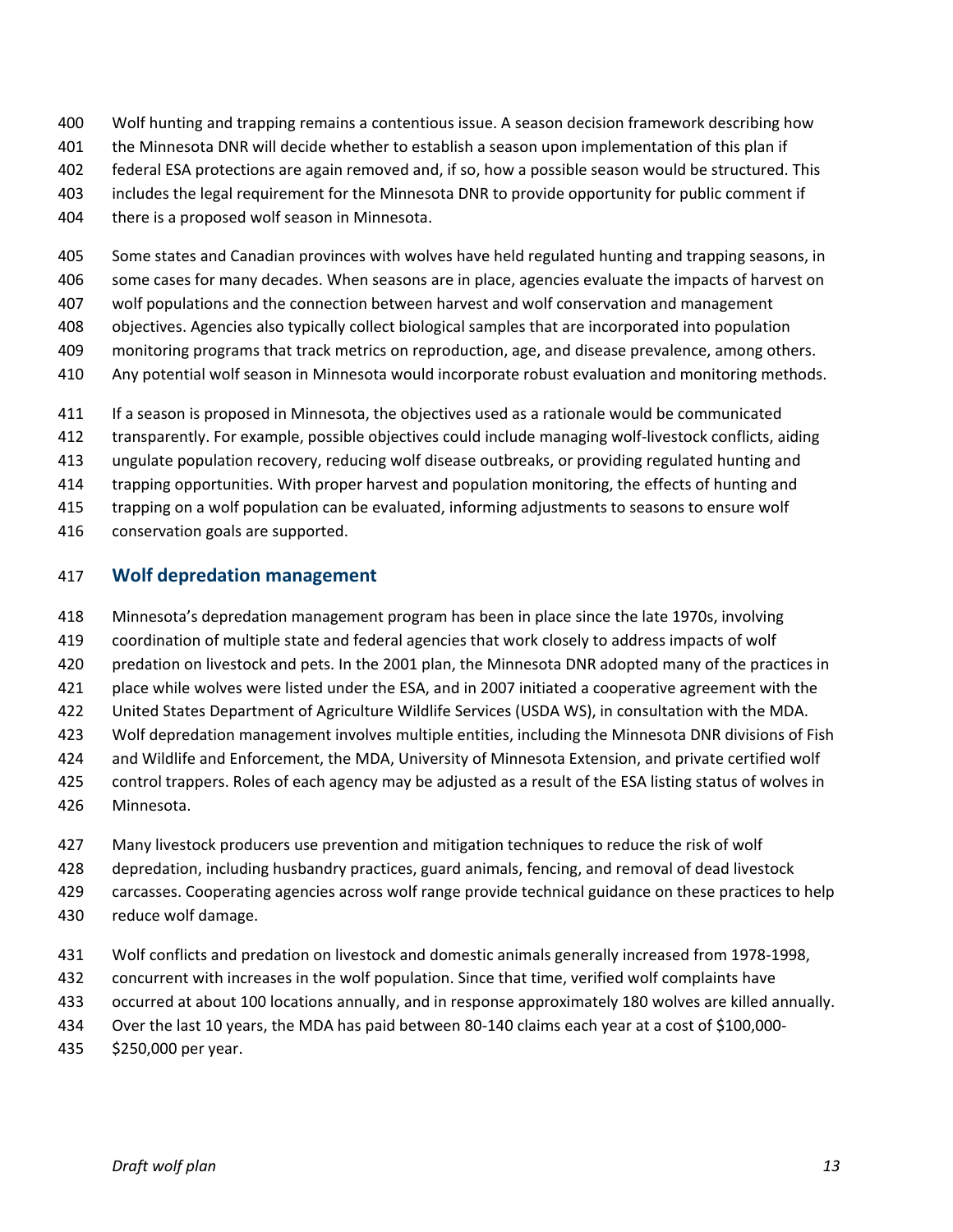Wolf hunting and trapping remains a contentious issue. A season decision framework describing how the Minnesota DNR will decide whether to establish a season upon implementation of this plan if federal ESA protections are again removed and, if so, how a possible season would be structured. This includes the legal requirement for the Minnesota DNR to provide opportunity for public comment if there is a proposed wolf season in Minnesota.

Some states and Canadian provinces with wolves have held regulated hunting and trapping seasons, in some cases for many decades. When seasons are in place, agencies evaluate the impacts of harvest on wolf populations and the connection between harvest and wolf conservation and management objectives. Agencies also typically collect biological samples that are incorporated into population monitoring programs that track metrics on reproduction, age, and disease prevalence, among others. Any potential wolf season in Minnesota would incorporate robust evaluation and monitoring methods.

If a season is proposed in Minnesota, the objectives used as a rationale would be communicated transparently. For example, possible objectives could include managing wolf-livestock conflicts, aiding ungulate population recovery, reducing wolf disease outbreaks, or providing regulated hunting and trapping opportunities. With proper harvest and population monitoring, the effects of hunting and trapping on a wolf population can be evaluated, informing adjustments to seasons to ensure wolf conservation goals are supported.

## Wolf depredation management

Minnesota's depredation management program has been in place since the late 1970s, involving coordination of multiple state and federal agencies that work closely to address impacts of wolf predation on livestock and pets. In the 2001 plan, the Minnesota DNR adopted many of the practices in place while wolves were listed under the ESA, and in 2007 initiated a cooperative agreement with the United States Department of Agriculture Wildlife Services (USDA WS), in consultation with the MDA. Wolf depredation management involves multiple entities, including the Minnesota DNR divisions of Fish and Wildlife and Enforcement, the MDA, University of Minnesota Extension, and private certified wolf control trappers. Roles of each agency may be adjusted as a result of the ESA listing status of wolves in Minnesota.

Many livestock producers use prevention and mitigation techniques to reduce the risk of wolf depredation, including husbandry practices, guard animals, fencing, and removal of dead livestock carcasses. Cooperating agencies across wolf range provide technical guidance on these practices to help reduce wolf damage.

Wolf conflicts and predation on livestock and domestic animals generally increased from 1978-1998, concurrent with increases in the wolf population. Since that time, verified wolf complaints have occurred at about 100 locations annually, and in response approximately 180 wolves are killed annually. Over the last 10 years, the MDA has paid between 80-140 claims each year at a cost of $100,000-$250,000 per year.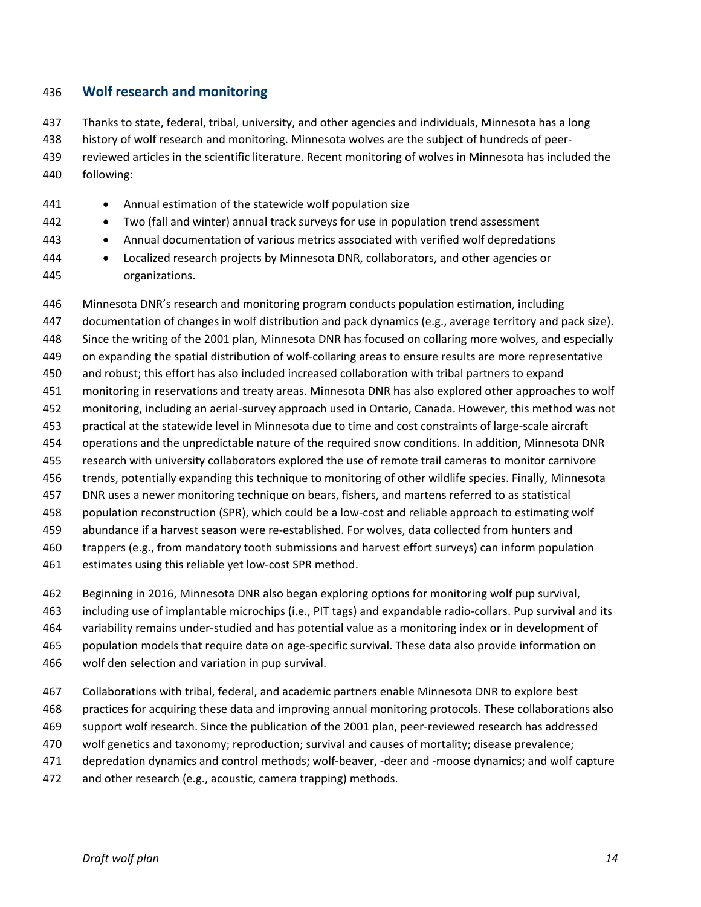## Wolf research and monitoring

Thanks to state, federal, tribal, university, and other agencies and individuals, Minnesota has a long history of wolf research and monitoring. Minnesota wolves are the subject of hundreds of peer-reviewed articles in the scientific literature. Recent monitoring of wolves in Minnesota has included the following:

- Annual estimation of the statewide wolf population size
- Two (fall and winter) annual track surveys for use in population trend assessment
- Annual documentation of various metrics associated with verified wolf depredations
- Localized research projects by Minnesota DNR, collaborators, and other agencies or organizations.

Minnesota DNR's research and monitoring program conducts population estimation, including documentation of changes in wolf distribution and pack dynamics (e.g., average territory and pack size). Since the writing of the 2001 plan, Minnesota DNR has focused on collaring more wolves, and especially on expanding the spatial distribution of wolf-collaring areas to ensure results are more representative and robust; this effort has also included increased collaboration with tribal partners to expand monitoring in reservations and treaty areas. Minnesota DNR has also explored other approaches to wolf monitoring, including an aerial-survey approach used in Ontario, Canada. However, this method was not practical at the statewide level in Minnesota due to time and cost constraints of large-scale aircraft operations and the unpredictable nature of the required snow conditions. In addition, Minnesota DNR research with university collaborators explored the use of remote trail cameras to monitor carnivore trends, potentially expanding this technique to monitoring of other wildlife species. Finally, Minnesota DNR uses a newer monitoring technique on bears, fishers, and martens referred to as statistical population reconstruction (SPR), which could be a low-cost and reliable approach to estimating wolf abundance if a harvest season were re-established. For wolves, data collected from hunters and trappers (e.g., from mandatory tooth submissions and harvest effort surveys) can inform population estimates using this reliable yet low-cost SPR method.

Beginning in 2016, Minnesota DNR also began exploring options for monitoring wolf pup survival, including use of implantable microchips (i.e., PIT tags) and expandable radio-collars. Pup survival and its variability remains under-studied and has potential value as a monitoring index or in development of population models that require data on age-specific survival. These data also provide information on wolf den selection and variation in pup survival.

Collaborations with tribal, federal, and academic partners enable Minnesota DNR to explore best practices for acquiring these data and improving annual monitoring protocols. These collaborations also support wolf research. Since the publication of the 2001 plan, peer-reviewed research has addressed wolf genetics and taxonomy; reproduction; survival and causes of mortality; disease prevalence; depredation dynamics and control methods; wolf-beaver, -deer and -moose dynamics; and wolf capture and other research (e.g., acoustic, camera trapping) methods.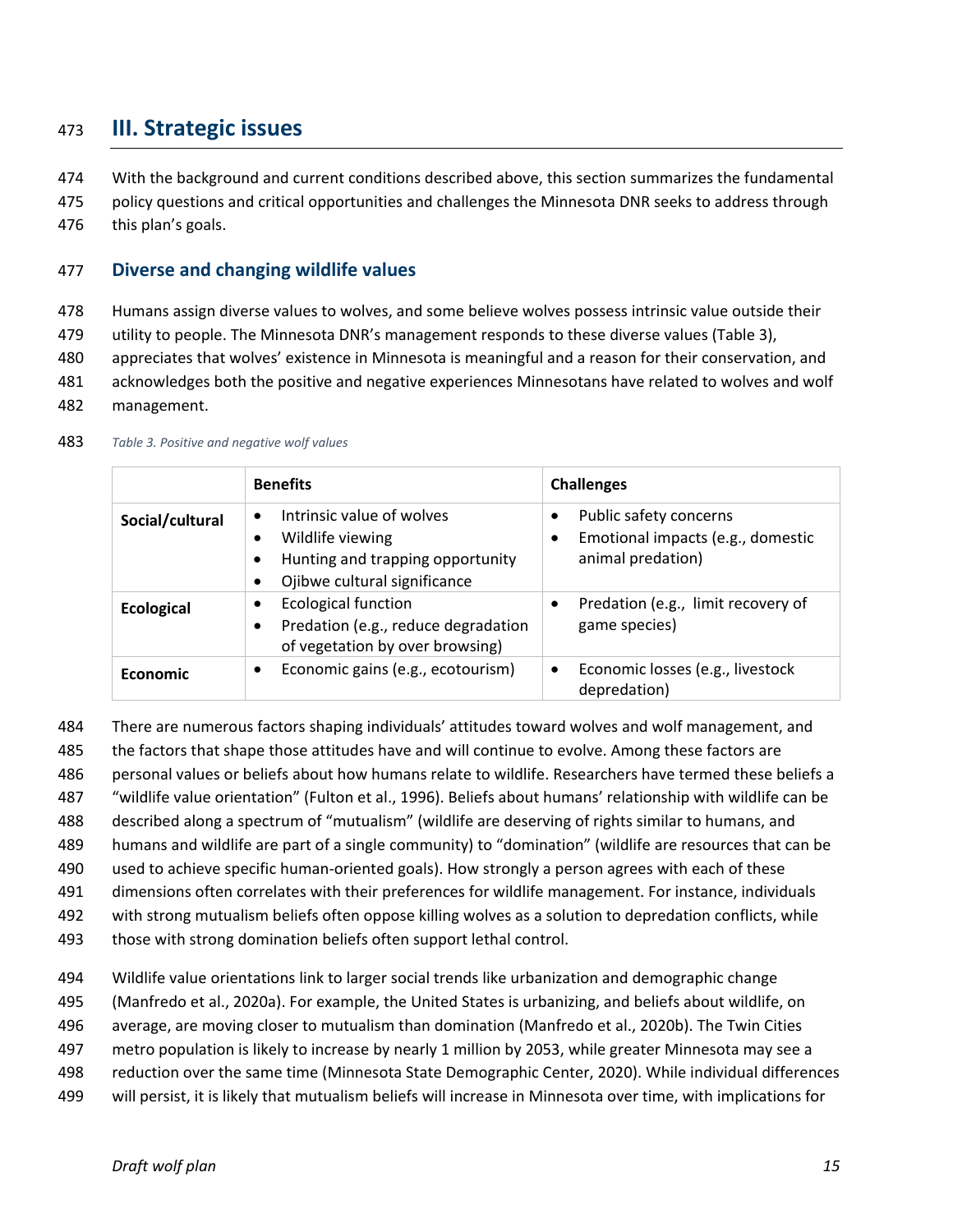## III. Strategic issues

With the background and current conditions described above, this section summarizes the fundamental policy questions and critical opportunities and challenges the Minnesota DNR seeks to address through this plan's goals.

### Diverse and changing wildlife values

Humans assign diverse values to wolves, and some believe wolves possess intrinsic value outside their utility to people. The Minnesota DNR's management responds to these diverse values (Table 3), appreciates that wolves' existence in Minnesota is meaningful and a reason for their conservation, and acknowledges both the positive and negative experiences Minnesotans have related to wolves and wolf management.

*Table 3. Positive and negative wolf values*

| | **Benefits** | **Challenges** |
|---|---|---|
| **Social/cultural** | • Intrinsic value of wolves<br>• Wildlife viewing<br>• Hunting and trapping opportunity<br>• Ojibwe cultural significance | • Public safety concerns<br>• Emotional impacts (e.g., domestic animal predation) |
| **Ecological** | • Ecological function<br>• Predation (e.g., reduce degradation of vegetation by over browsing) | • Predation (e.g., limit recovery of game species) |
| **Economic** | • Economic gains (e.g., ecotourism) | • Economic losses (e.g., livestock depredation) |

There are numerous factors shaping individuals' attitudes toward wolves and wolf management, and the factors that shape those attitudes have and will continue to evolve. Among these factors are personal values or beliefs about how humans relate to wildlife. Researchers have termed these beliefs a "wildlife value orientation" (Fulton et al., 1996). Beliefs about humans' relationship with wildlife can be described along a spectrum of "mutualism" (wildlife are deserving of rights similar to humans, and humans and wildlife are part of a single community) to "domination" (wildlife are resources that can be used to achieve specific human-oriented goals). How strongly a person agrees with each of these dimensions often correlates with their preferences for wildlife management. For instance, individuals with strong mutualism beliefs often oppose killing wolves as a solution to depredation conflicts, while those with strong domination beliefs often support lethal control.

Wildlife value orientations link to larger social trends like urbanization and demographic change (Manfredo et al., 2020a). For example, the United States is urbanizing, and beliefs about wildlife, on average, are moving closer to mutualism than domination (Manfredo et al., 2020b). The Twin Cities metro population is likely to increase by nearly 1 million by 2053, while greater Minnesota may see a reduction over the same time (Minnesota State Demographic Center, 2020). While individual differences will persist, it is likely that mutualism beliefs will increase in Minnesota over time, with implications for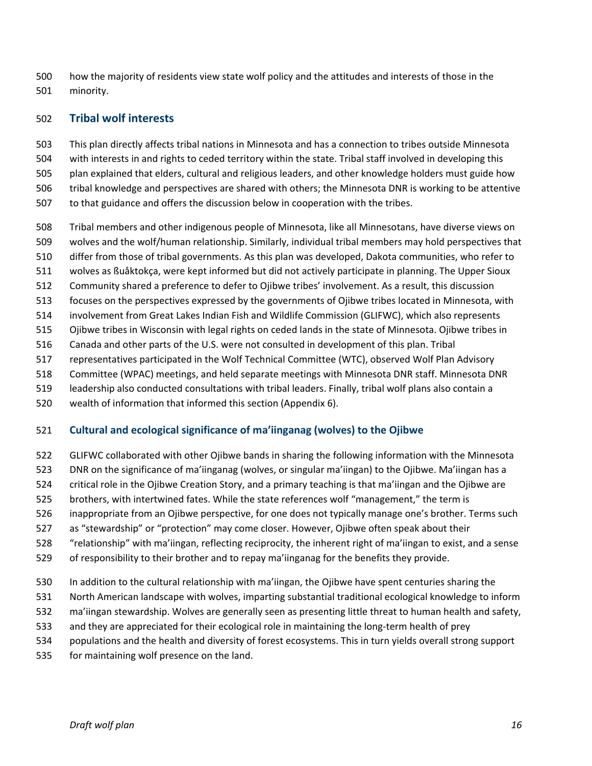how the majority of residents view state wolf policy and the attitudes and interests of those in the minority.

## Tribal wolf interests

This plan directly affects tribal nations in Minnesota and has a connection to tribes outside Minnesota with interests in and rights to ceded territory within the state. Tribal staff involved in developing this plan explained that elders, cultural and religious leaders, and other knowledge holders must guide how tribal knowledge and perspectives are shared with others; the Minnesota DNR is working to be attentive to that guidance and offers the discussion below in cooperation with the tribes.

Tribal members and other indigenous people of Minnesota, like all Minnesotans, have diverse views on wolves and the wolf/human relationship. Similarly, individual tribal members may hold perspectives that differ from those of tribal governments. As this plan was developed, Dakota communities, who refer to wolves as ßuåktokça, were kept informed but did not actively participate in planning. The Upper Sioux Community shared a preference to defer to Ojibwe tribes' involvement. As a result, this discussion focuses on the perspectives expressed by the governments of Ojibwe tribes located in Minnesota, with involvement from Great Lakes Indian Fish and Wildlife Commission (GLIFWC), which also represents Ojibwe tribes in Wisconsin with legal rights on ceded lands in the state of Minnesota. Ojibwe tribes in Canada and other parts of the U.S. were not consulted in development of this plan. Tribal representatives participated in the Wolf Technical Committee (WTC), observed Wolf Plan Advisory Committee (WPAC) meetings, and held separate meetings with Minnesota DNR staff. Minnesota DNR leadership also conducted consultations with tribal leaders. Finally, tribal wolf plans also contain a wealth of information that informed this section (Appendix 6).

### Cultural and ecological significance of ma'iinganag (wolves) to the Ojibwe

GLIFWC collaborated with other Ojibwe bands in sharing the following information with the Minnesota DNR on the significance of ma'iinganag (wolves, or singular ma'iingan) to the Ojibwe. Ma'iingan has a critical role in the Ojibwe Creation Story, and a primary teaching is that ma'iingan and the Ojibwe are brothers, with intertwined fates. While the state references wolf "management," the term is inappropriate from an Ojibwe perspective, for one does not typically manage one's brother. Terms such as "stewardship" or "protection" may come closer. However, Ojibwe often speak about their "relationship" with ma'iingan, reflecting reciprocity, the inherent right of ma'iingan to exist, and a sense of responsibility to their brother and to repay ma'iinganag for the benefits they provide.

In addition to the cultural relationship with ma'iingan, the Ojibwe have spent centuries sharing the North American landscape with wolves, imparting substantial traditional ecological knowledge to inform ma'iingan stewardship. Wolves are generally seen as presenting little threat to human health and safety, and they are appreciated for their ecological role in maintaining the long-term health of prey populations and the health and diversity of forest ecosystems. This in turn yields overall strong support for maintaining wolf presence on the land.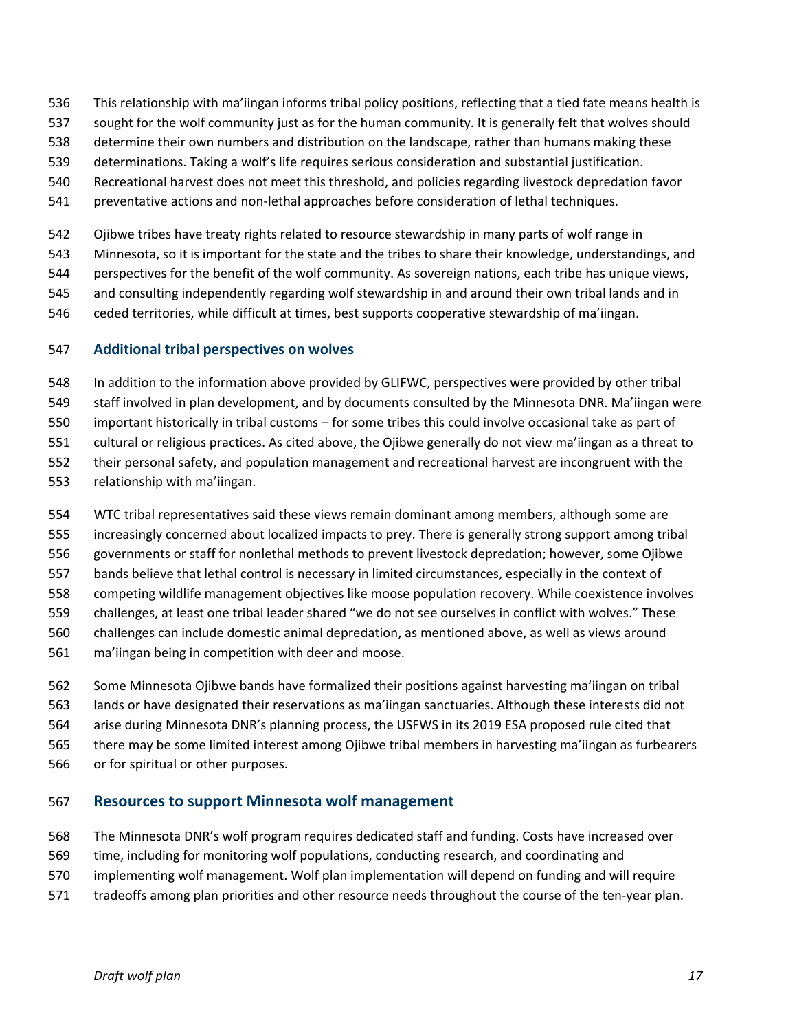This relationship with ma'iingan informs tribal policy positions, reflecting that a tied fate means health is sought for the wolf community just as for the human community. It is generally felt that wolves should determine their own numbers and distribution on the landscape, rather than humans making these determinations. Taking a wolf's life requires serious consideration and substantial justification. Recreational harvest does not meet this threshold, and policies regarding livestock depredation favor preventative actions and non-lethal approaches before consideration of lethal techniques.

Ojibwe tribes have treaty rights related to resource stewardship in many parts of wolf range in Minnesota, so it is important for the state and the tribes to share their knowledge, understandings, and perspectives for the benefit of the wolf community. As sovereign nations, each tribe has unique views, and consulting independently regarding wolf stewardship in and around their own tribal lands and in ceded territories, while difficult at times, best supports cooperative stewardship of ma'iingan.

## Additional tribal perspectives on wolves

In addition to the information above provided by GLIFWC, perspectives were provided by other tribal staff involved in plan development, and by documents consulted by the Minnesota DNR. Ma'iingan were important historically in tribal customs – for some tribes this could involve occasional take as part of cultural or religious practices. As cited above, the Ojibwe generally do not view ma'iingan as a threat to their personal safety, and population management and recreational harvest are incongruent with the relationship with ma'iingan.

WTC tribal representatives said these views remain dominant among members, although some are increasingly concerned about localized impacts to prey. There is generally strong support among tribal governments or staff for nonlethal methods to prevent livestock depredation; however, some Ojibwe bands believe that lethal control is necessary in limited circumstances, especially in the context of competing wildlife management objectives like moose population recovery. While coexistence involves challenges, at least one tribal leader shared "we do not see ourselves in conflict with wolves." These challenges can include domestic animal depredation, as mentioned above, as well as views around ma'iingan being in competition with deer and moose.

Some Minnesota Ojibwe bands have formalized their positions against harvesting ma'iingan on tribal lands or have designated their reservations as ma'iingan sanctuaries. Although these interests did not arise during Minnesota DNR's planning process, the USFWS in its 2019 ESA proposed rule cited that there may be some limited interest among Ojibwe tribal members in harvesting ma'iingan as furbearers or for spiritual or other purposes.

## Resources to support Minnesota wolf management

The Minnesota DNR's wolf program requires dedicated staff and funding. Costs have increased over time, including for monitoring wolf populations, conducting research, and coordinating and implementing wolf management. Wolf plan implementation will depend on funding and will require tradeoffs among plan priorities and other resource needs throughout the course of the ten-year plan.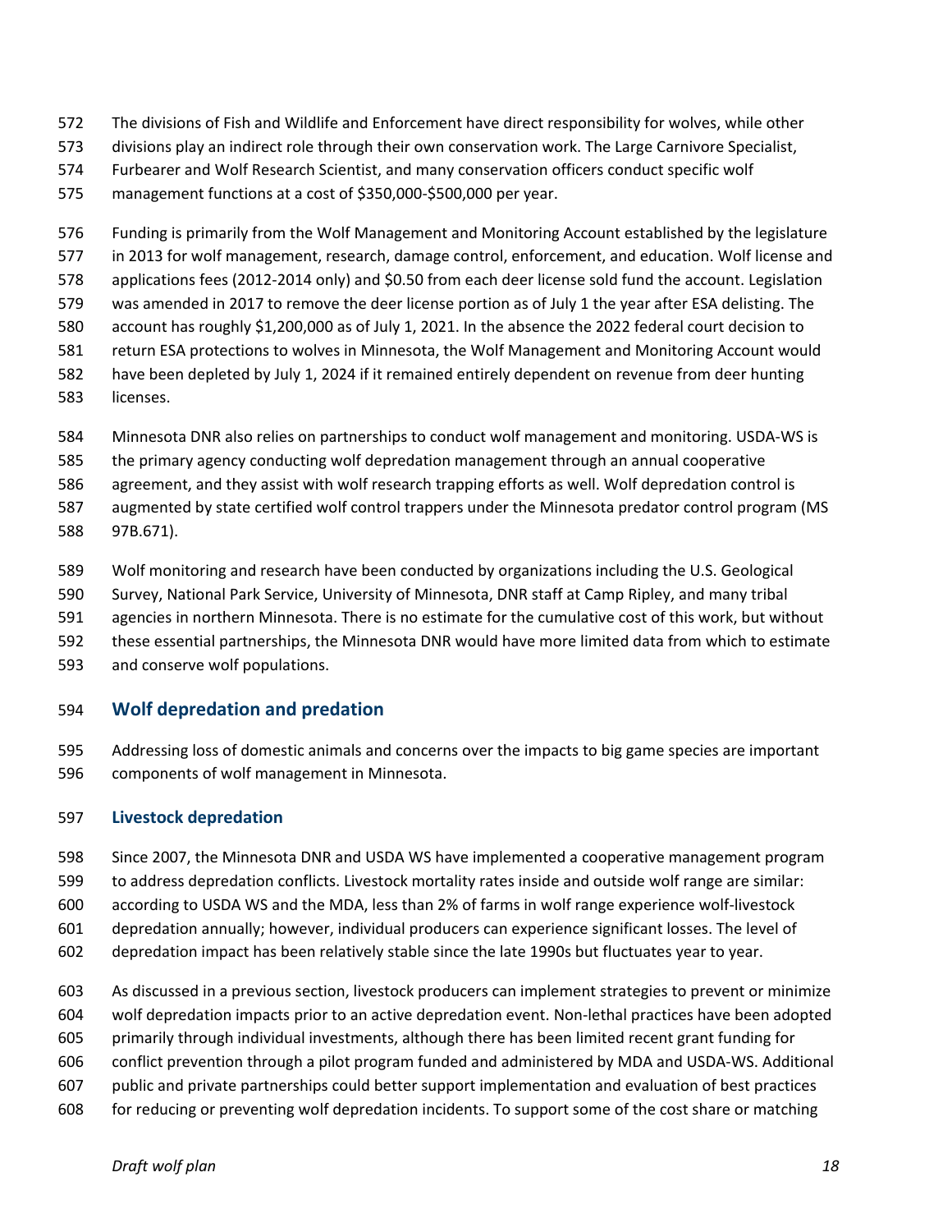The divisions of Fish and Wildlife and Enforcement have direct responsibility for wolves, while other divisions play an indirect role through their own conservation work. The Large Carnivore Specialist, Furbearer and Wolf Research Scientist, and many conservation officers conduct specific wolf management functions at a cost of $350,000-$500,000 per year.

Funding is primarily from the Wolf Management and Monitoring Account established by the legislature in 2013 for wolf management, research, damage control, enforcement, and education. Wolf license and applications fees (2012-2014 only) and $0.50 from each deer license sold fund the account. Legislation was amended in 2017 to remove the deer license portion as of July 1 the year after ESA delisting. The account has roughly $1,200,000 as of July 1, 2021. In the absence the 2022 federal court decision to return ESA protections to wolves in Minnesota, the Wolf Management and Monitoring Account would have been depleted by July 1, 2024 if it remained entirely dependent on revenue from deer hunting licenses.

Minnesota DNR also relies on partnerships to conduct wolf management and monitoring. USDA-WS is the primary agency conducting wolf depredation management through an annual cooperative agreement, and they assist with wolf research trapping efforts as well. Wolf depredation control is augmented by state certified wolf control trappers under the Minnesota predator control program (MS 97B.671).

Wolf monitoring and research have been conducted by organizations including the U.S. Geological Survey, National Park Service, University of Minnesota, DNR staff at Camp Ripley, and many tribal agencies in northern Minnesota. There is no estimate for the cumulative cost of this work, but without these essential partnerships, the Minnesota DNR would have more limited data from which to estimate and conserve wolf populations.

## Wolf depredation and predation

Addressing loss of domestic animals and concerns over the impacts to big game species are important components of wolf management in Minnesota.

### Livestock depredation

Since 2007, the Minnesota DNR and USDA WS have implemented a cooperative management program to address depredation conflicts. Livestock mortality rates inside and outside wolf range are similar: according to USDA WS and the MDA, less than 2% of farms in wolf range experience wolf-livestock depredation annually; however, individual producers can experience significant losses. The level of depredation impact has been relatively stable since the late 1990s but fluctuates year to year.

As discussed in a previous section, livestock producers can implement strategies to prevent or minimize wolf depredation impacts prior to an active depredation event. Non-lethal practices have been adopted primarily through individual investments, although there has been limited recent grant funding for conflict prevention through a pilot program funded and administered by MDA and USDA-WS. Additional public and private partnerships could better support implementation and evaluation of best practices for reducing or preventing wolf depredation incidents. To support some of the cost share or matching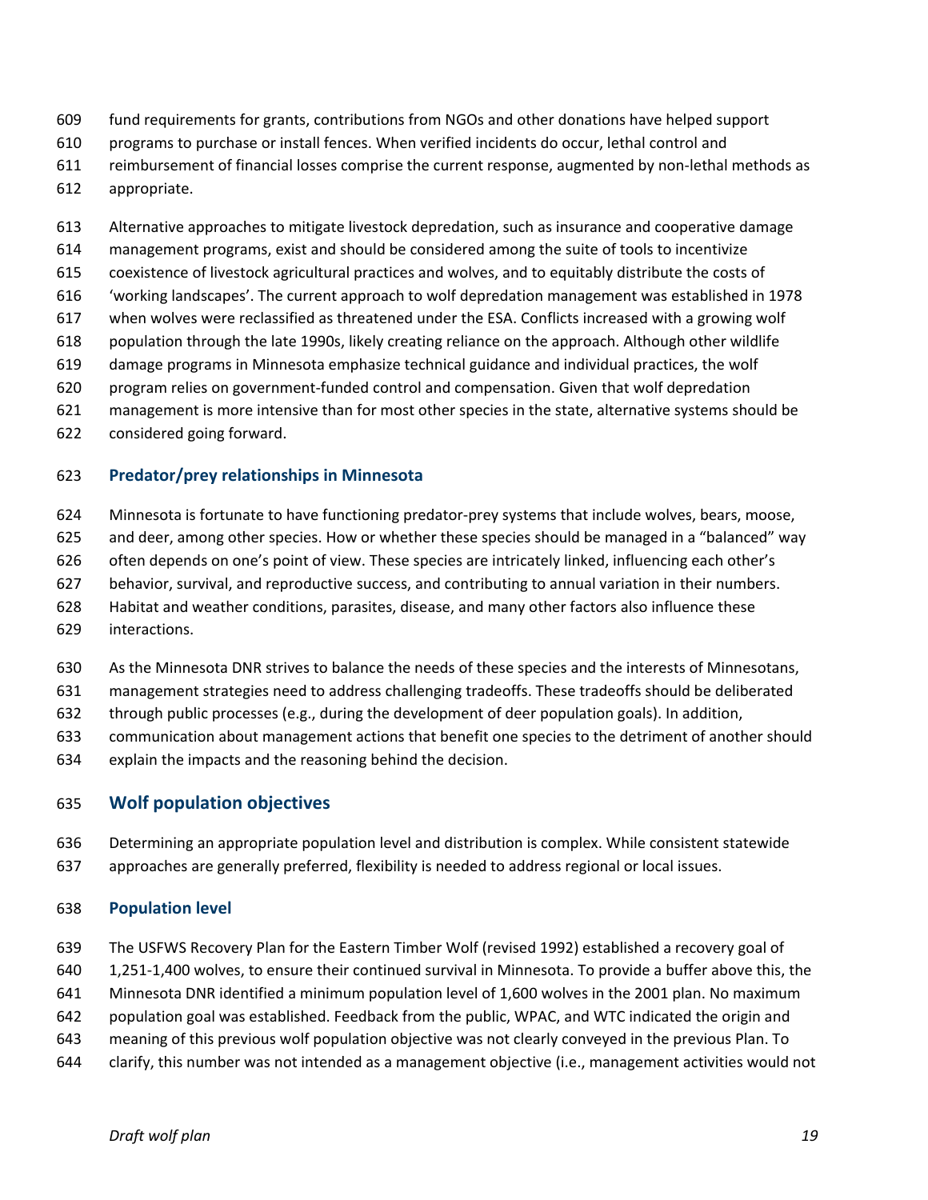fund requirements for grants, contributions from NGOs and other donations have helped support programs to purchase or install fences. When verified incidents do occur, lethal control and reimbursement of financial losses comprise the current response, augmented by non-lethal methods as appropriate.

Alternative approaches to mitigate livestock depredation, such as insurance and cooperative damage management programs, exist and should be considered among the suite of tools to incentivize coexistence of livestock agricultural practices and wolves, and to equitably distribute the costs of 'working landscapes'. The current approach to wolf depredation management was established in 1978 when wolves were reclassified as threatened under the ESA. Conflicts increased with a growing wolf population through the late 1990s, likely creating reliance on the approach. Although other wildlife damage programs in Minnesota emphasize technical guidance and individual practices, the wolf program relies on government-funded control and compensation. Given that wolf depredation management is more intensive than for most other species in the state, alternative systems should be considered going forward.

### Predator/prey relationships in Minnesota

Minnesota is fortunate to have functioning predator-prey systems that include wolves, bears, moose, and deer, among other species. How or whether these species should be managed in a "balanced" way often depends on one's point of view. These species are intricately linked, influencing each other's behavior, survival, and reproductive success, and contributing to annual variation in their numbers. Habitat and weather conditions, parasites, disease, and many other factors also influence these interactions.

As the Minnesota DNR strives to balance the needs of these species and the interests of Minnesotans, management strategies need to address challenging tradeoffs. These tradeoffs should be deliberated through public processes (e.g., during the development of deer population goals). In addition, communication about management actions that benefit one species to the detriment of another should explain the impacts and the reasoning behind the decision.

## Wolf population objectives

Determining an appropriate population level and distribution is complex. While consistent statewide approaches are generally preferred, flexibility is needed to address regional or local issues.

### Population level

The USFWS Recovery Plan for the Eastern Timber Wolf (revised 1992) established a recovery goal of 1,251-1,400 wolves, to ensure their continued survival in Minnesota. To provide a buffer above this, the Minnesota DNR identified a minimum population level of 1,600 wolves in the 2001 plan. No maximum population goal was established. Feedback from the public, WPAC, and WTC indicated the origin and meaning of this previous wolf population objective was not clearly conveyed in the previous Plan. To clarify, this number was not intended as a management objective (i.e., management activities would not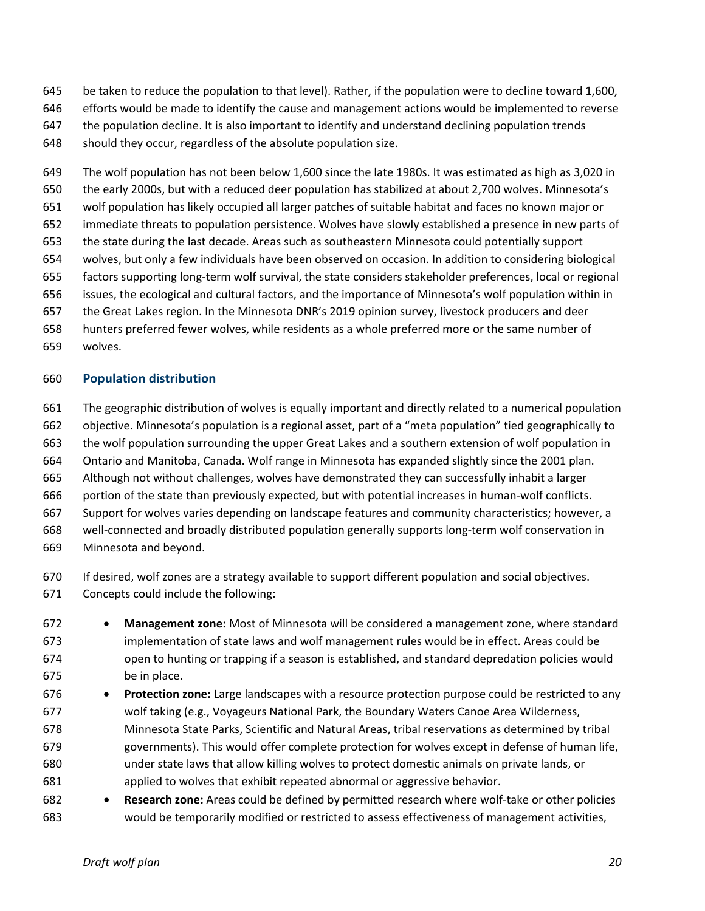be taken to reduce the population to that level). Rather, if the population were to decline toward 1,600, efforts would be made to identify the cause and management actions would be implemented to reverse the population decline. It is also important to identify and understand declining population trends should they occur, regardless of the absolute population size.

The wolf population has not been below 1,600 since the late 1980s. It was estimated as high as 3,020 in the early 2000s, but with a reduced deer population has stabilized at about 2,700 wolves. Minnesota's wolf population has likely occupied all larger patches of suitable habitat and faces no known major or immediate threats to population persistence. Wolves have slowly established a presence in new parts of the state during the last decade. Areas such as southeastern Minnesota could potentially support wolves, but only a few individuals have been observed on occasion. In addition to considering biological factors supporting long-term wolf survival, the state considers stakeholder preferences, local or regional issues, the ecological and cultural factors, and the importance of Minnesota's wolf population within in the Great Lakes region. In the Minnesota DNR's 2019 opinion survey, livestock producers and deer hunters preferred fewer wolves, while residents as a whole preferred more or the same number of wolves.

## Population distribution

The geographic distribution of wolves is equally important and directly related to a numerical population objective. Minnesota's population is a regional asset, part of a "meta population" tied geographically to the wolf population surrounding the upper Great Lakes and a southern extension of wolf population in Ontario and Manitoba, Canada. Wolf range in Minnesota has expanded slightly since the 2001 plan. Although not without challenges, wolves have demonstrated they can successfully inhabit a larger portion of the state than previously expected, but with potential increases in human-wolf conflicts. Support for wolves varies depending on landscape features and community characteristics; however, a well-connected and broadly distributed population generally supports long-term wolf conservation in Minnesota and beyond.

If desired, wolf zones are a strategy available to support different population and social objectives. Concepts could include the following:

- **Management zone:** Most of Minnesota will be considered a management zone, where standard implementation of state laws and wolf management rules would be in effect. Areas could be open to hunting or trapping if a season is established, and standard depredation policies would be in place.
- **Protection zone:** Large landscapes with a resource protection purpose could be restricted to any wolf taking (e.g., Voyageurs National Park, the Boundary Waters Canoe Area Wilderness, Minnesota State Parks, Scientific and Natural Areas, tribal reservations as determined by tribal governments). This would offer complete protection for wolves except in defense of human life, under state laws that allow killing wolves to protect domestic animals on private lands, or applied to wolves that exhibit repeated abnormal or aggressive behavior.
- **Research zone:** Areas could be defined by permitted research where wolf-take or other policies would be temporarily modified or restricted to assess effectiveness of management activities,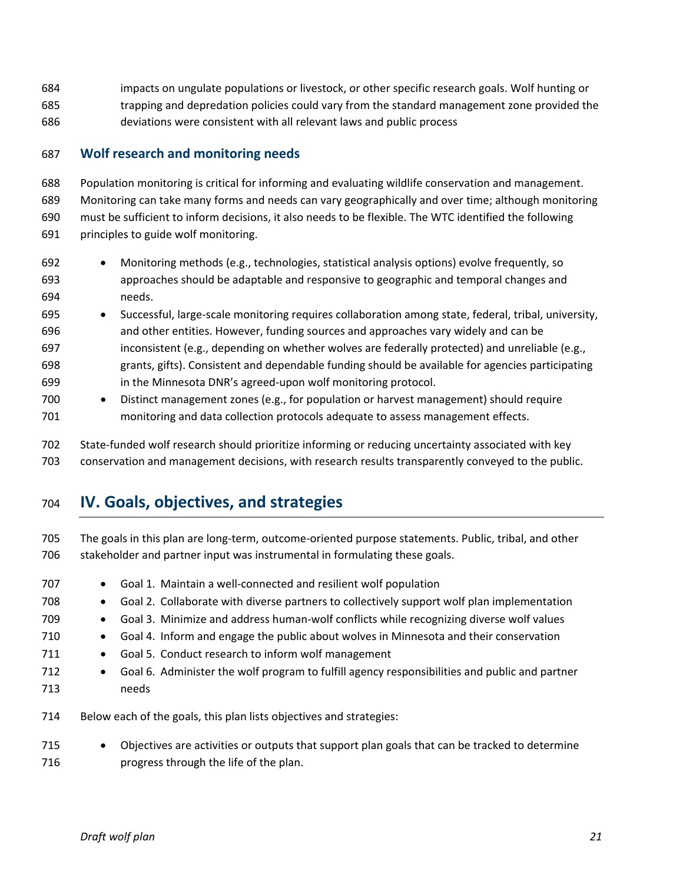impacts on ungulate populations or livestock, or other specific research goals. Wolf hunting or trapping and depredation policies could vary from the standard management zone provided the deviations were consistent with all relevant laws and public process

### Wolf research and monitoring needs

Population monitoring is critical for informing and evaluating wildlife conservation and management. Monitoring can take many forms and needs can vary geographically and over time; although monitoring must be sufficient to inform decisions, it also needs to be flexible. The WTC identified the following principles to guide wolf monitoring.

- Monitoring methods (e.g., technologies, statistical analysis options) evolve frequently, so approaches should be adaptable and responsive to geographic and temporal changes and needs.
- Successful, large-scale monitoring requires collaboration among state, federal, tribal, university, and other entities. However, funding sources and approaches vary widely and can be inconsistent (e.g., depending on whether wolves are federally protected) and unreliable (e.g., grants, gifts). Consistent and dependable funding should be available for agencies participating in the Minnesota DNR's agreed-upon wolf monitoring protocol.
- Distinct management zones (e.g., for population or harvest management) should require monitoring and data collection protocols adequate to assess management effects.

State-funded wolf research should prioritize informing or reducing uncertainty associated with key conservation and management decisions, with research results transparently conveyed to the public.

## IV. Goals, objectives, and strategies

The goals in this plan are long-term, outcome-oriented purpose statements. Public, tribal, and other stakeholder and partner input was instrumental in formulating these goals.

- Goal 1. Maintain a well-connected and resilient wolf population
- Goal 2. Collaborate with diverse partners to collectively support wolf plan implementation
- Goal 3. Minimize and address human-wolf conflicts while recognizing diverse wolf values
- Goal 4. Inform and engage the public about wolves in Minnesota and their conservation
- Goal 5. Conduct research to inform wolf management
- Goal 6. Administer the wolf program to fulfill agency responsibilities and public and partner needs

Below each of the goals, this plan lists objectives and strategies:

- Objectives are activities or outputs that support plan goals that can be tracked to determine progress through the life of the plan.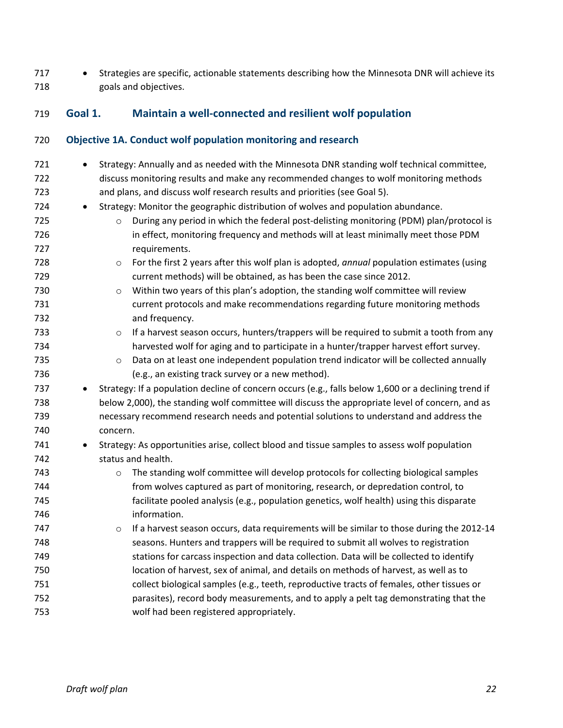- Strategies are specific, actionable statements describing how the Minnesota DNR will achieve its goals and objectives.

## Goal 1. Maintain a well-connected and resilient wolf population

### Objective 1A. Conduct wolf population monitoring and research

- Strategy: Annually and as needed with the Minnesota DNR standing wolf technical committee, discuss monitoring results and make any recommended changes to wolf monitoring methods and plans, and discuss wolf research results and priorities (see Goal 5).
- Strategy: Monitor the geographic distribution of wolves and population abundance.
  - During any period in which the federal post-delisting monitoring (PDM) plan/protocol is in effect, monitoring frequency and methods will at least minimally meet those PDM requirements.
  - For the first 2 years after this wolf plan is adopted, *annual* population estimates (using current methods) will be obtained, as has been the case since 2012.
  - Within two years of this plan's adoption, the standing wolf committee will review current protocols and make recommendations regarding future monitoring methods and frequency.
  - If a harvest season occurs, hunters/trappers will be required to submit a tooth from any harvested wolf for aging and to participate in a hunter/trapper harvest effort survey.
  - Data on at least one independent population trend indicator will be collected annually (e.g., an existing track survey or a new method).
- Strategy: If a population decline of concern occurs (e.g., falls below 1,600 or a declining trend if below 2,000), the standing wolf committee will discuss the appropriate level of concern, and as necessary recommend research needs and potential solutions to understand and address the concern.
- Strategy: As opportunities arise, collect blood and tissue samples to assess wolf population status and health.
  - The standing wolf committee will develop protocols for collecting biological samples from wolves captured as part of monitoring, research, or depredation control, to facilitate pooled analysis (e.g., population genetics, wolf health) using this disparate information.
  - If a harvest season occurs, data requirements will be similar to those during the 2012-14 seasons. Hunters and trappers will be required to submit all wolves to registration stations for carcass inspection and data collection. Data will be collected to identify location of harvest, sex of animal, and details on methods of harvest, as well as to collect biological samples (e.g., teeth, reproductive tracts of females, other tissues or parasites), record body measurements, and to apply a pelt tag demonstrating that the wolf had been registered appropriately.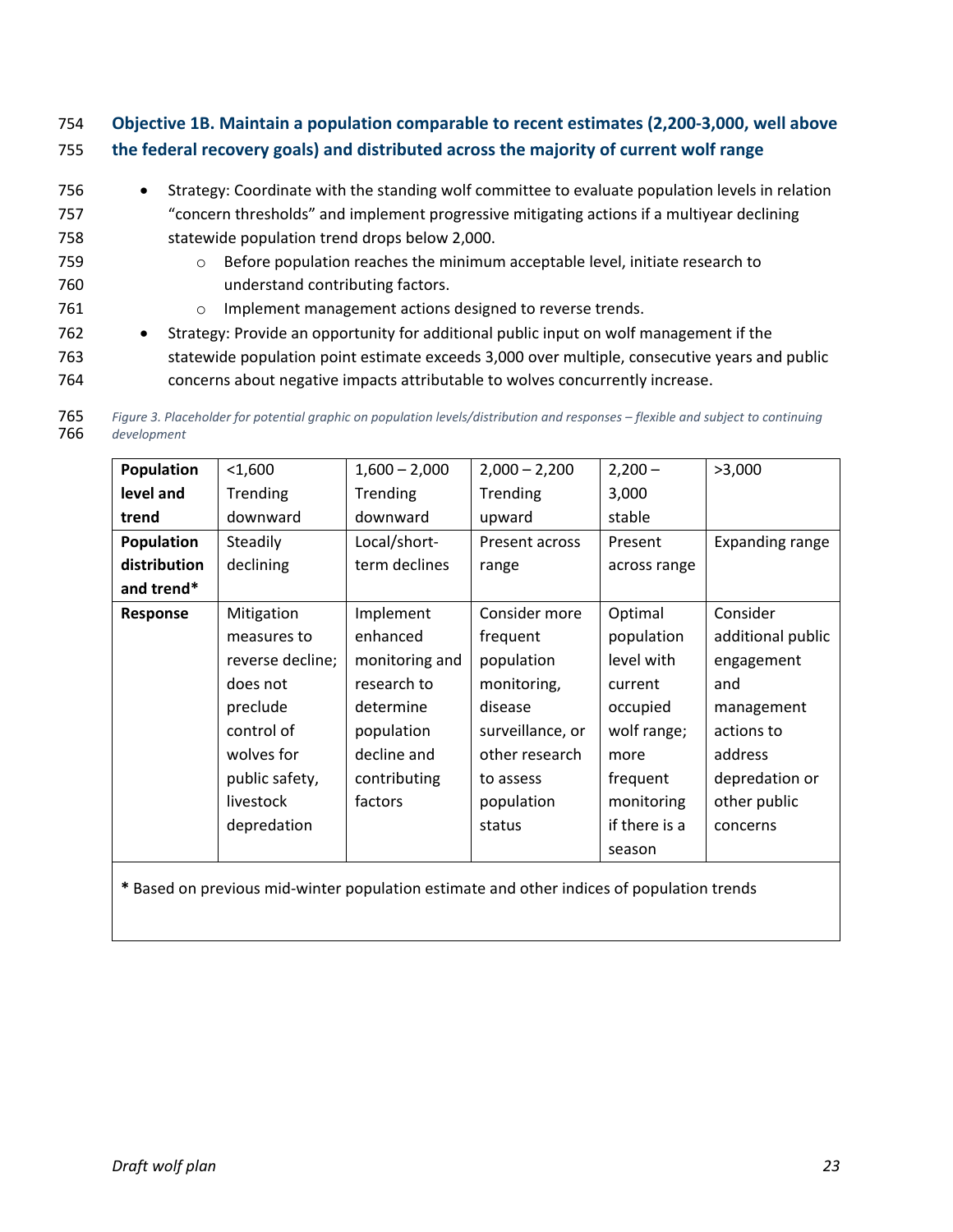### Objective 1B. Maintain a population comparable to recent estimates (2,200-3,000, well above the federal recovery goals) and distributed across the majority of current wolf range

- Strategy: Coordinate with the standing wolf committee to evaluate population levels in relation "concern thresholds" and implement progressive mitigating actions if a multiyear declining statewide population trend drops below 2,000.
  - Before population reaches the minimum acceptable level, initiate research to understand contributing factors.
  - Implement management actions designed to reverse trends.
- Strategy: Provide an opportunity for additional public input on wolf management if the statewide population point estimate exceeds 3,000 over multiple, consecutive years and public concerns about negative impacts attributable to wolves concurrently increase.

*Figure 3. Placeholder for potential graphic on population levels/distribution and responses – flexible and subject to continuing development*

| **Population level and trend** | <1,600 Trending downward | 1,600 – 2,000 Trending downward | 2,000 – 2,200 Trending upward | 2,200 – 3,000 stable | >3,000 |
|---|---|---|---|---|---|
| **Population distribution and trend*** | Steadily declining | Local/short-term declines | Present across range | Present across range | Expanding range |
| **Response** | Mitigation measures to reverse decline; does not preclude control of wolves for public safety, livestock depredation | Implement enhanced monitoring and research to determine population decline and contributing factors | Consider more frequent population monitoring, disease surveillance, or other research to assess population status | Optimal population level with current occupied wolf range; more frequent monitoring if there is a season | Consider additional public engagement and management actions to address depredation or other public concerns |

**\*** Based on previous mid-winter population estimate and other indices of population trends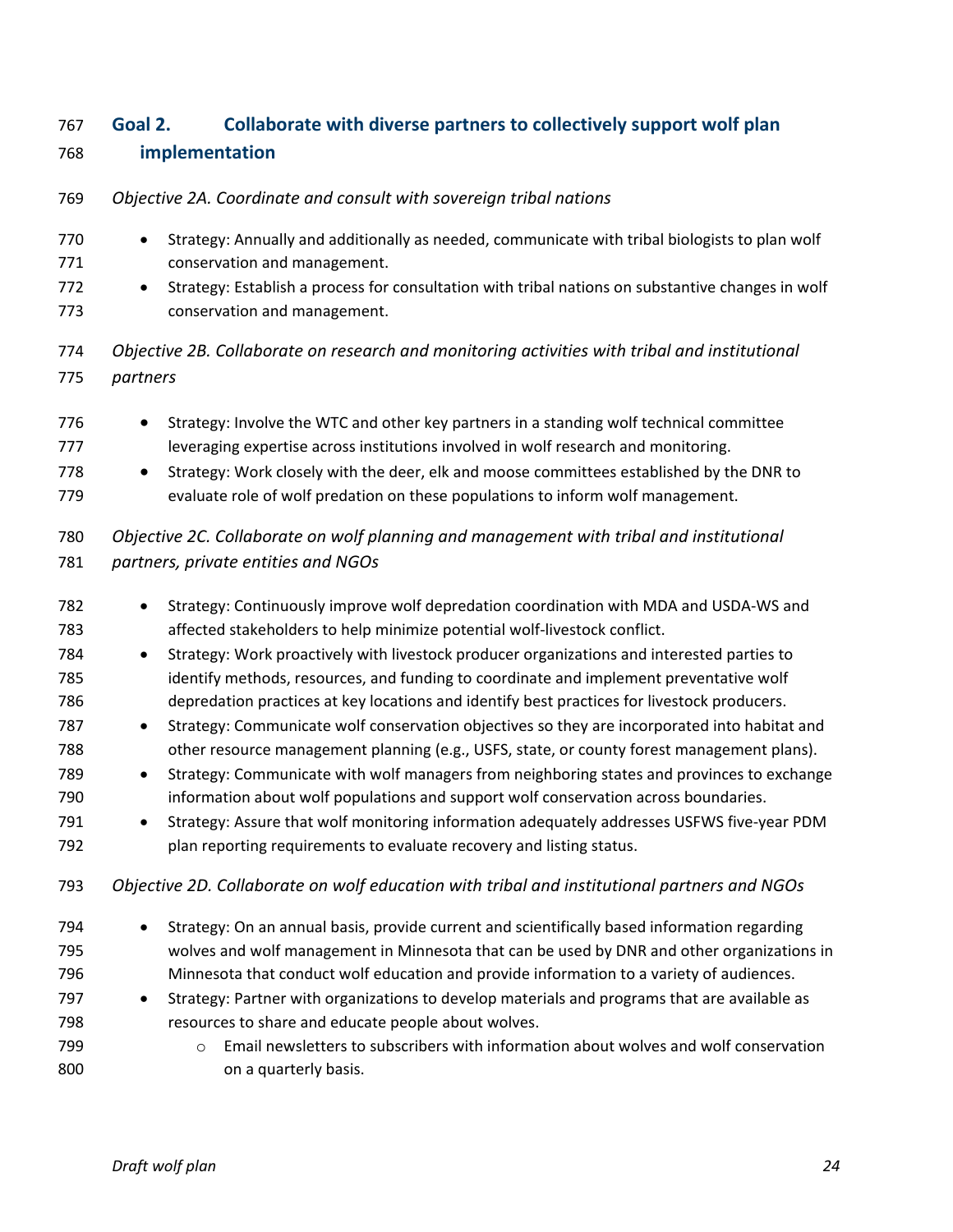## Goal 2. Collaborate with diverse partners to collectively support wolf plan implementation

*Objective 2A. Coordinate and consult with sovereign tribal nations*

- Strategy: Annually and additionally as needed, communicate with tribal biologists to plan wolf conservation and management.
- Strategy: Establish a process for consultation with tribal nations on substantive changes in wolf conservation and management.

*Objective 2B. Collaborate on research and monitoring activities with tribal and institutional partners*

- Strategy: Involve the WTC and other key partners in a standing wolf technical committee leveraging expertise across institutions involved in wolf research and monitoring.
- Strategy: Work closely with the deer, elk and moose committees established by the DNR to evaluate role of wolf predation on these populations to inform wolf management.

*Objective 2C. Collaborate on wolf planning and management with tribal and institutional partners, private entities and NGOs*

- Strategy: Continuously improve wolf depredation coordination with MDA and USDA-WS and affected stakeholders to help minimize potential wolf-livestock conflict.
- Strategy: Work proactively with livestock producer organizations and interested parties to identify methods, resources, and funding to coordinate and implement preventative wolf depredation practices at key locations and identify best practices for livestock producers.
- Strategy: Communicate wolf conservation objectives so they are incorporated into habitat and other resource management planning (e.g., USFS, state, or county forest management plans).
- Strategy: Communicate with wolf managers from neighboring states and provinces to exchange information about wolf populations and support wolf conservation across boundaries.
- Strategy: Assure that wolf monitoring information adequately addresses USFWS five-year PDM plan reporting requirements to evaluate recovery and listing status.

*Objective 2D. Collaborate on wolf education with tribal and institutional partners and NGOs*

- Strategy: On an annual basis, provide current and scientifically based information regarding wolves and wolf management in Minnesota that can be used by DNR and other organizations in Minnesota that conduct wolf education and provide information to a variety of audiences.
- Strategy: Partner with organizations to develop materials and programs that are available as resources to share and educate people about wolves.
  - Email newsletters to subscribers with information about wolves and wolf conservation on a quarterly basis.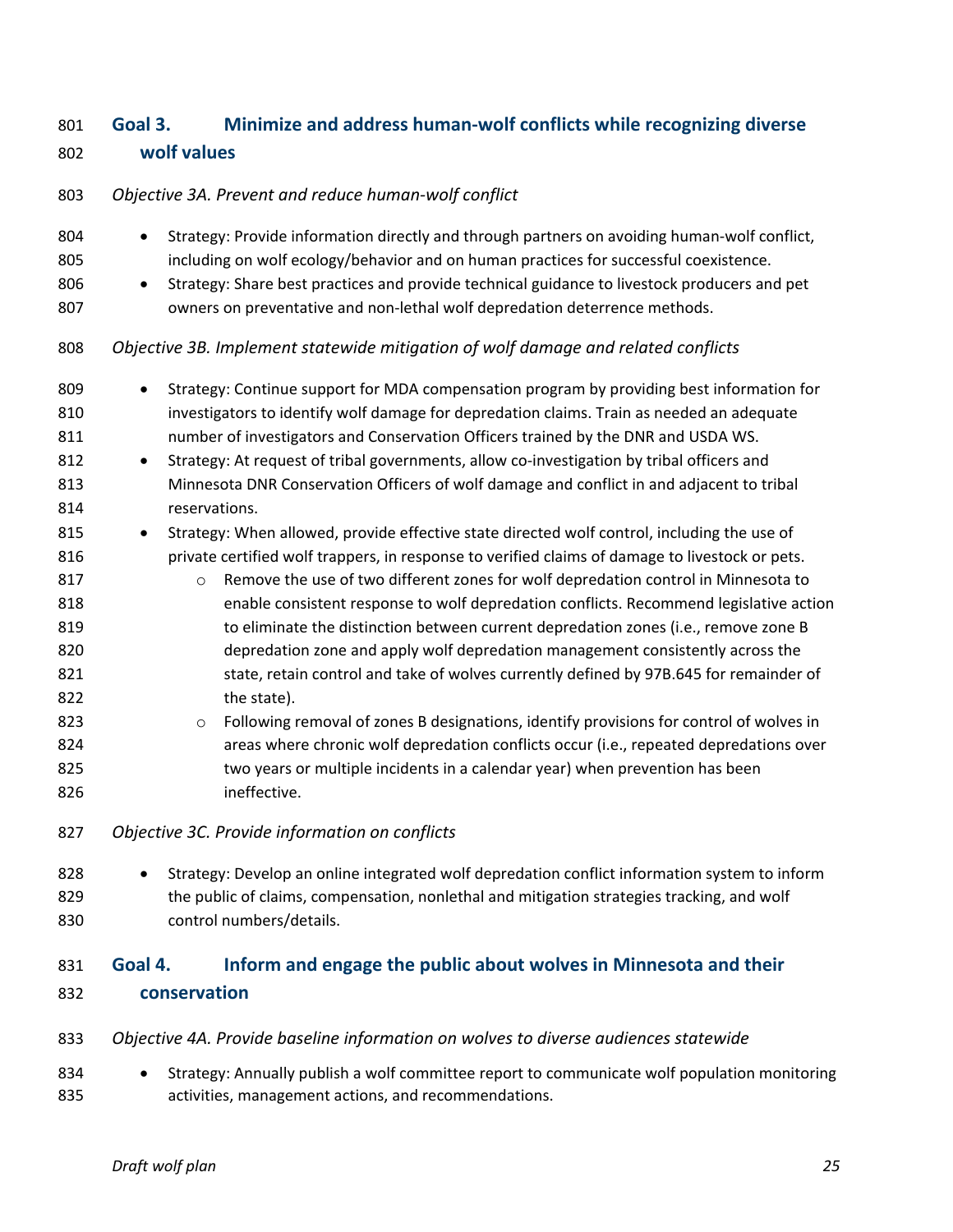## Goal 3. Minimize and address human-wolf conflicts while recognizing diverse wolf values

*Objective 3A. Prevent and reduce human-wolf conflict*

- Strategy: Provide information directly and through partners on avoiding human-wolf conflict, including on wolf ecology/behavior and on human practices for successful coexistence.
- Strategy: Share best practices and provide technical guidance to livestock producers and pet owners on preventative and non-lethal wolf depredation deterrence methods.

*Objective 3B. Implement statewide mitigation of wolf damage and related conflicts*

- Strategy: Continue support for MDA compensation program by providing best information for investigators to identify wolf damage for depredation claims. Train as needed an adequate number of investigators and Conservation Officers trained by the DNR and USDA WS.
- Strategy: At request of tribal governments, allow co-investigation by tribal officers and Minnesota DNR Conservation Officers of wolf damage and conflict in and adjacent to tribal reservations.
- Strategy: When allowed, provide effective state directed wolf control, including the use of private certified wolf trappers, in response to verified claims of damage to livestock or pets.
    - Remove the use of two different zones for wolf depredation control in Minnesota to enable consistent response to wolf depredation conflicts. Recommend legislative action to eliminate the distinction between current depredation zones (i.e., remove zone B depredation zone and apply wolf depredation management consistently across the state, retain control and take of wolves currently defined by 97B.645 for remainder of the state).
    - Following removal of zones B designations, identify provisions for control of wolves in areas where chronic wolf depredation conflicts occur (i.e., repeated depredations over two years or multiple incidents in a calendar year) when prevention has been ineffective.

*Objective 3C. Provide information on conflicts*

- Strategy: Develop an online integrated wolf depredation conflict information system to inform the public of claims, compensation, nonlethal and mitigation strategies tracking, and wolf control numbers/details.

## Goal 4. Inform and engage the public about wolves in Minnesota and their conservation

*Objective 4A. Provide baseline information on wolves to diverse audiences statewide*

- Strategy: Annually publish a wolf committee report to communicate wolf population monitoring activities, management actions, and recommendations.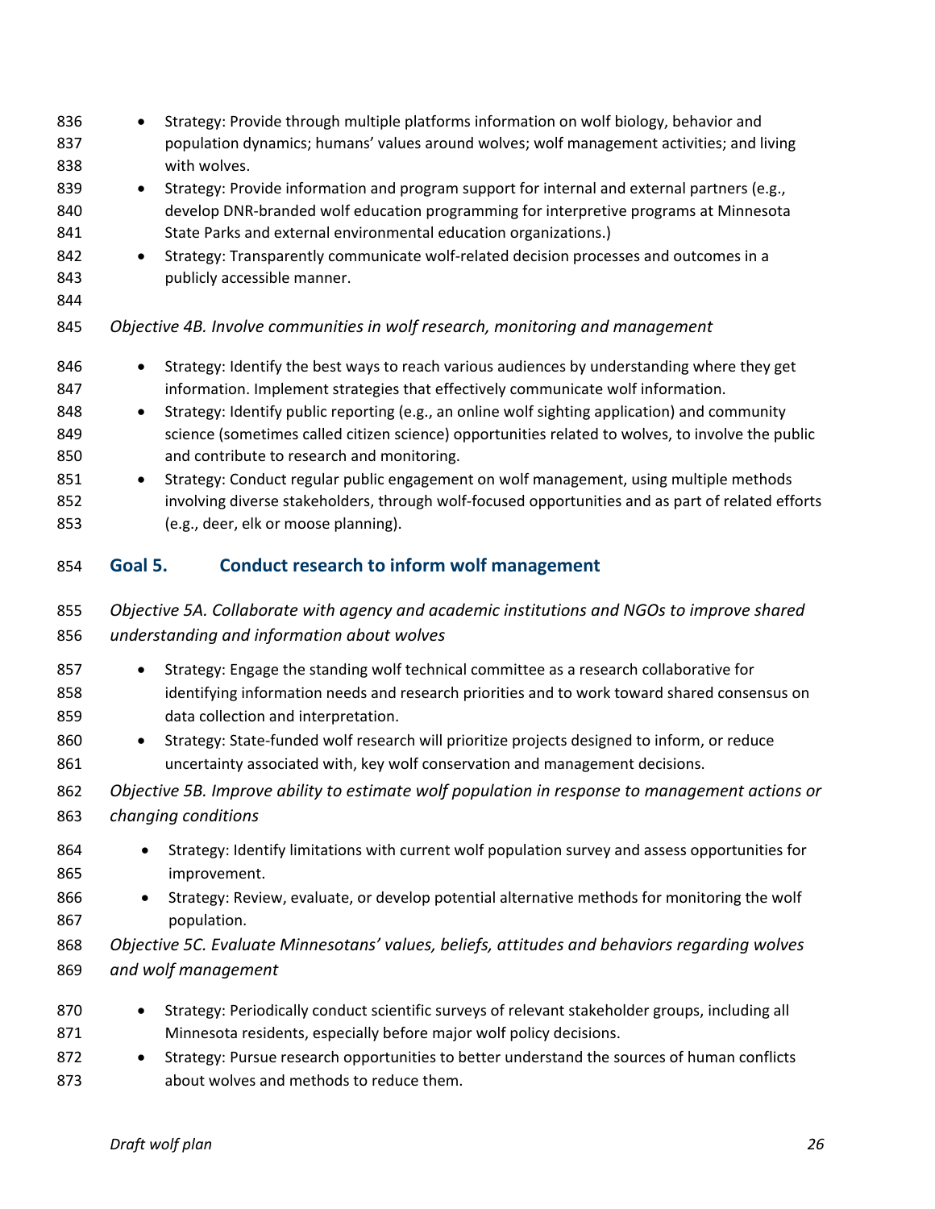- Strategy: Provide through multiple platforms information on wolf biology, behavior and population dynamics; humans' values around wolves; wolf management activities; and living with wolves.
- Strategy: Provide information and program support for internal and external partners (e.g., develop DNR-branded wolf education programming for interpretive programs at Minnesota State Parks and external environmental education organizations.)
- Strategy: Transparently communicate wolf-related decision processes and outcomes in a publicly accessible manner.

*Objective 4B. Involve communities in wolf research, monitoring and management*

- Strategy: Identify the best ways to reach various audiences by understanding where they get information. Implement strategies that effectively communicate wolf information.
- Strategy: Identify public reporting (e.g., an online wolf sighting application) and community science (sometimes called citizen science) opportunities related to wolves, to involve the public and contribute to research and monitoring.
- Strategy: Conduct regular public engagement on wolf management, using multiple methods involving diverse stakeholders, through wolf-focused opportunities and as part of related efforts (e.g., deer, elk or moose planning).

## Goal 5. Conduct research to inform wolf management

*Objective 5A. Collaborate with agency and academic institutions and NGOs to improve shared understanding and information about wolves*

- Strategy: Engage the standing wolf technical committee as a research collaborative for identifying information needs and research priorities and to work toward shared consensus on data collection and interpretation.
- Strategy: State-funded wolf research will prioritize projects designed to inform, or reduce uncertainty associated with, key wolf conservation and management decisions.

*Objective 5B. Improve ability to estimate wolf population in response to management actions or changing conditions*

- Strategy: Identify limitations with current wolf population survey and assess opportunities for improvement.
- Strategy: Review, evaluate, or develop potential alternative methods for monitoring the wolf population.

*Objective 5C. Evaluate Minnesotans' values, beliefs, attitudes and behaviors regarding wolves and wolf management*

- Strategy: Periodically conduct scientific surveys of relevant stakeholder groups, including all Minnesota residents, especially before major wolf policy decisions.
- Strategy: Pursue research opportunities to better understand the sources of human conflicts about wolves and methods to reduce them.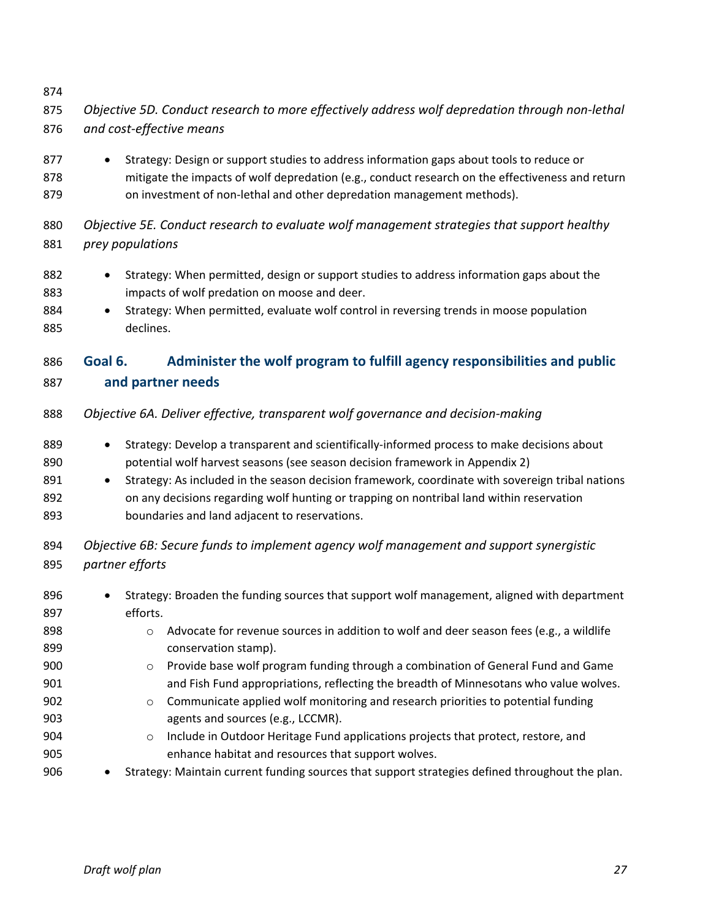*Objective 5D. Conduct research to more effectively address wolf depredation through non-lethal and cost-effective means*

- Strategy: Design or support studies to address information gaps about tools to reduce or mitigate the impacts of wolf depredation (e.g., conduct research on the effectiveness and return on investment of non-lethal and other depredation management methods).

*Objective 5E. Conduct research to evaluate wolf management strategies that support healthy prey populations*

- Strategy: When permitted, design or support studies to address information gaps about the impacts of wolf predation on moose and deer.
- Strategy: When permitted, evaluate wolf control in reversing trends in moose population declines.

## Goal 6. Administer the wolf program to fulfill agency responsibilities and public and partner needs

*Objective 6A. Deliver effective, transparent wolf governance and decision-making*

- Strategy: Develop a transparent and scientifically-informed process to make decisions about potential wolf harvest seasons (see season decision framework in Appendix 2)
- Strategy: As included in the season decision framework, coordinate with sovereign tribal nations on any decisions regarding wolf hunting or trapping on nontribal land within reservation boundaries and land adjacent to reservations.

*Objective 6B: Secure funds to implement agency wolf management and support synergistic partner efforts*

- Strategy: Broaden the funding sources that support wolf management, aligned with department efforts.
  - Advocate for revenue sources in addition to wolf and deer season fees (e.g., a wildlife conservation stamp).
  - Provide base wolf program funding through a combination of General Fund and Game and Fish Fund appropriations, reflecting the breadth of Minnesotans who value wolves.
  - Communicate applied wolf monitoring and research priorities to potential funding agents and sources (e.g., LCCMR).
  - Include in Outdoor Heritage Fund applications projects that protect, restore, and enhance habitat and resources that support wolves.
- Strategy: Maintain current funding sources that support strategies defined throughout the plan.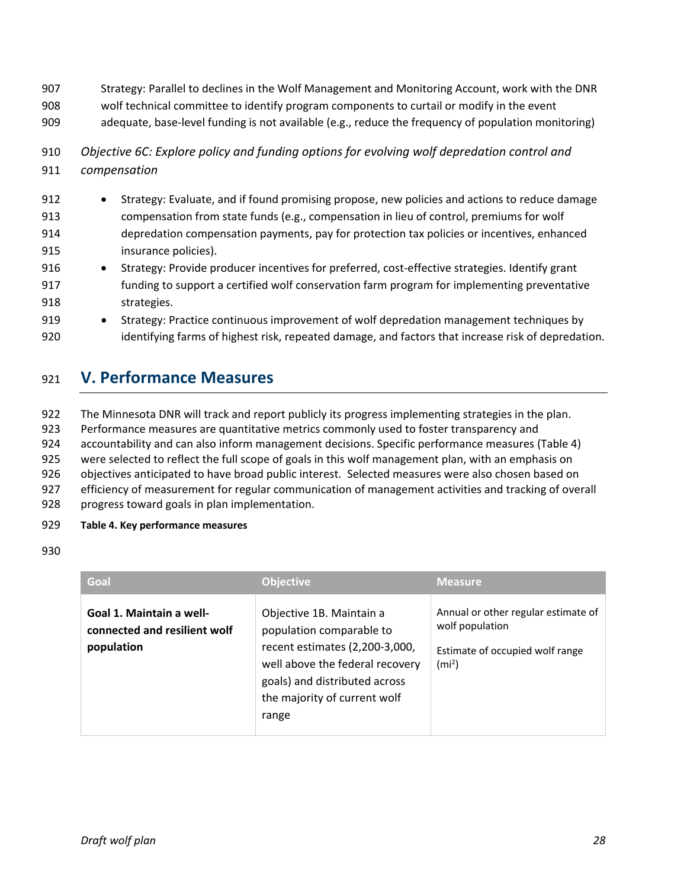Strategy: Parallel to declines in the Wolf Management and Monitoring Account, work with the DNR wolf technical committee to identify program components to curtail or modify in the event adequate, base-level funding is not available (e.g., reduce the frequency of population monitoring)

*Objective 6C: Explore policy and funding options for evolving wolf depredation control and compensation*

- Strategy: Evaluate, and if found promising propose, new policies and actions to reduce damage compensation from state funds (e.g., compensation in lieu of control, premiums for wolf depredation compensation payments, pay for protection tax policies or incentives, enhanced insurance policies).
- Strategy: Provide producer incentives for preferred, cost-effective strategies. Identify grant funding to support a certified wolf conservation farm program for implementing preventative strategies.
- Strategy: Practice continuous improvement of wolf depredation management techniques by identifying farms of highest risk, repeated damage, and factors that increase risk of depredation.

# V. Performance Measures

The Minnesota DNR will track and report publicly its progress implementing strategies in the plan. Performance measures are quantitative metrics commonly used to foster transparency and accountability and can also inform management decisions. Specific performance measures (Table 4) were selected to reflect the full scope of goals in this wolf management plan, with an emphasis on objectives anticipated to have broad public interest. Selected measures were also chosen based on efficiency of measurement for regular communication of management activities and tracking of overall progress toward goals in plan implementation.

**Table 4. Key performance measures**

| Goal | Objective | Measure |
|---|---|---|
| **Goal 1. Maintain a well-connected and resilient wolf population** | Objective 1B. Maintain a population comparable to recent estimates (2,200-3,000, well above the federal recovery goals) and distributed across the majority of current wolf range | Annual or other regular estimate of wolf population<br><br>Estimate of occupied wolf range ($mi^2$) |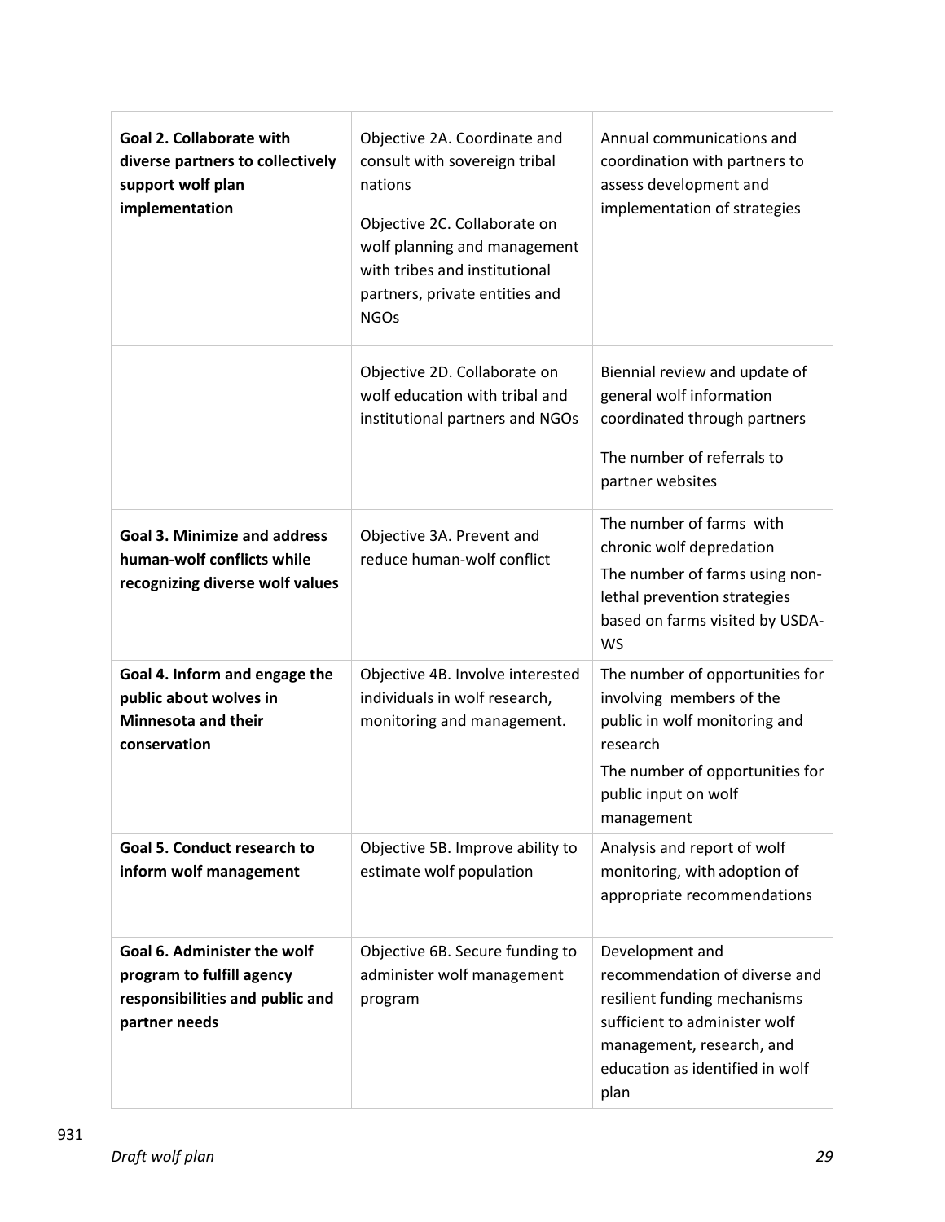| **Goal 2. Collaborate with diverse partners to collectively support wolf plan implementation** | Objective 2A. Coordinate and consult with sovereign tribal nations<br><br>Objective 2C. Collaborate on wolf planning and management with tribes and institutional partners, private entities and NGOs | Annual communications and coordination with partners to assess development and implementation of strategies |
|---|---|---|
| | Objective 2D. Collaborate on wolf education with tribal and institutional partners and NGOs | Biennial review and update of general wolf information coordinated through partners<br><br>The number of referrals to partner websites |
| **Goal 3. Minimize and address human-wolf conflicts while recognizing diverse wolf values** | Objective 3A. Prevent and reduce human-wolf conflict | The number of farms with chronic wolf depredation<br><br>The number of farms using non-lethal prevention strategies based on farms visited by USDA-WS |
| **Goal 4. Inform and engage the public about wolves in Minnesota and their conservation** | Objective 4B. Involve interested individuals in wolf research, monitoring and management. | The number of opportunities for involving members of the public in wolf monitoring and research<br><br>The number of opportunities for public input on wolf management |
| **Goal 5. Conduct research to inform wolf management** | Objective 5B. Improve ability to estimate wolf population | Analysis and report of wolf monitoring, with adoption of appropriate recommendations |
| **Goal 6. Administer the wolf program to fulfill agency responsibilities and public and partner needs** | Objective 6B. Secure funding to administer wolf management program | Development and recommendation of diverse and resilient funding mechanisms sufficient to administer wolf management, research, and education as identified in wolf plan |

931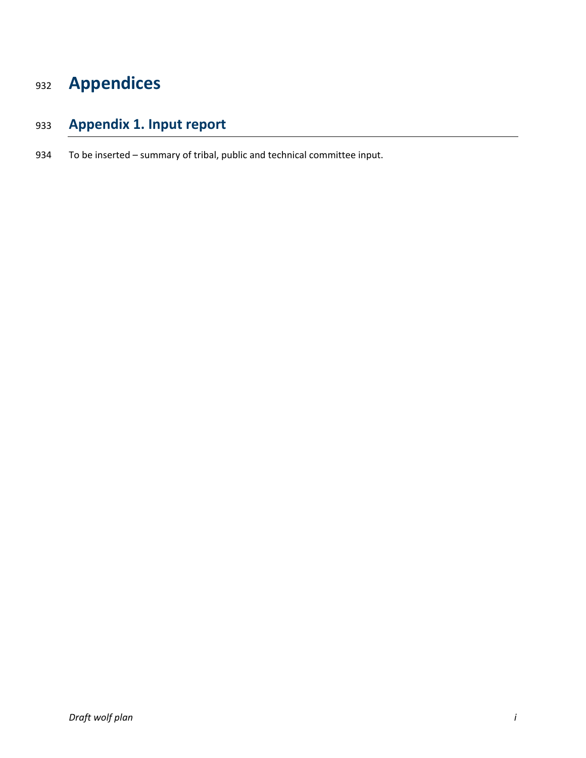# Appendices

## Appendix 1. Input report

To be inserted – summary of tribal, public and technical committee input.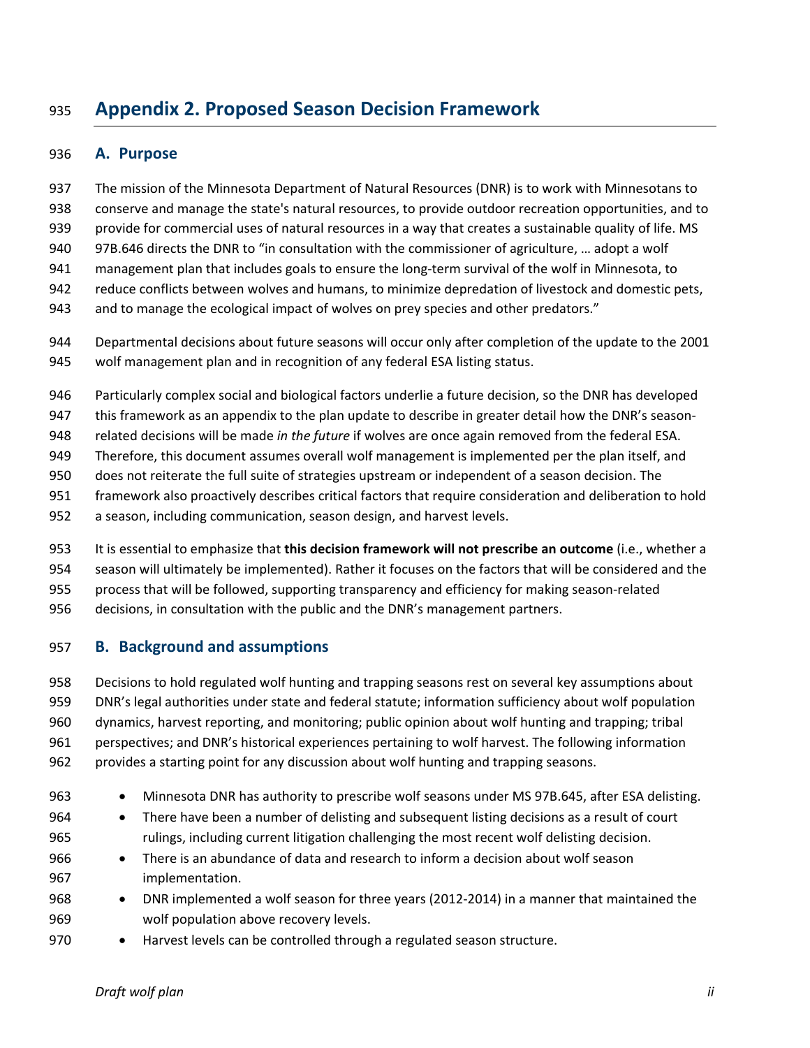# Appendix 2. Proposed Season Decision Framework

## A. Purpose

The mission of the Minnesota Department of Natural Resources (DNR) is to work with Minnesotans to conserve and manage the state's natural resources, to provide outdoor recreation opportunities, and to provide for commercial uses of natural resources in a way that creates a sustainable quality of life. MS 97B.646 directs the DNR to "in consultation with the commissioner of agriculture, … adopt a wolf management plan that includes goals to ensure the long-term survival of the wolf in Minnesota, to reduce conflicts between wolves and humans, to minimize depredation of livestock and domestic pets, and to manage the ecological impact of wolves on prey species and other predators."

Departmental decisions about future seasons will occur only after completion of the update to the 2001 wolf management plan and in recognition of any federal ESA listing status.

Particularly complex social and biological factors underlie a future decision, so the DNR has developed this framework as an appendix to the plan update to describe in greater detail how the DNR's season-related decisions will be made *in the future* if wolves are once again removed from the federal ESA. Therefore, this document assumes overall wolf management is implemented per the plan itself, and does not reiterate the full suite of strategies upstream or independent of a season decision. The framework also proactively describes critical factors that require consideration and deliberation to hold a season, including communication, season design, and harvest levels.

It is essential to emphasize that **this decision framework will not prescribe an outcome** (i.e., whether a season will ultimately be implemented). Rather it focuses on the factors that will be considered and the process that will be followed, supporting transparency and efficiency for making season-related decisions, in consultation with the public and the DNR's management partners.

## B. Background and assumptions

Decisions to hold regulated wolf hunting and trapping seasons rest on several key assumptions about DNR's legal authorities under state and federal statute; information sufficiency about wolf population dynamics, harvest reporting, and monitoring; public opinion about wolf hunting and trapping; tribal perspectives; and DNR's historical experiences pertaining to wolf harvest. The following information provides a starting point for any discussion about wolf hunting and trapping seasons.

- Minnesota DNR has authority to prescribe wolf seasons under MS 97B.645, after ESA delisting.
- There have been a number of delisting and subsequent listing decisions as a result of court rulings, including current litigation challenging the most recent wolf delisting decision.
- There is an abundance of data and research to inform a decision about wolf season implementation.
- DNR implemented a wolf season for three years (2012-2014) in a manner that maintained the wolf population above recovery levels.
- Harvest levels can be controlled through a regulated season structure.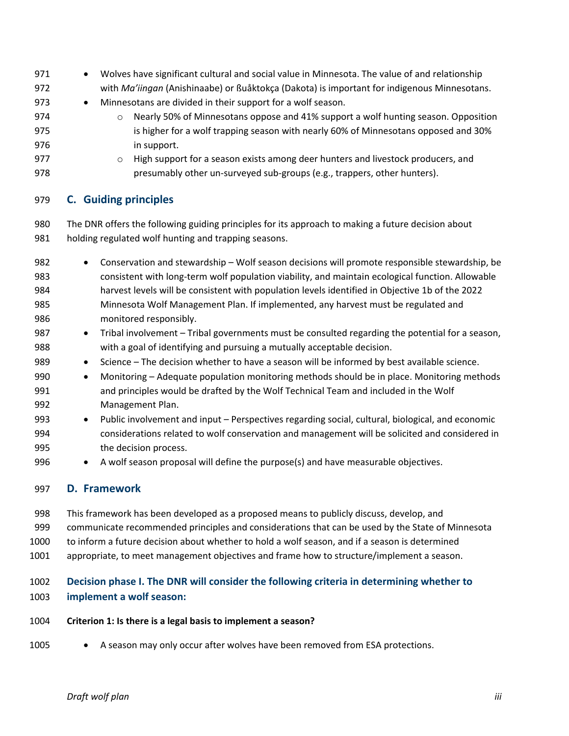- Wolves have significant cultural and social value in Minnesota. The value of and relationship with *Ma'iingan* (Anishinaabe) or ßuåktokça (Dakota) is important for indigenous Minnesotans.
- Minnesotans are divided in their support for a wolf season.
    - Nearly 50% of Minnesotans oppose and 41% support a wolf hunting season. Opposition is higher for a wolf trapping season with nearly 60% of Minnesotans opposed and 30% in support.
    - High support for a season exists among deer hunters and livestock producers, and presumably other un-surveyed sub-groups (e.g., trappers, other hunters).

## C. Guiding principles

The DNR offers the following guiding principles for its approach to making a future decision about holding regulated wolf hunting and trapping seasons.

- Conservation and stewardship – Wolf season decisions will promote responsible stewardship, be consistent with long-term wolf population viability, and maintain ecological function. Allowable harvest levels will be consistent with population levels identified in Objective 1b of the 2022 Minnesota Wolf Management Plan. If implemented, any harvest must be regulated and monitored responsibly.
- Tribal involvement – Tribal governments must be consulted regarding the potential for a season, with a goal of identifying and pursuing a mutually acceptable decision.
- Science – The decision whether to have a season will be informed by best available science.
- Monitoring – Adequate population monitoring methods should be in place. Monitoring methods and principles would be drafted by the Wolf Technical Team and included in the Wolf Management Plan.
- Public involvement and input – Perspectives regarding social, cultural, biological, and economic considerations related to wolf conservation and management will be solicited and considered in the decision process.
- A wolf season proposal will define the purpose(s) and have measurable objectives.

## D. Framework

This framework has been developed as a proposed means to publicly discuss, develop, and communicate recommended principles and considerations that can be used by the State of Minnesota to inform a future decision about whether to hold a wolf season, and if a season is determined appropriate, to meet management objectives and frame how to structure/implement a season.

### Decision phase I. The DNR will consider the following criteria in determining whether to implement a wolf season:

**Criterion 1: Is there is a legal basis to implement a season?**

- A season may only occur after wolves have been removed from ESA protections.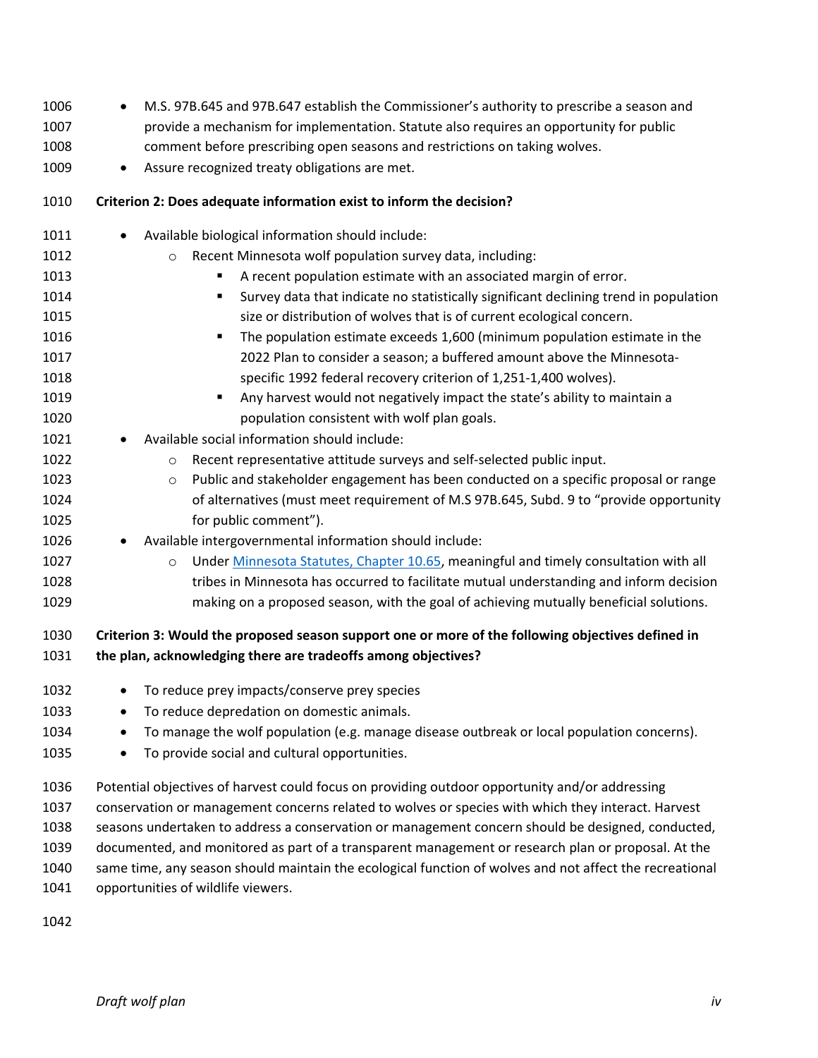- M.S. 97B.645 and 97B.647 establish the Commissioner's authority to prescribe a season and provide a mechanism for implementation. Statute also requires an opportunity for public comment before prescribing open seasons and restrictions on taking wolves.
- Assure recognized treaty obligations are met.

**Criterion 2: Does adequate information exist to inform the decision?**

- Available biological information should include:
  - Recent Minnesota wolf population survey data, including:
    - A recent population estimate with an associated margin of error.
    - Survey data that indicate no statistically significant declining trend in population size or distribution of wolves that is of current ecological concern.
    - The population estimate exceeds 1,600 (minimum population estimate in the 2022 Plan to consider a season; a buffered amount above the Minnesota-specific 1992 federal recovery criterion of 1,251-1,400 wolves).
    - Any harvest would not negatively impact the state's ability to maintain a population consistent with wolf plan goals.
- Available social information should include:
  - Recent representative attitude surveys and self-selected public input.
  - Public and stakeholder engagement has been conducted on a specific proposal or range of alternatives (must meet requirement of M.S 97B.645, Subd. 9 to "provide opportunity for public comment").
- Available intergovernmental information should include:
  - Under Minnesota Statutes, Chapter 10.65, meaningful and timely consultation with all tribes in Minnesota has occurred to facilitate mutual understanding and inform decision making on a proposed season, with the goal of achieving mutually beneficial solutions.

**Criterion 3: Would the proposed season support one or more of the following objectives defined in the plan, acknowledging there are tradeoffs among objectives?**

- To reduce prey impacts/conserve prey species
- To reduce depredation on domestic animals.
- To manage the wolf population (e.g. manage disease outbreak or local population concerns).
- To provide social and cultural opportunities.

Potential objectives of harvest could focus on providing outdoor opportunity and/or addressing conservation or management concerns related to wolves or species with which they interact. Harvest seasons undertaken to address a conservation or management concern should be designed, conducted, documented, and monitored as part of a transparent management or research plan or proposal. At the same time, any season should maintain the ecological function of wolves and not affect the recreational opportunities of wildlife viewers.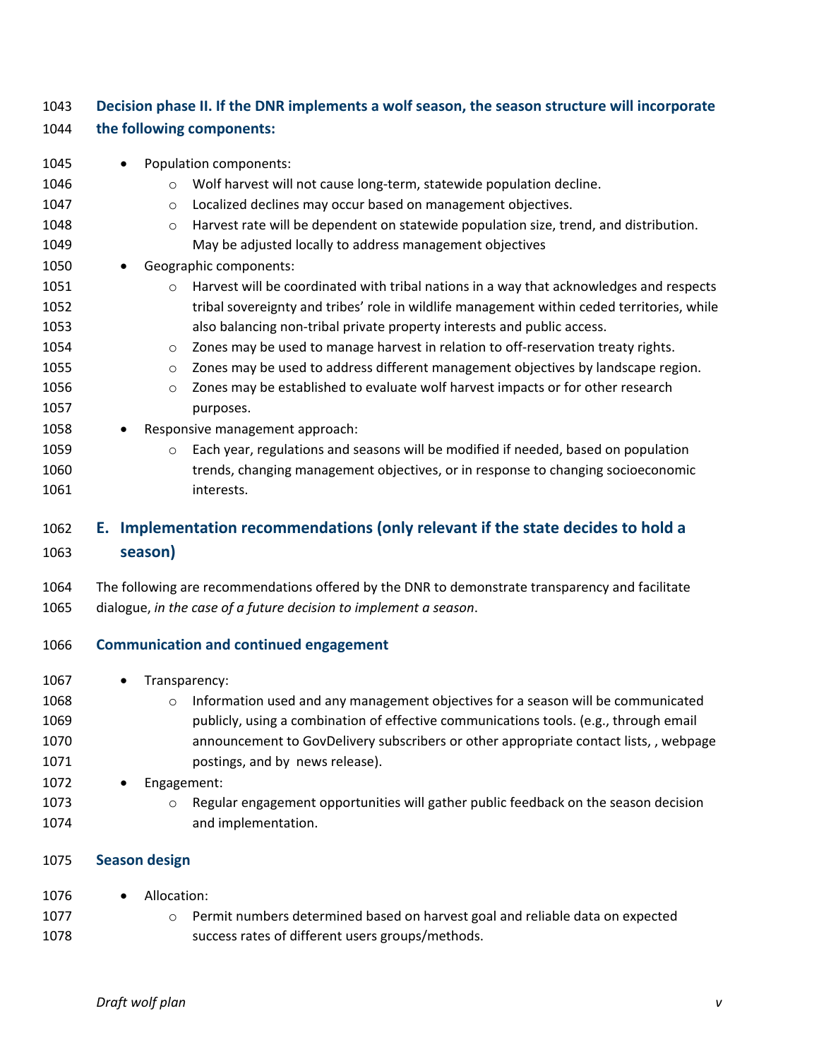**Decision phase II. If the DNR implements a wolf season, the season structure will incorporate the following components:**

- Population components:
  - Wolf harvest will not cause long-term, statewide population decline.
  - Localized declines may occur based on management objectives.
  - Harvest rate will be dependent on statewide population size, trend, and distribution. May be adjusted locally to address management objectives
- Geographic components:
  - Harvest will be coordinated with tribal nations in a way that acknowledges and respects tribal sovereignty and tribes' role in wildlife management within ceded territories, while also balancing non-tribal private property interests and public access.
  - Zones may be used to manage harvest in relation to off-reservation treaty rights.
  - Zones may be used to address different management objectives by landscape region.
  - Zones may be established to evaluate wolf harvest impacts or for other research purposes.
- Responsive management approach:
  - Each year, regulations and seasons will be modified if needed, based on population trends, changing management objectives, or in response to changing socioeconomic interests.

## E. Implementation recommendations (only relevant if the state decides to hold a season)

The following are recommendations offered by the DNR to demonstrate transparency and facilitate dialogue, *in the case of a future decision to implement a season*.

### Communication and continued engagement

- Transparency:
  - Information used and any management objectives for a season will be communicated publicly, using a combination of effective communications tools. (e.g., through email announcement to GovDelivery subscribers or other appropriate contact lists, , webpage postings, and by news release).
- Engagement:
  - Regular engagement opportunities will gather public feedback on the season decision and implementation.

### Season design

- Allocation:
  - Permit numbers determined based on harvest goal and reliable data on expected success rates of different users groups/methods.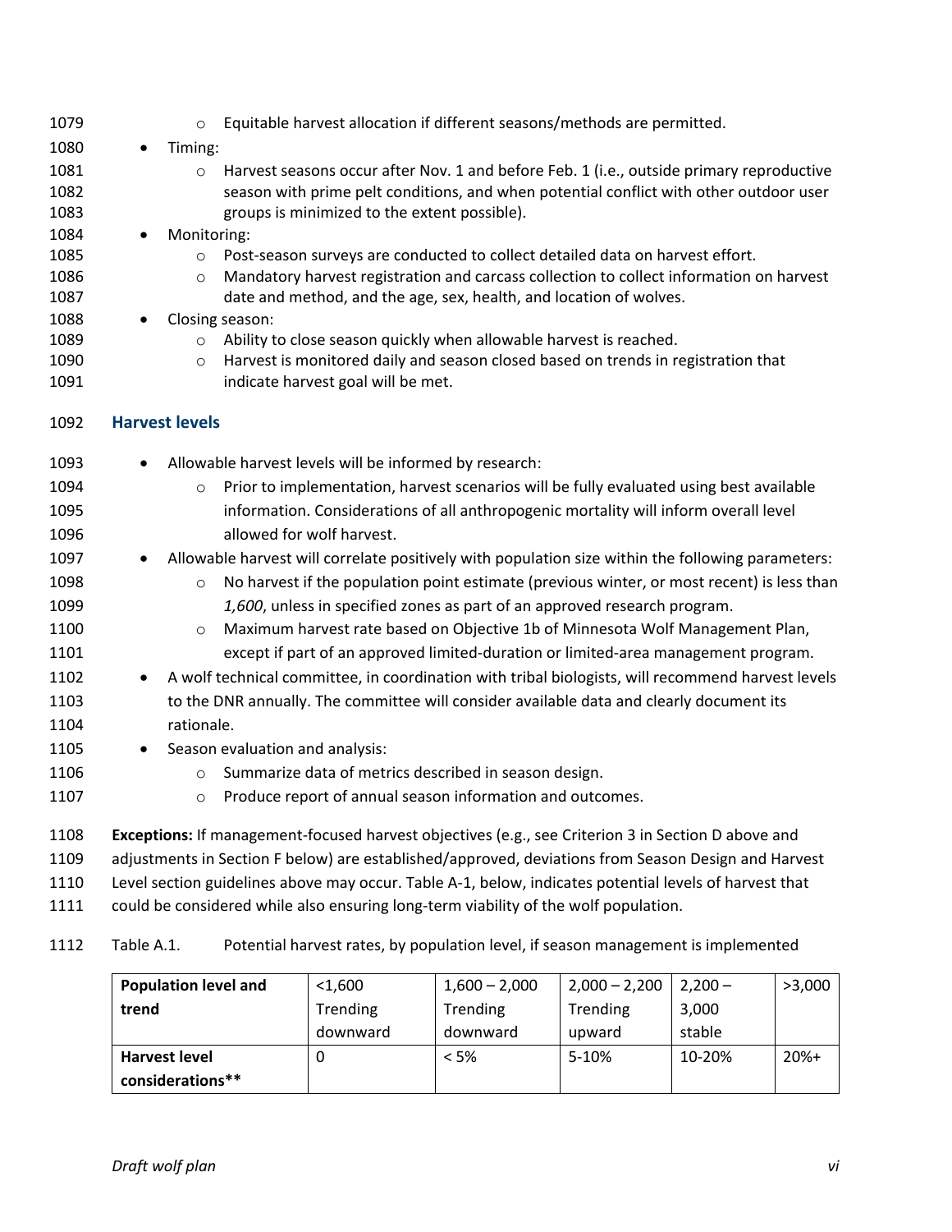- Equitable harvest allocation if different seasons/methods are permitted.
- Timing:
  - Harvest seasons occur after Nov. 1 and before Feb. 1 (i.e., outside primary reproductive season with prime pelt conditions, and when potential conflict with other outdoor user groups is minimized to the extent possible).
- Monitoring:
  - Post-season surveys are conducted to collect detailed data on harvest effort.
  - Mandatory harvest registration and carcass collection to collect information on harvest date and method, and the age, sex, health, and location of wolves.
- Closing season:
  - Ability to close season quickly when allowable harvest is reached.
  - Harvest is monitored daily and season closed based on trends in registration that indicate harvest goal will be met.

### Harvest levels

- Allowable harvest levels will be informed by research:
  - Prior to implementation, harvest scenarios will be fully evaluated using best available information. Considerations of all anthropogenic mortality will inform overall level allowed for wolf harvest.
- Allowable harvest will correlate positively with population size within the following parameters:
  - No harvest if the population point estimate (previous winter, or most recent) is less than *1,600*, unless in specified zones as part of an approved research program.
  - Maximum harvest rate based on Objective 1b of Minnesota Wolf Management Plan, except if part of an approved limited-duration or limited-area management program.
- A wolf technical committee, in coordination with tribal biologists, will recommend harvest levels to the DNR annually. The committee will consider available data and clearly document its rationale.
- Season evaluation and analysis:
  - Summarize data of metrics described in season design.
  - Produce report of annual season information and outcomes.

**Exceptions:** If management-focused harvest objectives (e.g., see Criterion 3 in Section D above and adjustments in Section F below) are established/approved, deviations from Season Design and Harvest Level section guidelines above may occur. Table A-1, below, indicates potential levels of harvest that could be considered while also ensuring long-term viability of the wolf population.

Table A.1. Potential harvest rates, by population level, if season management is implemented

| **Population level and trend** | <1,600 Trending downward | 1,600 – 2,000 Trending downward | 2,000 – 2,200 Trending upward | 2,200 – 3,000 stable | >3,000 |
|---|---|---|---|---|---|
| **Harvest level considerations**** | 0 | < 5% | 5-10% | 10-20% | 20%+ |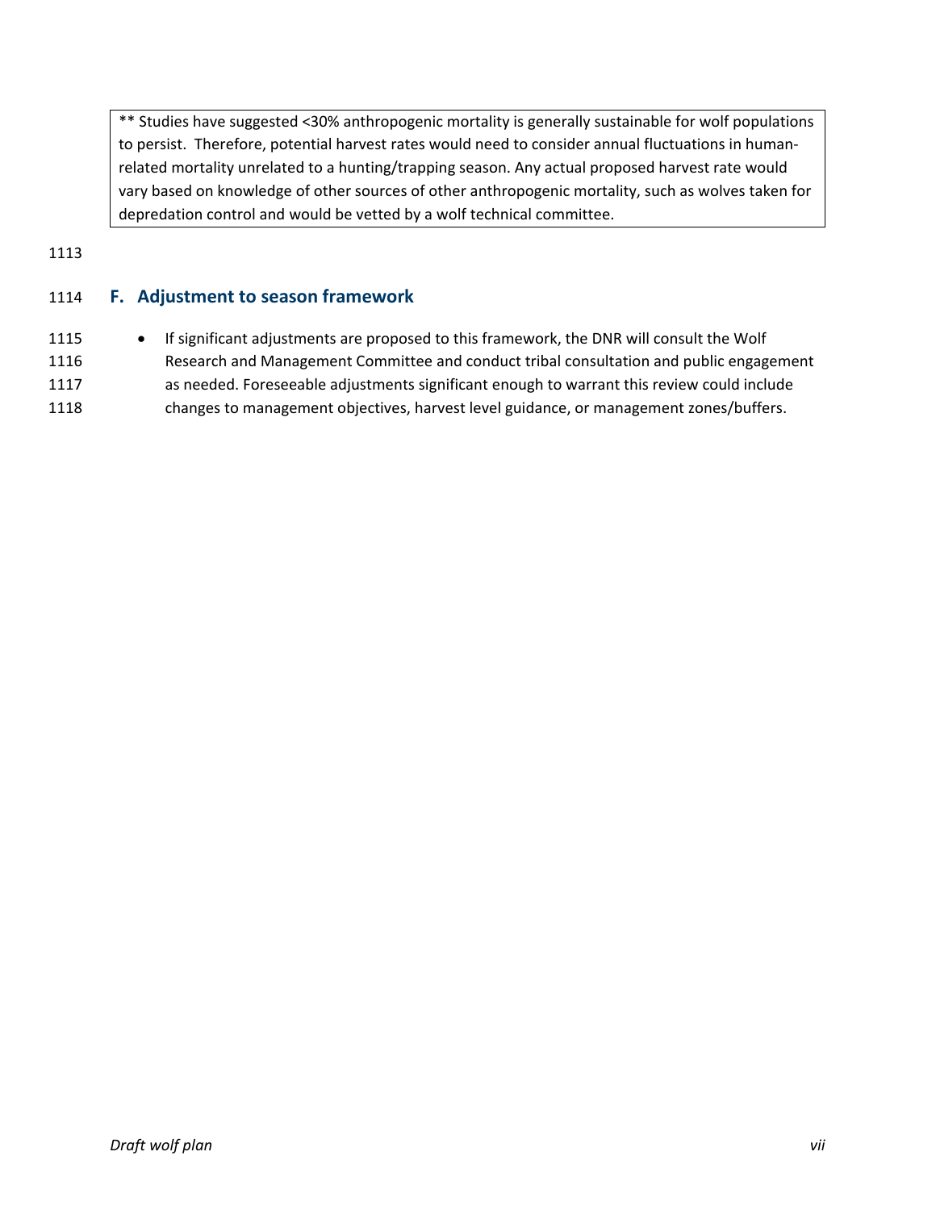** Studies have suggested <30% anthropogenic mortality is generally sustainable for wolf populations to persist. Therefore, potential harvest rates would need to consider annual fluctuations in human-related mortality unrelated to a hunting/trapping season. Any actual proposed harvest rate would vary based on knowledge of other sources of other anthropogenic mortality, such as wolves taken for depredation control and would be vetted by a wolf technical committee.

## F. Adjustment to season framework

- If significant adjustments are proposed to this framework, the DNR will consult the Wolf Research and Management Committee and conduct tribal consultation and public engagement as needed. Foreseeable adjustments significant enough to warrant this review could include changes to management objectives, harvest level guidance, or management zones/buffers.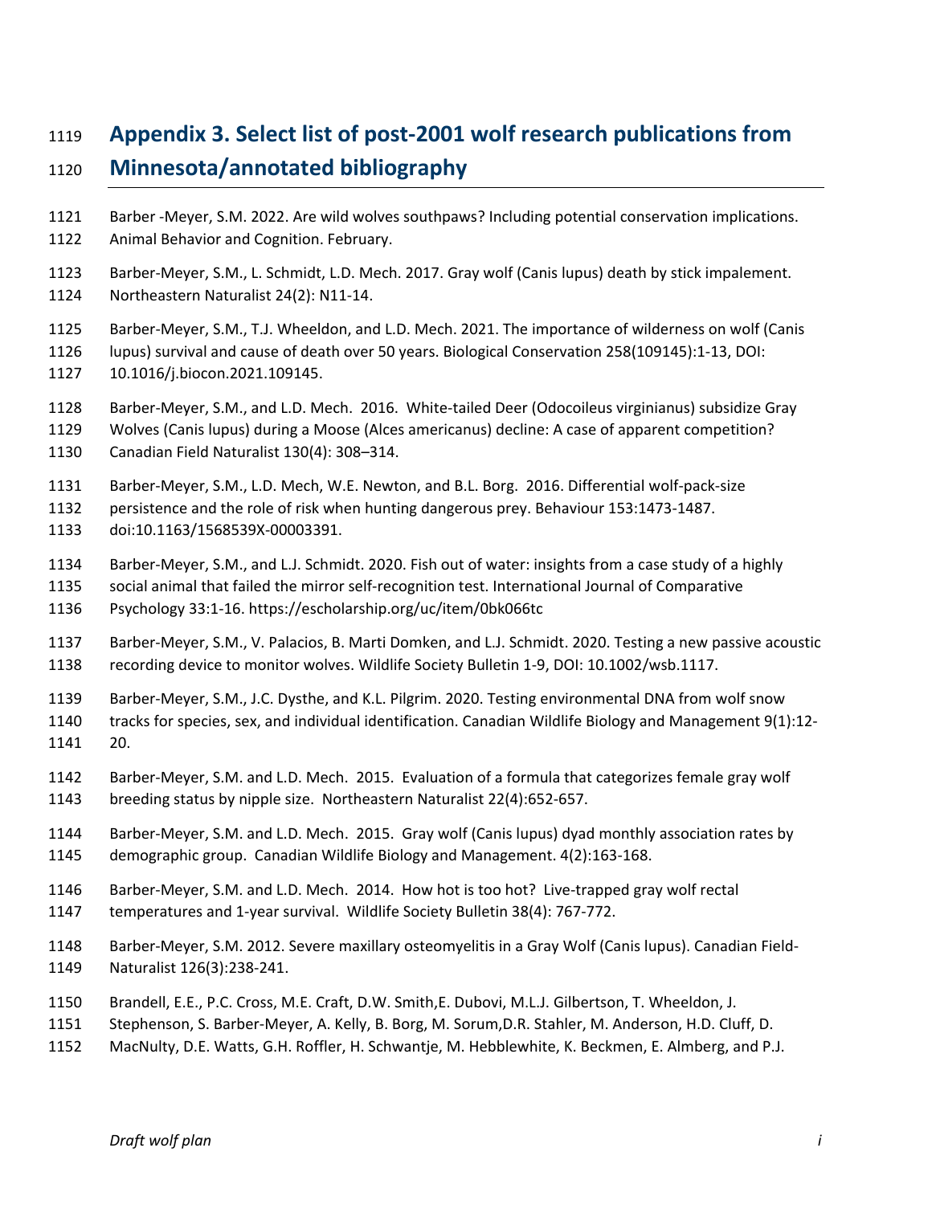## Appendix 3. Select list of post-2001 wolf research publications from Minnesota/annotated bibliography

Barber -Meyer, S.M. 2022. Are wild wolves southpaws? Including potential conservation implications. Animal Behavior and Cognition. February.

Barber-Meyer, S.M., L. Schmidt, L.D. Mech. 2017. Gray wolf (Canis lupus) death by stick impalement. Northeastern Naturalist 24(2): N11-14.

Barber-Meyer, S.M., T.J. Wheeldon, and L.D. Mech. 2021. The importance of wilderness on wolf (Canis lupus) survival and cause of death over 50 years. Biological Conservation 258(109145):1-13, DOI: 10.1016/j.biocon.2021.109145.

Barber-Meyer, S.M., and L.D. Mech. 2016. White-tailed Deer (Odocoileus virginianus) subsidize Gray Wolves (Canis lupus) during a Moose (Alces americanus) decline: A case of apparent competition? Canadian Field Naturalist 130(4): 308–314.

Barber-Meyer, S.M., L.D. Mech, W.E. Newton, and B.L. Borg. 2016. Differential wolf-pack-size persistence and the role of risk when hunting dangerous prey. Behaviour 153:1473-1487. doi:10.1163/1568539X-00003391.

Barber-Meyer, S.M., and L.J. Schmidt. 2020. Fish out of water: insights from a case study of a highly social animal that failed the mirror self-recognition test. International Journal of Comparative Psychology 33:1-16. https://escholarship.org/uc/item/0bk066tc

Barber-Meyer, S.M., V. Palacios, B. Marti Domken, and L.J. Schmidt. 2020. Testing a new passive acoustic recording device to monitor wolves. Wildlife Society Bulletin 1-9, DOI: 10.1002/wsb.1117.

Barber-Meyer, S.M., J.C. Dysthe, and K.L. Pilgrim. 2020. Testing environmental DNA from wolf snow tracks for species, sex, and individual identification. Canadian Wildlife Biology and Management 9(1):12-20.

Barber-Meyer, S.M. and L.D. Mech. 2015. Evaluation of a formula that categorizes female gray wolf breeding status by nipple size. Northeastern Naturalist 22(4):652-657.

Barber-Meyer, S.M. and L.D. Mech. 2015. Gray wolf (Canis lupus) dyad monthly association rates by demographic group. Canadian Wildlife Biology and Management. 4(2):163-168.

Barber-Meyer, S.M. and L.D. Mech. 2014. How hot is too hot? Live-trapped gray wolf rectal temperatures and 1-year survival. Wildlife Society Bulletin 38(4): 767-772.

Barber-Meyer, S.M. 2012. Severe maxillary osteomyelitis in a Gray Wolf (Canis lupus). Canadian Field-Naturalist 126(3):238-241.

Brandell, E.E., P.C. Cross, M.E. Craft, D.W. Smith,E. Dubovi, M.L.J. Gilbertson, T. Wheeldon, J. Stephenson, S. Barber-Meyer, A. Kelly, B. Borg, M. Sorum,D.R. Stahler, M. Anderson, H.D. Cluff, D. MacNulty, D.E. Watts, G.H. Roffler, H. Schwantje, M. Hebblewhite, K. Beckmen, E. Almberg, and P.J.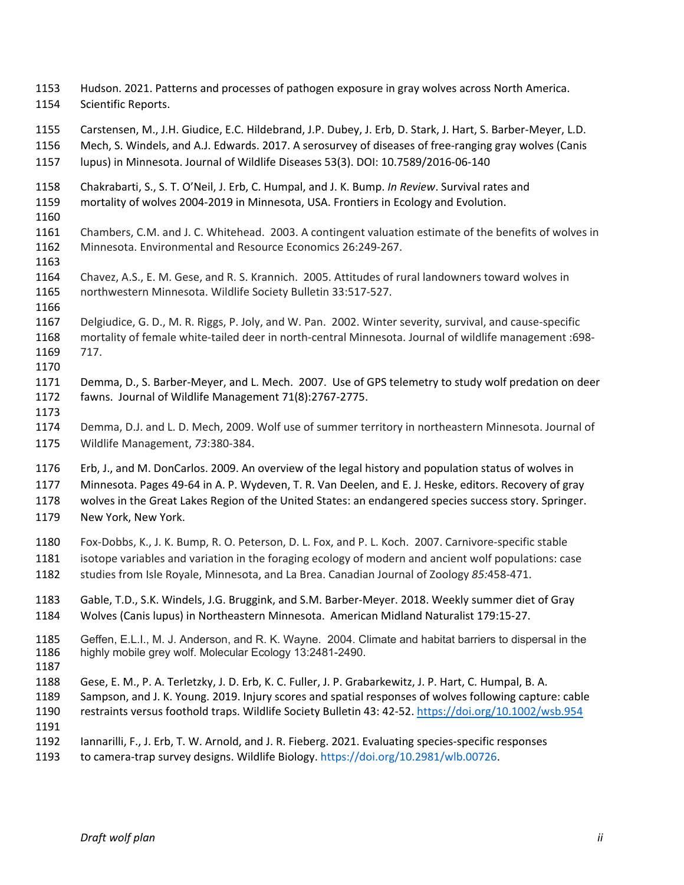Hudson. 2021. Patterns and processes of pathogen exposure in gray wolves across North America. Scientific Reports.

Carstensen, M., J.H. Giudice, E.C. Hildebrand, J.P. Dubey, J. Erb, D. Stark, J. Hart, S. Barber-Meyer, L.D. Mech, S. Windels, and A.J. Edwards. 2017. A serosurvey of diseases of free-ranging gray wolves (Canis lupus) in Minnesota. Journal of Wildlife Diseases 53(3). DOI: 10.7589/2016-06-140

Chakrabarti, S., S. T. O'Neil, J. Erb, C. Humpal, and J. K. Bump. *In Review*. Survival rates and mortality of wolves 2004-2019 in Minnesota, USA. Frontiers in Ecology and Evolution.

Chambers, C.M. and J. C. Whitehead. 2003. A contingent valuation estimate of the benefits of wolves in Minnesota. Environmental and Resource Economics 26:249-267.

Chavez, A.S., E. M. Gese, and R. S. Krannich. 2005. Attitudes of rural landowners toward wolves in northwestern Minnesota. Wildlife Society Bulletin 33:517-527.

Delgiudice, G. D., M. R. Riggs, P. Joly, and W. Pan. 2002. Winter severity, survival, and cause-specific mortality of female white-tailed deer in north-central Minnesota. Journal of wildlife management :698-717.

Demma, D., S. Barber-Meyer, and L. Mech. 2007. Use of GPS telemetry to study wolf predation on deer fawns. Journal of Wildlife Management 71(8):2767-2775.

Demma, D.J. and L. D. Mech, 2009. Wolf use of summer territory in northeastern Minnesota. Journal of Wildlife Management, *73*:380-384.

Erb, J., and M. DonCarlos. 2009. An overview of the legal history and population status of wolves in Minnesota. Pages 49-64 in A. P. Wydeven, T. R. Van Deelen, and E. J. Heske, editors. Recovery of gray wolves in the Great Lakes Region of the United States: an endangered species success story. Springer. New York, New York.

Fox-Dobbs, K., J. K. Bump, R. O. Peterson, D. L. Fox, and P. L. Koch. 2007. Carnivore-specific stable isotope variables and variation in the foraging ecology of modern and ancient wolf populations: case studies from Isle Royale, Minnesota, and La Brea. Canadian Journal of Zoology *85:*458-471.

Gable, T.D., S.K. Windels, J.G. Bruggink, and S.M. Barber-Meyer. 2018. Weekly summer diet of Gray Wolves (Canis lupus) in Northeastern Minnesota. American Midland Naturalist 179:15-27.

Geffen, E.L.I., M. J. Anderson, and R. K. Wayne. 2004. Climate and habitat barriers to dispersal in the highly mobile grey wolf. Molecular Ecology 13:2481-2490.

Gese, E. M., P. A. Terletzky, J. D. Erb, K. C. Fuller, J. P. Grabarkewitz, J. P. Hart, C. Humpal, B. A. Sampson, and J. K. Young. 2019. Injury scores and spatial responses of wolves following capture: cable restraints versus foothold traps. Wildlife Society Bulletin 43: 42-52. https://doi.org/10.1002/wsb.954

Iannarilli, F., J. Erb, T. W. Arnold, and J. R. Fieberg. 2021. Evaluating species-specific responses to camera-trap survey designs. Wildlife Biology. https://doi.org/10.2981/wlb.00726.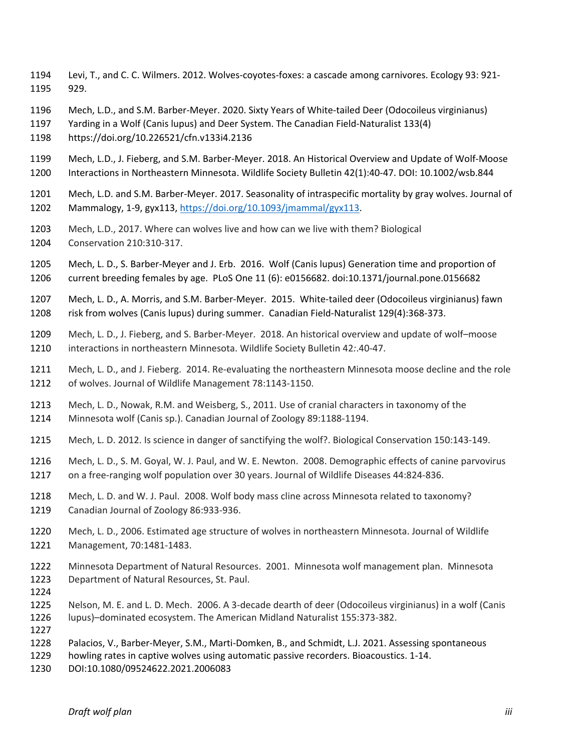Levi, T., and C. C. Wilmers. 2012. Wolves-coyotes-foxes: a cascade among carnivores. Ecology 93: 921-929.

Mech, L.D., and S.M. Barber-Meyer. 2020. Sixty Years of White-tailed Deer (Odocoileus virginianus) Yarding in a Wolf (Canis lupus) and Deer System. The Canadian Field-Naturalist 133(4) https://doi.org/10.226521/cfn.v133i4.2136

Mech, L.D., J. Fieberg, and S.M. Barber-Meyer. 2018. An Historical Overview and Update of Wolf-Moose Interactions in Northeastern Minnesota. Wildlife Society Bulletin 42(1):40-47. DOI: 10.1002/wsb.844

Mech, L.D. and S.M. Barber-Meyer. 2017. Seasonality of intraspecific mortality by gray wolves. Journal of Mammalogy, 1-9, gyx113, https://doi.org/10.1093/jmammal/gyx113.

Mech, L.D., 2017. Where can wolves live and how can we live with them? Biological Conservation 210:310-317.

Mech, L. D., S. Barber-Meyer and J. Erb. 2016. Wolf (Canis lupus) Generation time and proportion of current breeding females by age. PLoS One 11 (6): e0156682. doi:10.1371/journal.pone.0156682

Mech, L. D., A. Morris, and S.M. Barber-Meyer. 2015. White-tailed deer (Odocoileus virginianus) fawn risk from wolves (Canis lupus) during summer. Canadian Field-Naturalist 129(4):368-373.

Mech, L. D., J. Fieberg, and S. Barber-Meyer. 2018. An historical overview and update of wolf–moose interactions in northeastern Minnesota. Wildlife Society Bulletin 42:.40-47.

Mech, L. D., and J. Fieberg. 2014. Re-evaluating the northeastern Minnesota moose decline and the role of wolves. Journal of Wildlife Management 78:1143-1150.

Mech, L. D., Nowak, R.M. and Weisberg, S., 2011. Use of cranial characters in taxonomy of the Minnesota wolf (Canis sp.). Canadian Journal of Zoology 89:1188-1194.

Mech, L. D. 2012. Is science in danger of sanctifying the wolf?. Biological Conservation 150:143-149.

Mech, L. D., S. M. Goyal, W. J. Paul, and W. E. Newton. 2008. Demographic effects of canine parvovirus on a free-ranging wolf population over 30 years. Journal of Wildlife Diseases 44:824-836.

Mech, L. D. and W. J. Paul. 2008. Wolf body mass cline across Minnesota related to taxonomy? Canadian Journal of Zoology 86:933-936.

Mech, L. D., 2006. Estimated age structure of wolves in northeastern Minnesota. Journal of Wildlife Management, 70:1481-1483.

Minnesota Department of Natural Resources. 2001. Minnesota wolf management plan. Minnesota Department of Natural Resources, St. Paul.

Nelson, M. E. and L. D. Mech. 2006. A 3-decade dearth of deer (Odocoileus virginianus) in a wolf (Canis lupus)–dominated ecosystem. The American Midland Naturalist 155:373-382.

Palacios, V., Barber-Meyer, S.M., Marti-Domken, B., and Schmidt, L.J. 2021. Assessing spontaneous howling rates in captive wolves using automatic passive recorders. Bioacoustics. 1-14. DOI:10.1080/09524622.2021.2006083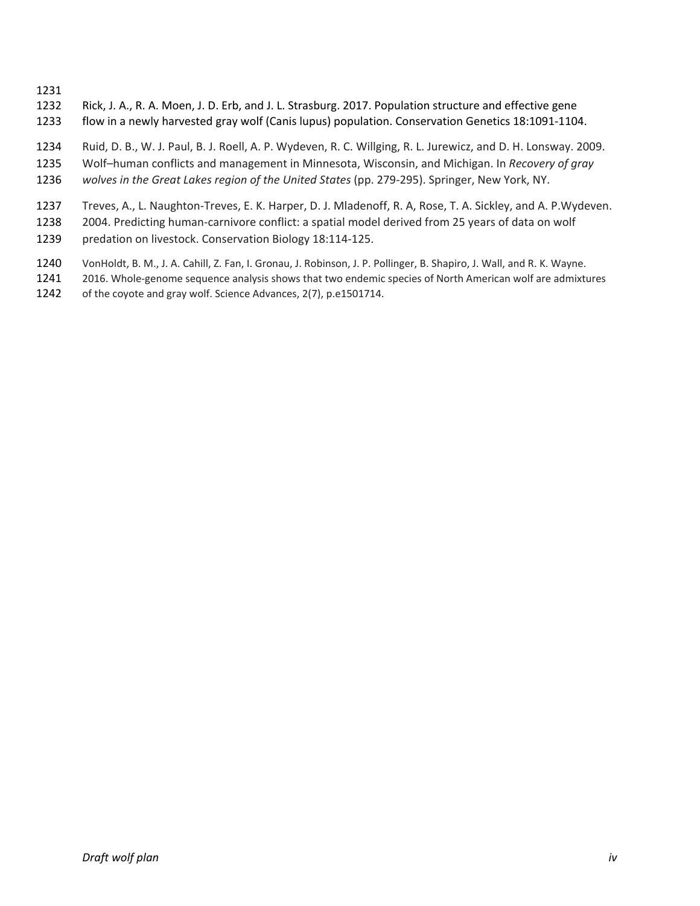Rick, J. A., R. A. Moen, J. D. Erb, and J. L. Strasburg. 2017. Population structure and effective gene flow in a newly harvested gray wolf (Canis lupus) population. Conservation Genetics 18:1091-1104.

Ruid, D. B., W. J. Paul, B. J. Roell, A. P. Wydeven, R. C. Willging, R. L. Jurewicz, and D. H. Lonsway. 2009. Wolf–human conflicts and management in Minnesota, Wisconsin, and Michigan. In *Recovery of gray wolves in the Great Lakes region of the United States* (pp. 279-295). Springer, New York, NY.

Treves, A., L. Naughton-Treves, E. K. Harper, D. J. Mladenoff, R. A, Rose, T. A. Sickley, and A. P.Wydeven. 2004. Predicting human-carnivore conflict: a spatial model derived from 25 years of data on wolf predation on livestock. Conservation Biology 18:114-125.

VonHoldt, B. M., J. A. Cahill, Z. Fan, I. Gronau, J. Robinson, J. P. Pollinger, B. Shapiro, J. Wall, and R. K. Wayne. 2016. Whole-genome sequence analysis shows that two endemic species of North American wolf are admixtures of the coyote and gray wolf. Science Advances, 2(7), p.e1501714.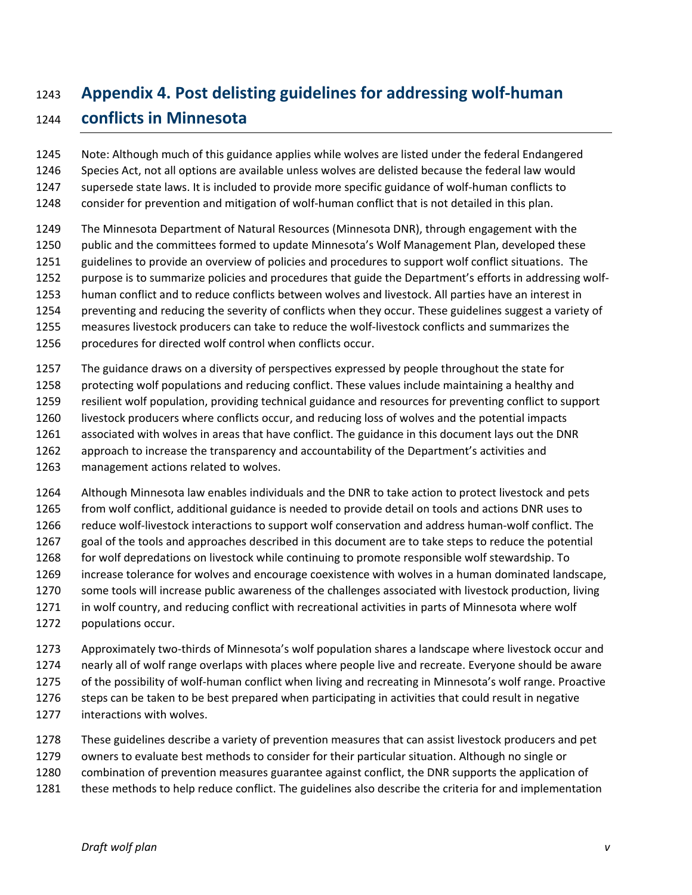# Appendix 4. Post delisting guidelines for addressing wolf-human conflicts in Minnesota

Note: Although much of this guidance applies while wolves are listed under the federal Endangered Species Act, not all options are available unless wolves are delisted because the federal law would supersede state laws. It is included to provide more specific guidance of wolf-human conflicts to consider for prevention and mitigation of wolf-human conflict that is not detailed in this plan.

The Minnesota Department of Natural Resources (Minnesota DNR), through engagement with the public and the committees formed to update Minnesota's Wolf Management Plan, developed these guidelines to provide an overview of policies and procedures to support wolf conflict situations. The purpose is to summarize policies and procedures that guide the Department's efforts in addressing wolf-human conflict and to reduce conflicts between wolves and livestock. All parties have an interest in preventing and reducing the severity of conflicts when they occur. These guidelines suggest a variety of measures livestock producers can take to reduce the wolf-livestock conflicts and summarizes the procedures for directed wolf control when conflicts occur.

The guidance draws on a diversity of perspectives expressed by people throughout the state for protecting wolf populations and reducing conflict. These values include maintaining a healthy and resilient wolf population, providing technical guidance and resources for preventing conflict to support livestock producers where conflicts occur, and reducing loss of wolves and the potential impacts associated with wolves in areas that have conflict. The guidance in this document lays out the DNR approach to increase the transparency and accountability of the Department's activities and management actions related to wolves.

Although Minnesota law enables individuals and the DNR to take action to protect livestock and pets from wolf conflict, additional guidance is needed to provide detail on tools and actions DNR uses to reduce wolf-livestock interactions to support wolf conservation and address human-wolf conflict. The goal of the tools and approaches described in this document are to take steps to reduce the potential for wolf depredations on livestock while continuing to promote responsible wolf stewardship. To increase tolerance for wolves and encourage coexistence with wolves in a human dominated landscape, some tools will increase public awareness of the challenges associated with livestock production, living in wolf country, and reducing conflict with recreational activities in parts of Minnesota where wolf populations occur.

Approximately two-thirds of Minnesota's wolf population shares a landscape where livestock occur and nearly all of wolf range overlaps with places where people live and recreate. Everyone should be aware of the possibility of wolf-human conflict when living and recreating in Minnesota's wolf range. Proactive steps can be taken to be best prepared when participating in activities that could result in negative interactions with wolves.

These guidelines describe a variety of prevention measures that can assist livestock producers and pet owners to evaluate best methods to consider for their particular situation. Although no single or combination of prevention measures guarantee against conflict, the DNR supports the application of these methods to help reduce conflict. The guidelines also describe the criteria for and implementation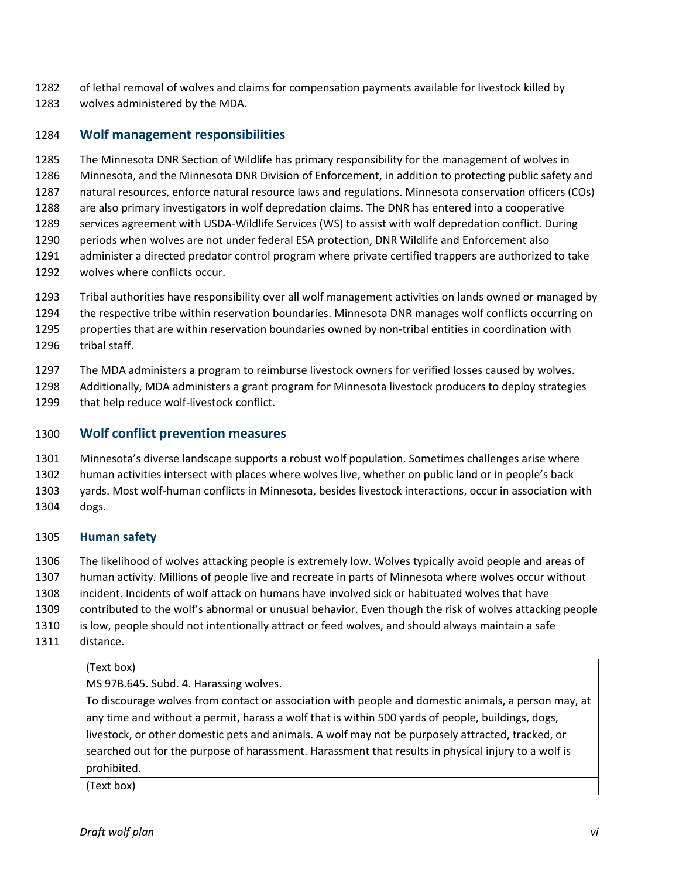of lethal removal of wolves and claims for compensation payments available for livestock killed by wolves administered by the MDA.

## Wolf management responsibilities

The Minnesota DNR Section of Wildlife has primary responsibility for the management of wolves in Minnesota, and the Minnesota DNR Division of Enforcement, in addition to protecting public safety and natural resources, enforce natural resource laws and regulations. Minnesota conservation officers (COs) are also primary investigators in wolf depredation claims. The DNR has entered into a cooperative services agreement with USDA-Wildlife Services (WS) to assist with wolf depredation conflict. During periods when wolves are not under federal ESA protection, DNR Wildlife and Enforcement also administer a directed predator control program where private certified trappers are authorized to take wolves where conflicts occur.

Tribal authorities have responsibility over all wolf management activities on lands owned or managed by the respective tribe within reservation boundaries. Minnesota DNR manages wolf conflicts occurring on properties that are within reservation boundaries owned by non-tribal entities in coordination with tribal staff.

The MDA administers a program to reimburse livestock owners for verified losses caused by wolves. Additionally, MDA administers a grant program for Minnesota livestock producers to deploy strategies that help reduce wolf-livestock conflict.

## Wolf conflict prevention measures

Minnesota's diverse landscape supports a robust wolf population. Sometimes challenges arise where human activities intersect with places where wolves live, whether on public land or in people's back yards. Most wolf-human conflicts in Minnesota, besides livestock interactions, occur in association with dogs.

### Human safety

The likelihood of wolves attacking people is extremely low. Wolves typically avoid people and areas of human activity. Millions of people live and recreate in parts of Minnesota where wolves occur without incident. Incidents of wolf attack on humans have involved sick or habituated wolves that have contributed to the wolf's abnormal or unusual behavior. Even though the risk of wolves attacking people is low, people should not intentionally attract or feed wolves, and should always maintain a safe distance.

> (Text box)
>
> MS 97B.645. Subd. 4. Harassing wolves.
>
> To discourage wolves from contact or association with people and domestic animals, a person may, at any time and without a permit, harass a wolf that is within 500 yards of people, buildings, dogs, livestock, or other domestic pets and animals. A wolf may not be purposely attracted, tracked, or searched out for the purpose of harassment. Harassment that results in physical injury to a wolf is prohibited.
>
> (Text box)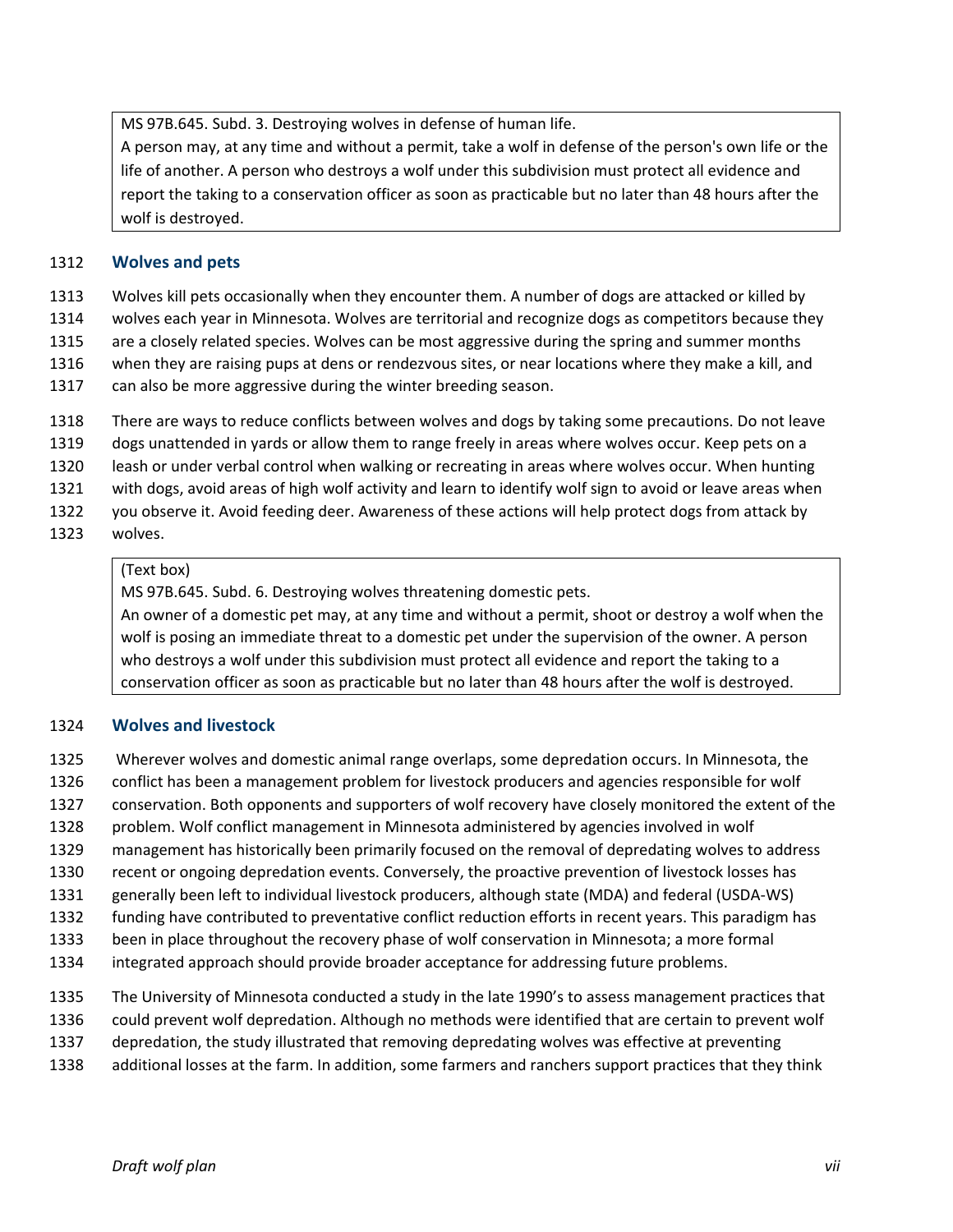MS 97B.645. Subd. 3. Destroying wolves in defense of human life.
A person may, at any time and without a permit, take a wolf in defense of the person's own life or the life of another. A person who destroys a wolf under this subdivision must protect all evidence and report the taking to a conservation officer as soon as practicable but no later than 48 hours after the wolf is destroyed.

## Wolves and pets

Wolves kill pets occasionally when they encounter them. A number of dogs are attacked or killed by wolves each year in Minnesota. Wolves are territorial and recognize dogs as competitors because they are a closely related species. Wolves can be most aggressive during the spring and summer months when they are raising pups at dens or rendezvous sites, or near locations where they make a kill, and can also be more aggressive during the winter breeding season.

There are ways to reduce conflicts between wolves and dogs by taking some precautions. Do not leave dogs unattended in yards or allow them to range freely in areas where wolves occur. Keep pets on a leash or under verbal control when walking or recreating in areas where wolves occur. When hunting with dogs, avoid areas of high wolf activity and learn to identify wolf sign to avoid or leave areas when you observe it. Avoid feeding deer. Awareness of these actions will help protect dogs from attack by wolves.

(Text box)
MS 97B.645. Subd. 6. Destroying wolves threatening domestic pets.
An owner of a domestic pet may, at any time and without a permit, shoot or destroy a wolf when the wolf is posing an immediate threat to a domestic pet under the supervision of the owner. A person who destroys a wolf under this subdivision must protect all evidence and report the taking to a conservation officer as soon as practicable but no later than 48 hours after the wolf is destroyed.

## Wolves and livestock

Wherever wolves and domestic animal range overlaps, some depredation occurs. In Minnesota, the conflict has been a management problem for livestock producers and agencies responsible for wolf conservation. Both opponents and supporters of wolf recovery have closely monitored the extent of the problem. Wolf conflict management in Minnesota administered by agencies involved in wolf management has historically been primarily focused on the removal of depredating wolves to address recent or ongoing depredation events. Conversely, the proactive prevention of livestock losses has generally been left to individual livestock producers, although state (MDA) and federal (USDA-WS) funding have contributed to preventative conflict reduction efforts in recent years. This paradigm has been in place throughout the recovery phase of wolf conservation in Minnesota; a more formal integrated approach should provide broader acceptance for addressing future problems.

The University of Minnesota conducted a study in the late 1990's to assess management practices that could prevent wolf depredation. Although no methods were identified that are certain to prevent wolf depredation, the study illustrated that removing depredating wolves was effective at preventing additional losses at the farm. In addition, some farmers and ranchers support practices that they think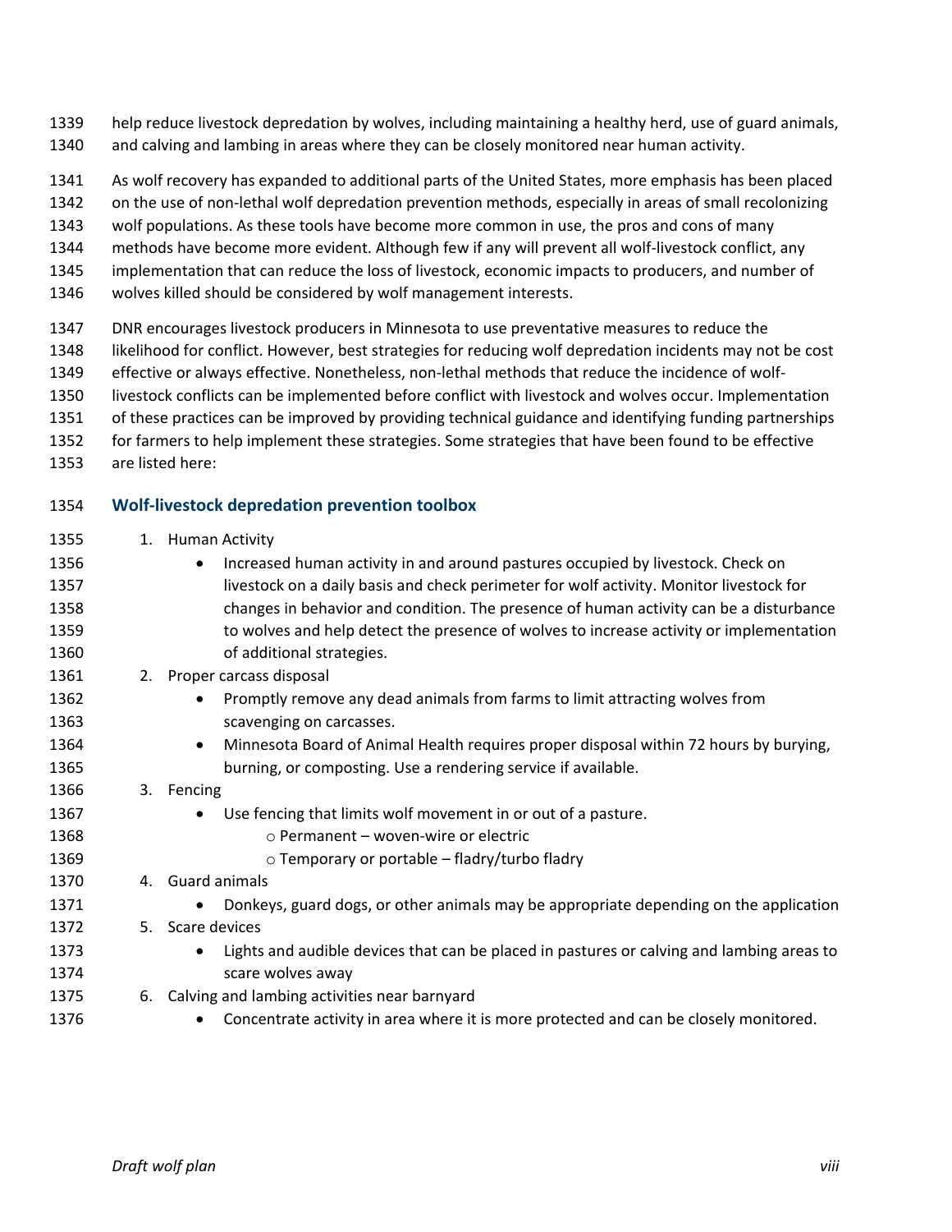help reduce livestock depredation by wolves, including maintaining a healthy herd, use of guard animals, and calving and lambing in areas where they can be closely monitored near human activity.

As wolf recovery has expanded to additional parts of the United States, more emphasis has been placed on the use of non-lethal wolf depredation prevention methods, especially in areas of small recolonizing wolf populations. As these tools have become more common in use, the pros and cons of many methods have become more evident. Although few if any will prevent all wolf-livestock conflict, any implementation that can reduce the loss of livestock, economic impacts to producers, and number of wolves killed should be considered by wolf management interests.

DNR encourages livestock producers in Minnesota to use preventative measures to reduce the likelihood for conflict. However, best strategies for reducing wolf depredation incidents may not be cost effective or always effective. Nonetheless, non-lethal methods that reduce the incidence of wolf-livestock conflicts can be implemented before conflict with livestock and wolves occur. Implementation of these practices can be improved by providing technical guidance and identifying funding partnerships for farmers to help implement these strategies. Some strategies that have been found to be effective are listed here:

### Wolf-livestock depredation prevention toolbox

1. Human Activity
    - Increased human activity in and around pastures occupied by livestock. Check on livestock on a daily basis and check perimeter for wolf activity. Monitor livestock for changes in behavior and condition. The presence of human activity can be a disturbance to wolves and help detect the presence of wolves to increase activity or implementation of additional strategies.
2. Proper carcass disposal
    - Promptly remove any dead animals from farms to limit attracting wolves from scavenging on carcasses.
    - Minnesota Board of Animal Health requires proper disposal within 72 hours by burying, burning, or composting. Use a rendering service if available.
3. Fencing
    - Use fencing that limits wolf movement in or out of a pasture.
        - Permanent – woven-wire or electric
        - Temporary or portable – fladry/turbo fladry
4. Guard animals
    - Donkeys, guard dogs, or other animals may be appropriate depending on the application
5. Scare devices
    - Lights and audible devices that can be placed in pastures or calving and lambing areas to scare wolves away
6. Calving and lambing activities near barnyard
    - Concentrate activity in area where it is more protected and can be closely monitored.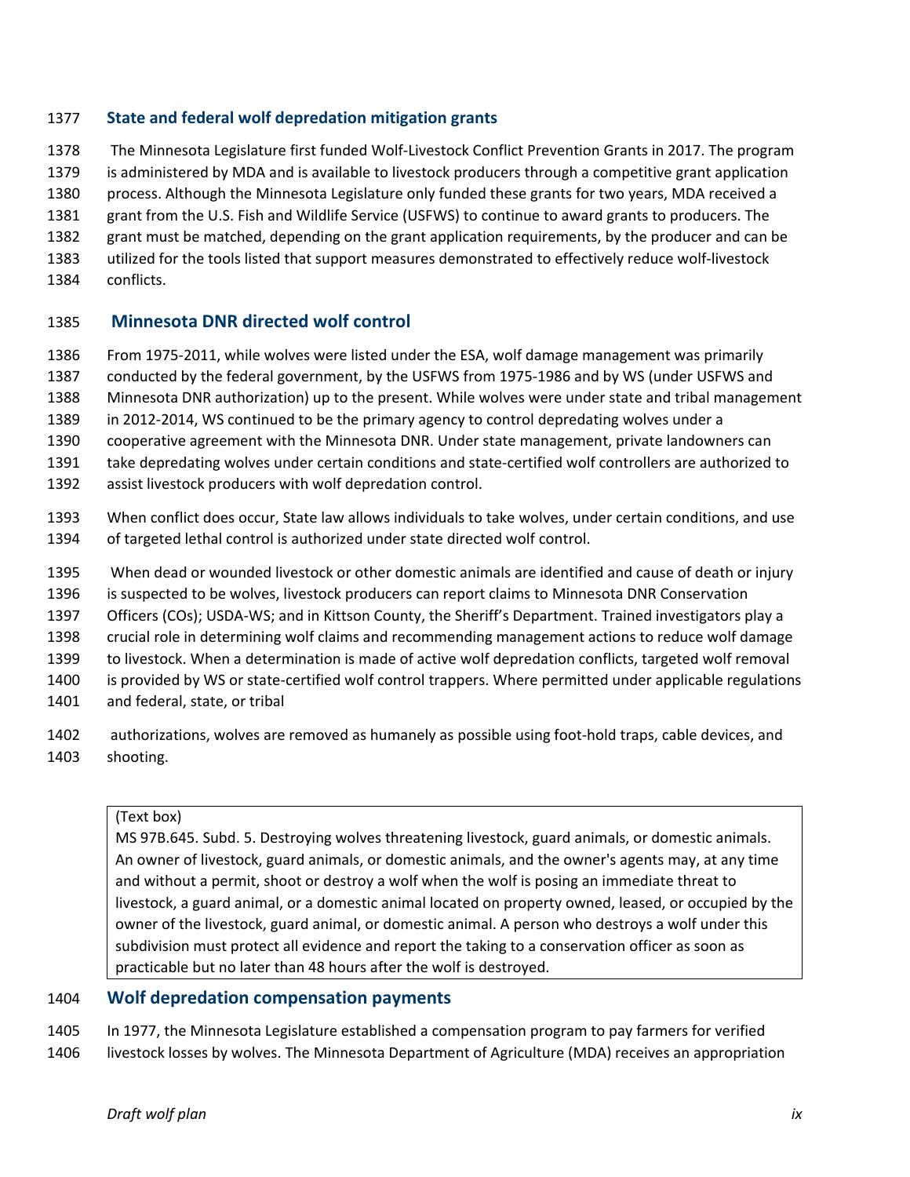### State and federal wolf depredation mitigation grants

The Minnesota Legislature first funded Wolf-Livestock Conflict Prevention Grants in 2017. The program is administered by MDA and is available to livestock producers through a competitive grant application process. Although the Minnesota Legislature only funded these grants for two years, MDA received a grant from the U.S. Fish and Wildlife Service (USFWS) to continue to award grants to producers. The grant must be matched, depending on the grant application requirements, by the producer and can be utilized for the tools listed that support measures demonstrated to effectively reduce wolf-livestock conflicts.

### Minnesota DNR directed wolf control

From 1975-2011, while wolves were listed under the ESA, wolf damage management was primarily conducted by the federal government, by the USFWS from 1975-1986 and by WS (under USFWS and Minnesota DNR authorization) up to the present. While wolves were under state and tribal management in 2012-2014, WS continued to be the primary agency to control depredating wolves under a cooperative agreement with the Minnesota DNR. Under state management, private landowners can take depredating wolves under certain conditions and state-certified wolf controllers are authorized to assist livestock producers with wolf depredation control.

When conflict does occur, State law allows individuals to take wolves, under certain conditions, and use of targeted lethal control is authorized under state directed wolf control.

When dead or wounded livestock or other domestic animals are identified and cause of death or injury is suspected to be wolves, livestock producers can report claims to Minnesota DNR Conservation Officers (COs); USDA-WS; and in Kittson County, the Sheriff's Department. Trained investigators play a crucial role in determining wolf claims and recommending management actions to reduce wolf damage to livestock. When a determination is made of active wolf depredation conflicts, targeted wolf removal is provided by WS or state-certified wolf control trappers. Where permitted under applicable regulations and federal, state, or tribal

authorizations, wolves are removed as humanely as possible using foot-hold traps, cable devices, and shooting.

> (Text box)
> MS 97B.645. Subd. 5. Destroying wolves threatening livestock, guard animals, or domestic animals. An owner of livestock, guard animals, or domestic animals, and the owner's agents may, at any time and without a permit, shoot or destroy a wolf when the wolf is posing an immediate threat to livestock, a guard animal, or a domestic animal located on property owned, leased, or occupied by the owner of the livestock, guard animal, or domestic animal. A person who destroys a wolf under this subdivision must protect all evidence and report the taking to a conservation officer as soon as practicable but no later than 48 hours after the wolf is destroyed.

### Wolf depredation compensation payments

In 1977, the Minnesota Legislature established a compensation program to pay farmers for verified livestock losses by wolves. The Minnesota Department of Agriculture (MDA) receives an appropriation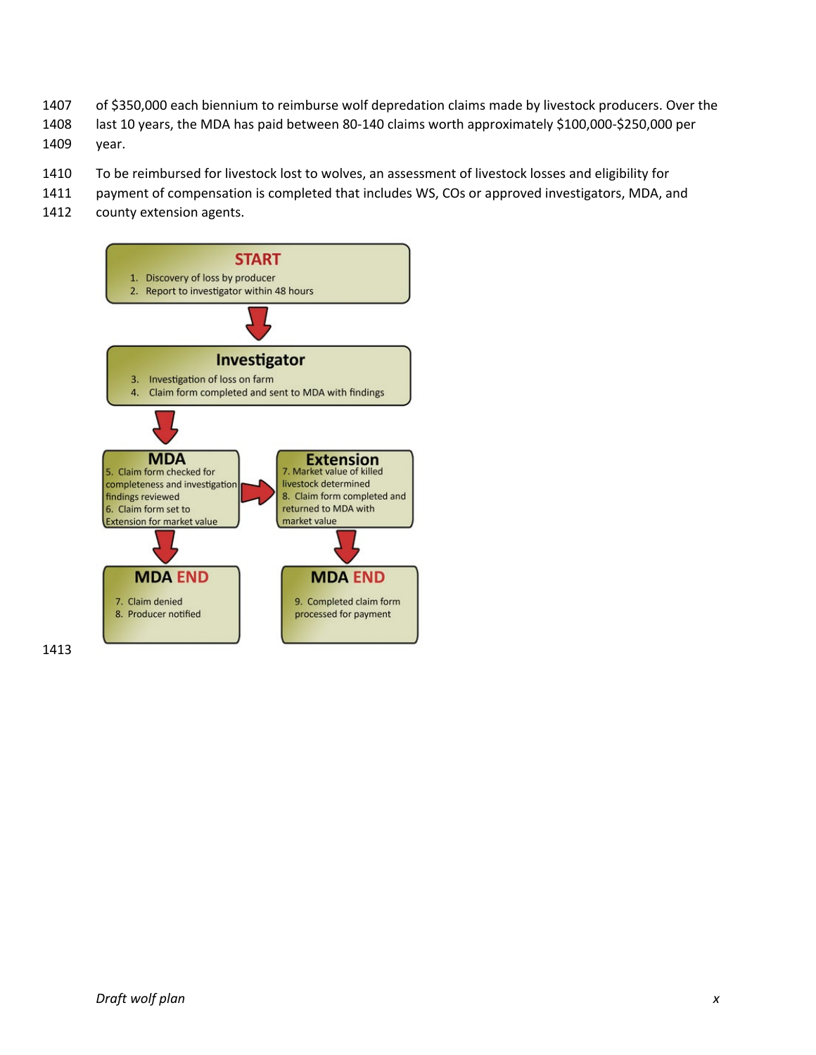of $350,000 each biennium to reimburse wolf depredation claims made by livestock producers. Over the last 10 years, the MDA has paid between 80-140 claims worth approximately $100,000-$250,000 per year.

To be reimbursed for livestock lost to wolves, an assessment of livestock losses and eligibility for payment of compensation is completed that includes WS, COs or approved investigators, MDA, and county extension agents.

**START**

1. Discovery of loss by producer
2. Report to investigator within 48 hours

**Investigator**

3. Investigation of loss on farm
4. Claim form completed and sent to MDA with findings

**MDA**

5. Claim form checked for completeness and investigation findings reviewed
6. Claim form set to Extension for market value

**Extension**

7. Market value of killed livestock determined
8. Claim form completed and returned to MDA with market value

**MDA END**

7. Claim denied
8. Producer notified

**MDA END**

9. Completed claim form processed for payment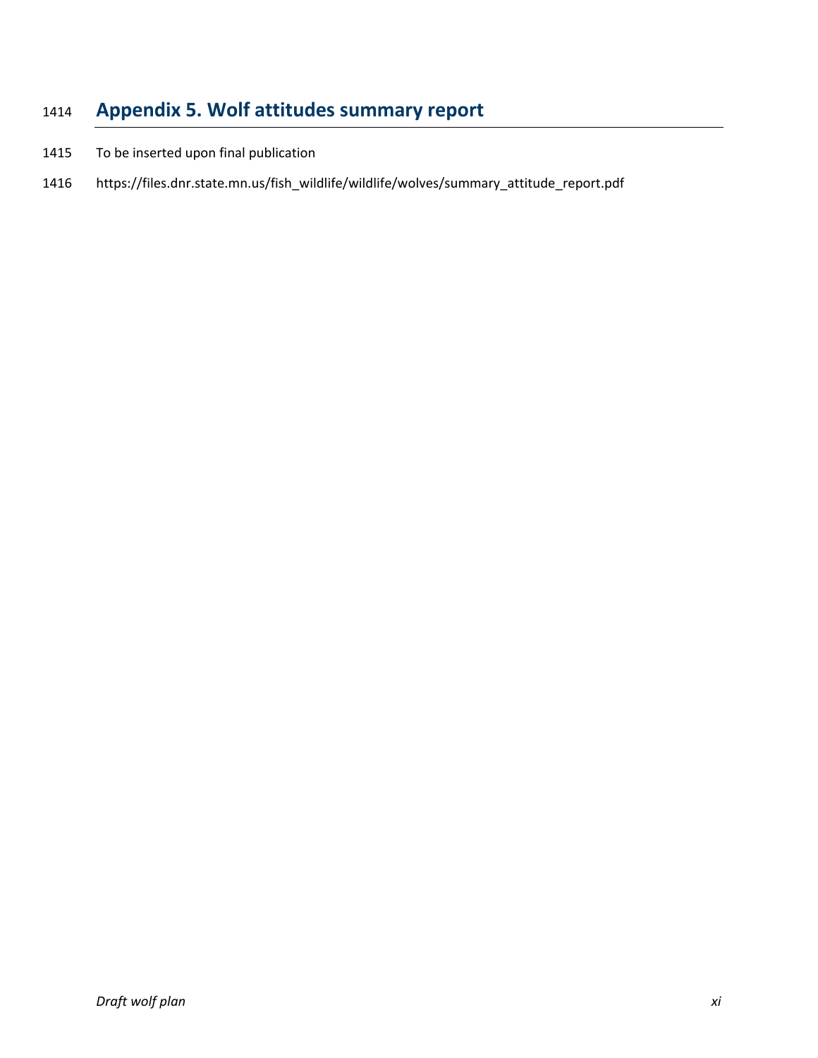# Appendix 5. Wolf attitudes summary report

To be inserted upon final publication

https://files.dnr.state.mn.us/fish_wildlife/wildlife/wolves/summary_attitude_report.pdf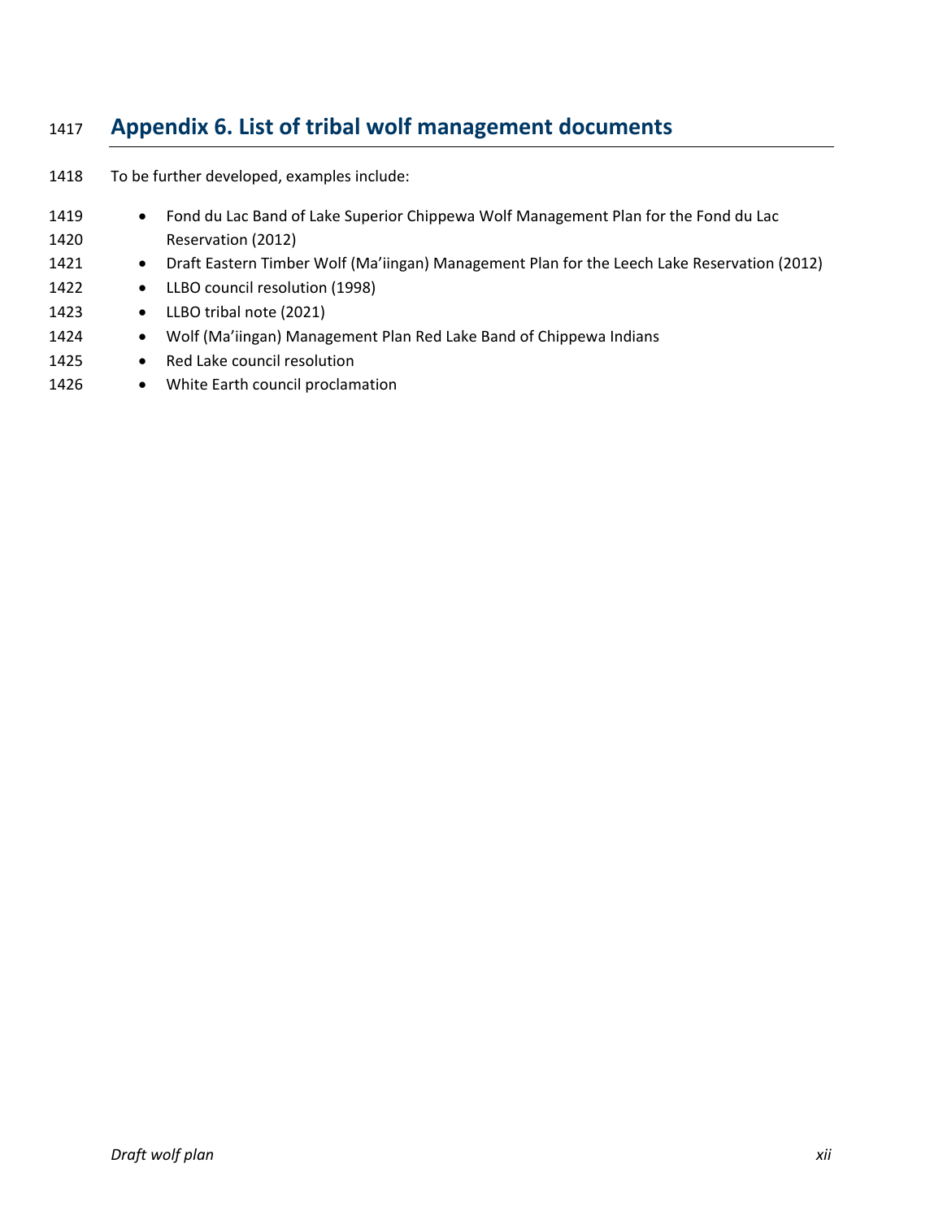# Appendix 6. List of tribal wolf management documents

To be further developed, examples include:

- Fond du Lac Band of Lake Superior Chippewa Wolf Management Plan for the Fond du Lac Reservation (2012)
- Draft Eastern Timber Wolf (Ma'iingan) Management Plan for the Leech Lake Reservation (2012)
- LLBO council resolution (1998)
- LLBO tribal note (2021)
- Wolf (Ma'iingan) Management Plan Red Lake Band of Chippewa Indians
- Red Lake council resolution
- White Earth council proclamation